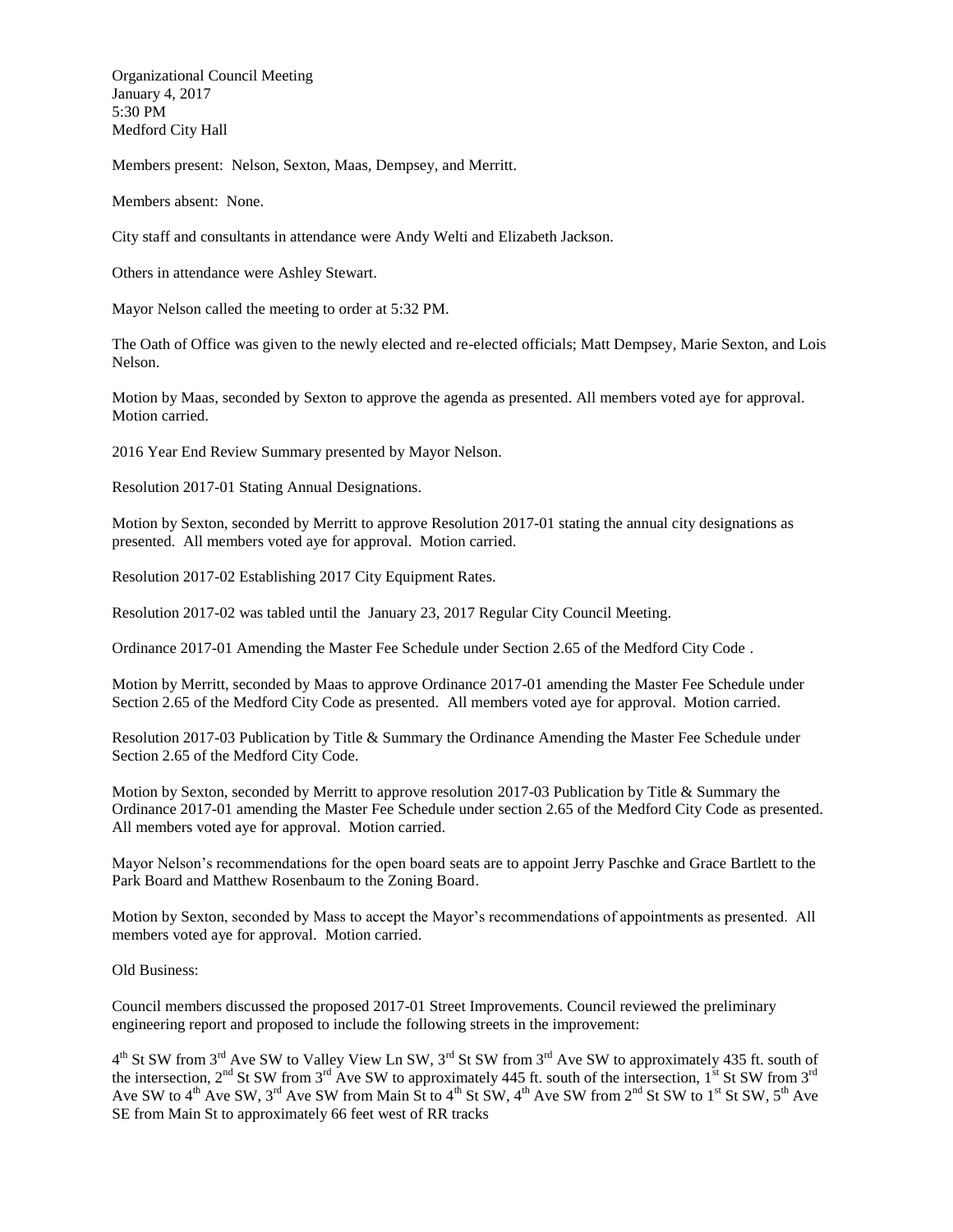Organizational Council Meeting
January 4, 2017
5:30 PM
Medford City Hall

Members present: Nelson, Sexton, Maas, Dempsey, and Merritt.

Members absent: None.

City staff and consultants in attendance were Andy Welti and Elizabeth Jackson.

Others in attendance were Ashley Stewart.

Mayor Nelson called the meeting to order at 5:32 PM.

The Oath of Office was given to the newly elected and re-elected officials; Matt Dempsey, Marie Sexton, and Lois Nelson.

Motion by Maas, seconded by Sexton to approve the agenda as presented. All members voted aye for approval. Motion carried.

2016 Year End Review Summary presented by Mayor Nelson.

Resolution 2017-01 Stating Annual Designations.

Motion by Sexton, seconded by Merritt to approve Resolution 2017-01 stating the annual city designations as presented. All members voted aye for approval. Motion carried.

Resolution 2017-02 Establishing 2017 City Equipment Rates.

Resolution 2017-02 was tabled until the January 23, 2017 Regular City Council Meeting.

Ordinance 2017-01 Amending the Master Fee Schedule under Section 2.65 of the Medford City Code .

Motion by Merritt, seconded by Maas to approve Ordinance 2017-01 amending the Master Fee Schedule under Section 2.65 of the Medford City Code as presented. All members voted aye for approval. Motion carried.

Resolution 2017-03 Publication by Title & Summary the Ordinance Amending the Master Fee Schedule under Section 2.65 of the Medford City Code.

Motion by Sexton, seconded by Merritt to approve resolution 2017-03 Publication by Title & Summary the Ordinance 2017-01 amending the Master Fee Schedule under section 2.65 of the Medford City Code as presented. All members voted aye for approval. Motion carried.

Mayor Nelson's recommendations for the open board seats are to appoint Jerry Paschke and Grace Bartlett to the Park Board and Matthew Rosenbaum to the Zoning Board.

Motion by Sexton, seconded by Mass to accept the Mayor's recommendations of appointments as presented. All members voted aye for approval. Motion carried.

Old Business:

Council members discussed the proposed 2017-01 Street Improvements. Council reviewed the preliminary engineering report and proposed to include the following streets in the improvement:

4th St SW from 3rd Ave SW to Valley View Ln SW, 3rd St SW from 3rd Ave SW to approximately 435 ft. south of the intersection, 2nd St SW from 3rd Ave SW to approximately 445 ft. south of the intersection, 1st St SW from 3rd Ave SW to 4th Ave SW, 3rd Ave SW from Main St to 4th St SW, 4th Ave SW from 2nd St SW to 1st St SW, 5th Ave SE from Main St to approximately 66 feet west of RR tracks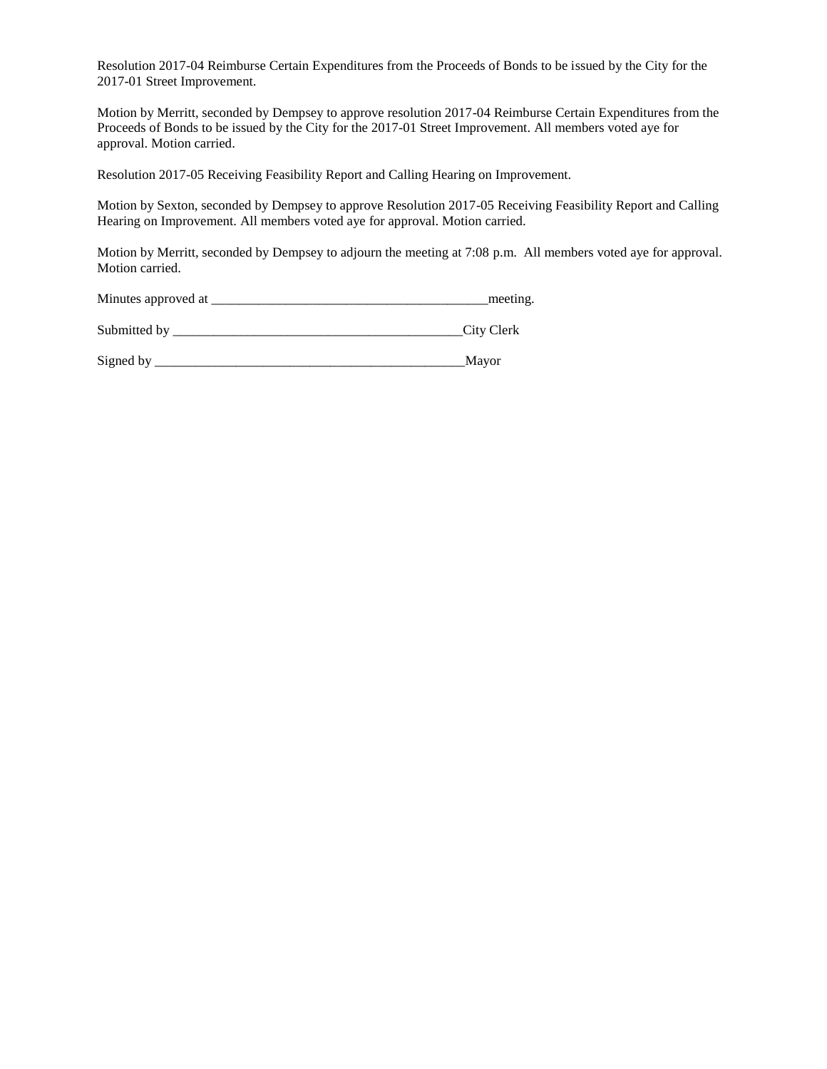Resolution 2017-04 Reimburse Certain Expenditures from the Proceeds of Bonds to be issued by the City for the 2017-01 Street Improvement.

Motion by Merritt, seconded by Dempsey to approve resolution 2017-04 Reimburse Certain Expenditures from the Proceeds of Bonds to be issued by the City for the 2017-01 Street Improvement. All members voted aye for approval. Motion carried.

Resolution 2017-05 Receiving Feasibility Report and Calling Hearing on Improvement.

Motion by Sexton, seconded by Dempsey to approve Resolution 2017-05 Receiving Feasibility Report and Calling Hearing on Improvement. All members voted aye for approval. Motion carried.

Motion by Merritt, seconded by Dempsey to adjourn the meeting at 7:08 p.m. All members voted aye for approval. Motion carried.

Minutes approved at ________________________________________meeting.

Submitted by __________________________________________City Clerk

Signed by ______________________________________________Mayor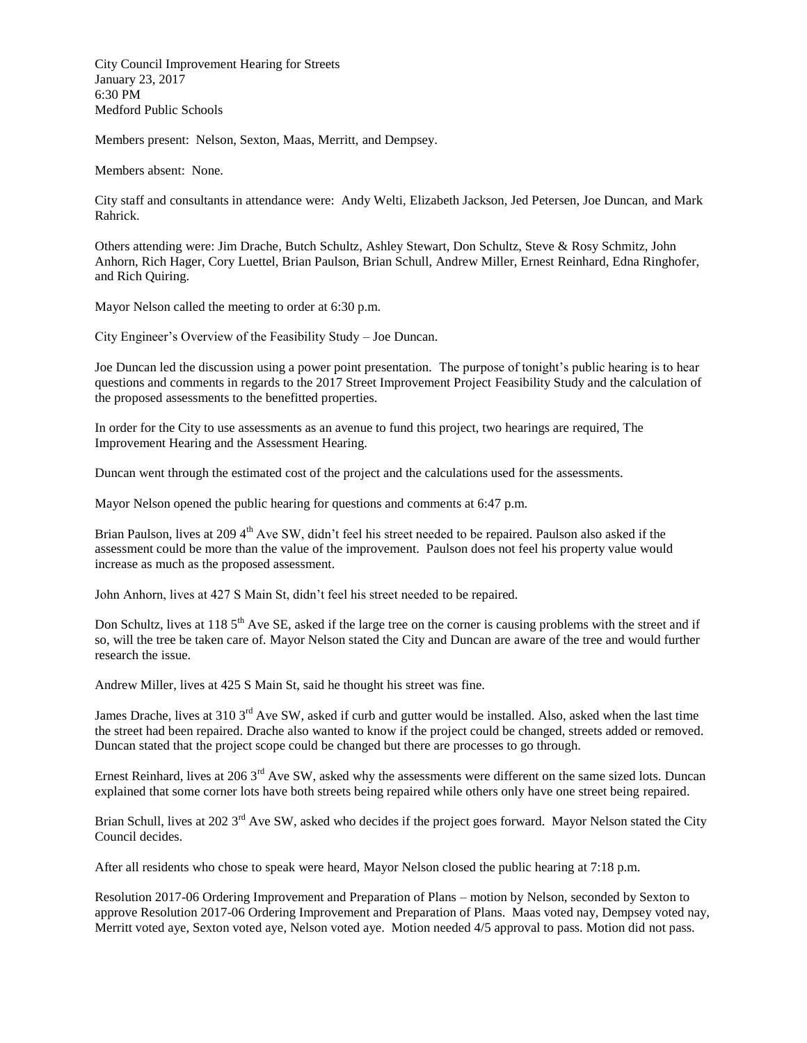City Council Improvement Hearing for Streets
January 23, 2017
6:30 PM
Medford Public Schools

Members present: Nelson, Sexton, Maas, Merritt, and Dempsey.

Members absent: None.

City staff and consultants in attendance were: Andy Welti, Elizabeth Jackson, Jed Petersen, Joe Duncan, and Mark Rahrick.

Others attending were: Jim Drache, Butch Schultz, Ashley Stewart, Don Schultz, Steve & Rosy Schmitz, John Anhorn, Rich Hager, Cory Luettel, Brian Paulson, Brian Schull, Andrew Miller, Ernest Reinhard, Edna Ringhofer, and Rich Quiring.

Mayor Nelson called the meeting to order at 6:30 p.m.

City Engineer's Overview of the Feasibility Study – Joe Duncan.

Joe Duncan led the discussion using a power point presentation. The purpose of tonight's public hearing is to hear questions and comments in regards to the 2017 Street Improvement Project Feasibility Study and the calculation of the proposed assessments to the benefitted properties.

In order for the City to use assessments as an avenue to fund this project, two hearings are required, The Improvement Hearing and the Assessment Hearing.

Duncan went through the estimated cost of the project and the calculations used for the assessments.

Mayor Nelson opened the public hearing for questions and comments at 6:47 p.m.

Brian Paulson, lives at 209 4th Ave SW, didn't feel his street needed to be repaired. Paulson also asked if the assessment could be more than the value of the improvement. Paulson does not feel his property value would increase as much as the proposed assessment.

John Anhorn, lives at 427 S Main St, didn't feel his street needed to be repaired.

Don Schultz, lives at 118 5th Ave SE, asked if the large tree on the corner is causing problems with the street and if so, will the tree be taken care of. Mayor Nelson stated the City and Duncan are aware of the tree and would further research the issue.

Andrew Miller, lives at 425 S Main St, said he thought his street was fine.

James Drache, lives at 310 3rd Ave SW, asked if curb and gutter would be installed. Also, asked when the last time the street had been repaired. Drache also wanted to know if the project could be changed, streets added or removed. Duncan stated that the project scope could be changed but there are processes to go through.

Ernest Reinhard, lives at 206 3rd Ave SW, asked why the assessments were different on the same sized lots. Duncan explained that some corner lots have both streets being repaired while others only have one street being repaired.

Brian Schull, lives at 202 3rd Ave SW, asked who decides if the project goes forward. Mayor Nelson stated the City Council decides.

After all residents who chose to speak were heard, Mayor Nelson closed the public hearing at 7:18 p.m.

Resolution 2017-06 Ordering Improvement and Preparation of Plans – motion by Nelson, seconded by Sexton to approve Resolution 2017-06 Ordering Improvement and Preparation of Plans. Maas voted nay, Dempsey voted nay, Merritt voted aye, Sexton voted aye, Nelson voted aye. Motion needed 4/5 approval to pass. Motion did not pass.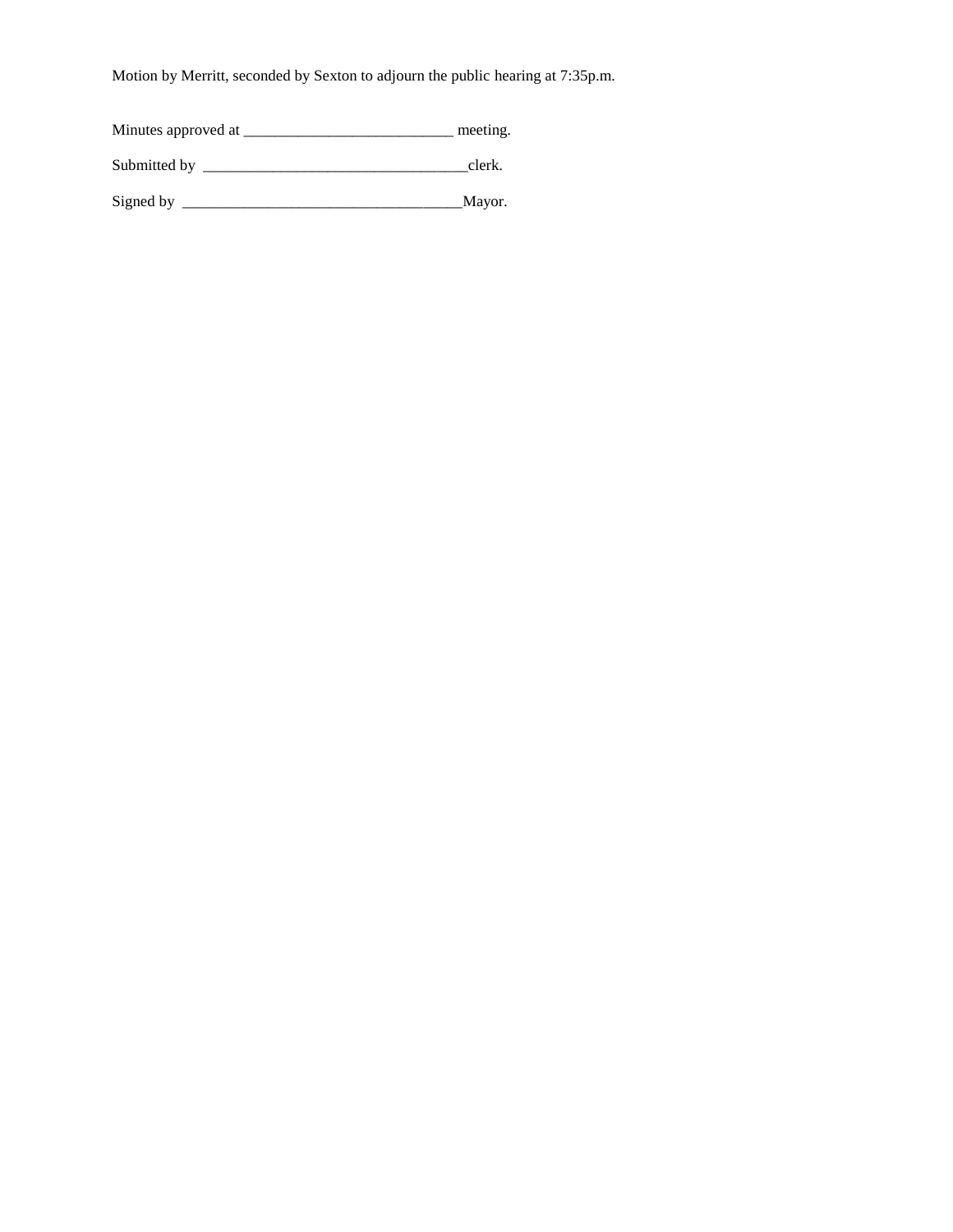Motion by Merritt, seconded by Sexton to adjourn the public hearing at 7:35p.m.

Minutes approved at ___________________________ meeting.

Submitted by __________________________________clerk.

Signed by ____________________________________Mayor.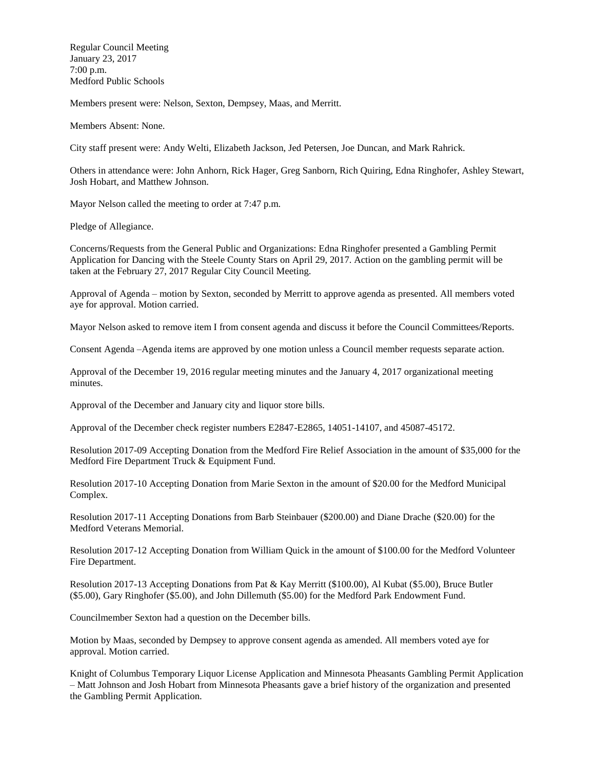Regular Council Meeting
January 23, 2017
7:00 p.m.
Medford Public Schools

Members present were: Nelson, Sexton, Dempsey, Maas, and Merritt.

Members Absent: None.

City staff present were: Andy Welti, Elizabeth Jackson, Jed Petersen, Joe Duncan, and Mark Rahrick.

Others in attendance were: John Anhorn, Rick Hager, Greg Sanborn, Rich Quiring, Edna Ringhofer, Ashley Stewart, Josh Hobart, and Matthew Johnson.

Mayor Nelson called the meeting to order at 7:47 p.m.

Pledge of Allegiance.

Concerns/Requests from the General Public and Organizations: Edna Ringhofer presented a Gambling Permit Application for Dancing with the Steele County Stars on April 29, 2017. Action on the gambling permit will be taken at the February 27, 2017 Regular City Council Meeting.

Approval of Agenda – motion by Sexton, seconded by Merritt to approve agenda as presented. All members voted aye for approval. Motion carried.

Mayor Nelson asked to remove item I from consent agenda and discuss it before the Council Committees/Reports.

Consent Agenda –Agenda items are approved by one motion unless a Council member requests separate action.

Approval of the December 19, 2016 regular meeting minutes and the January 4, 2017 organizational meeting minutes.

Approval of the December and January city and liquor store bills.

Approval of the December check register numbers E2847-E2865, 14051-14107, and 45087-45172.

Resolution 2017-09 Accepting Donation from the Medford Fire Relief Association in the amount of $35,000 for the Medford Fire Department Truck & Equipment Fund.

Resolution 2017-10 Accepting Donation from Marie Sexton in the amount of $20.00 for the Medford Municipal Complex.

Resolution 2017-11 Accepting Donations from Barb Steinbauer ($200.00) and Diane Drache ($20.00) for the Medford Veterans Memorial.

Resolution 2017-12 Accepting Donation from William Quick in the amount of $100.00 for the Medford Volunteer Fire Department.

Resolution 2017-13 Accepting Donations from Pat & Kay Merritt ($100.00), Al Kubat ($5.00), Bruce Butler ($5.00), Gary Ringhofer ($5.00), and John Dillemuth ($5.00) for the Medford Park Endowment Fund.

Councilmember Sexton had a question on the December bills.

Motion by Maas, seconded by Dempsey to approve consent agenda as amended. All members voted aye for approval. Motion carried.

Knight of Columbus Temporary Liquor License Application and Minnesota Pheasants Gambling Permit Application – Matt Johnson and Josh Hobart from Minnesota Pheasants gave a brief history of the organization and presented the Gambling Permit Application.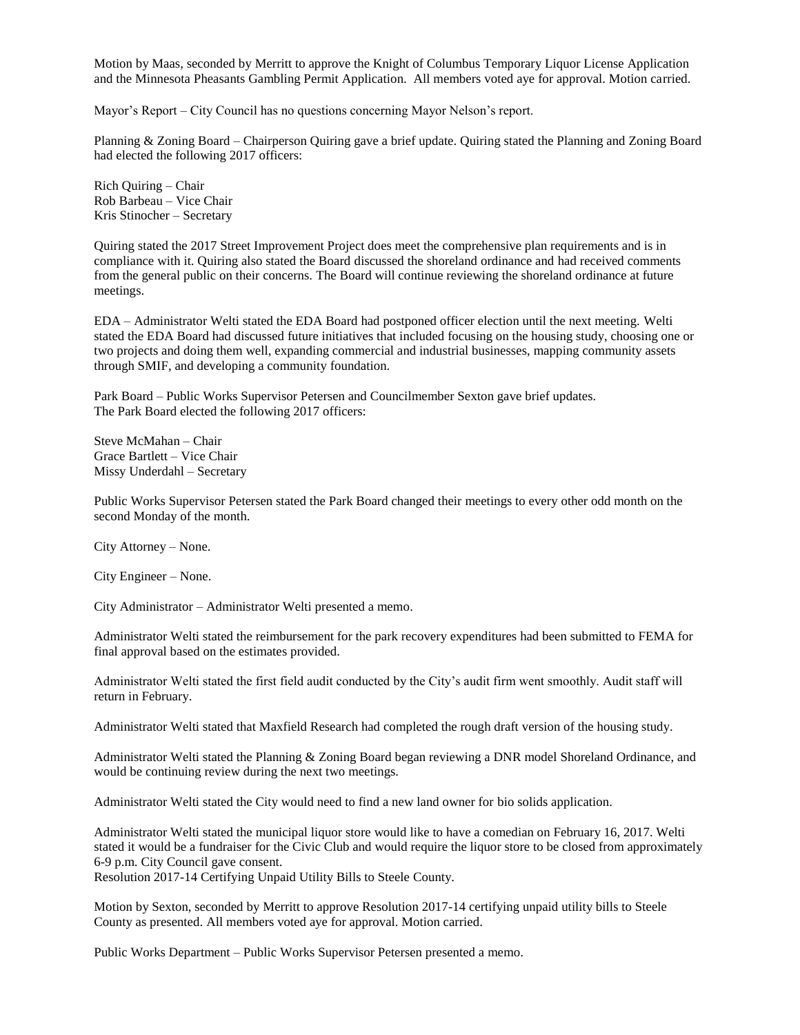Motion by Maas, seconded by Merritt to approve the Knight of Columbus Temporary Liquor License Application and the Minnesota Pheasants Gambling Permit Application. All members voted aye for approval. Motion carried.

Mayor's Report – City Council has no questions concerning Mayor Nelson's report.

Planning & Zoning Board – Chairperson Quiring gave a brief update. Quiring stated the Planning and Zoning Board had elected the following 2017 officers:

Rich Quiring – Chair
Rob Barbeau – Vice Chair
Kris Stinocher – Secretary

Quiring stated the 2017 Street Improvement Project does meet the comprehensive plan requirements and is in compliance with it. Quiring also stated the Board discussed the shoreland ordinance and had received comments from the general public on their concerns. The Board will continue reviewing the shoreland ordinance at future meetings.

EDA – Administrator Welti stated the EDA Board had postponed officer election until the next meeting. Welti stated the EDA Board had discussed future initiatives that included focusing on the housing study, choosing one or two projects and doing them well, expanding commercial and industrial businesses, mapping community assets through SMIF, and developing a community foundation.

Park Board – Public Works Supervisor Petersen and Councilmember Sexton gave brief updates. The Park Board elected the following 2017 officers:

Steve McMahan – Chair
Grace Bartlett – Vice Chair
Missy Underdahl – Secretary

Public Works Supervisor Petersen stated the Park Board changed their meetings to every other odd month on the second Monday of the month.

City Attorney – None.

City Engineer – None.

City Administrator – Administrator Welti presented a memo.

Administrator Welti stated the reimbursement for the park recovery expenditures had been submitted to FEMA for final approval based on the estimates provided.

Administrator Welti stated the first field audit conducted by the City's audit firm went smoothly. Audit staff will return in February.

Administrator Welti stated that Maxfield Research had completed the rough draft version of the housing study.

Administrator Welti stated the Planning & Zoning Board began reviewing a DNR model Shoreland Ordinance, and would be continuing review during the next two meetings.

Administrator Welti stated the City would need to find a new land owner for bio solids application.

Administrator Welti stated the municipal liquor store would like to have a comedian on February 16, 2017. Welti stated it would be a fundraiser for the Civic Club and would require the liquor store to be closed from approximately 6-9 p.m. City Council gave consent.
Resolution 2017-14 Certifying Unpaid Utility Bills to Steele County.

Motion by Sexton, seconded by Merritt to approve Resolution 2017-14 certifying unpaid utility bills to Steele County as presented. All members voted aye for approval. Motion carried.

Public Works Department – Public Works Supervisor Petersen presented a memo.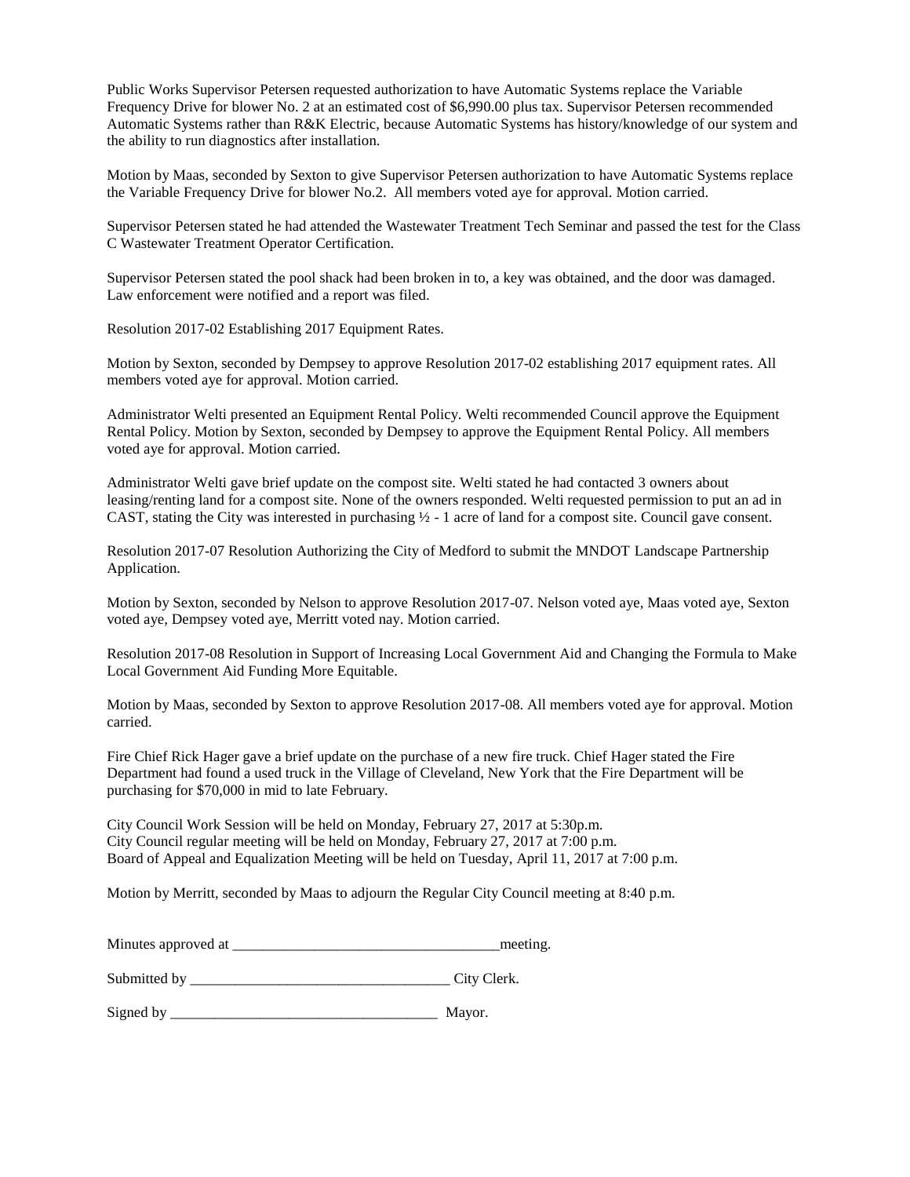Public Works Supervisor Petersen requested authorization to have Automatic Systems replace the Variable Frequency Drive for blower No. 2 at an estimated cost of $6,990.00 plus tax. Supervisor Petersen recommended Automatic Systems rather than R&K Electric, because Automatic Systems has history/knowledge of our system and the ability to run diagnostics after installation.

Motion by Maas, seconded by Sexton to give Supervisor Petersen authorization to have Automatic Systems replace the Variable Frequency Drive for blower No.2. All members voted aye for approval. Motion carried.

Supervisor Petersen stated he had attended the Wastewater Treatment Tech Seminar and passed the test for the Class C Wastewater Treatment Operator Certification.

Supervisor Petersen stated the pool shack had been broken in to, a key was obtained, and the door was damaged. Law enforcement were notified and a report was filed.

Resolution 2017-02 Establishing 2017 Equipment Rates.

Motion by Sexton, seconded by Dempsey to approve Resolution 2017-02 establishing 2017 equipment rates. All members voted aye for approval. Motion carried.

Administrator Welti presented an Equipment Rental Policy. Welti recommended Council approve the Equipment Rental Policy. Motion by Sexton, seconded by Dempsey to approve the Equipment Rental Policy. All members voted aye for approval. Motion carried.

Administrator Welti gave brief update on the compost site. Welti stated he had contacted 3 owners about leasing/renting land for a compost site. None of the owners responded. Welti requested permission to put an ad in CAST, stating the City was interested in purchasing ½ - 1 acre of land for a compost site. Council gave consent.

Resolution 2017-07 Resolution Authorizing the City of Medford to submit the MNDOT Landscape Partnership Application.

Motion by Sexton, seconded by Nelson to approve Resolution 2017-07. Nelson voted aye, Maas voted aye, Sexton voted aye, Dempsey voted aye, Merritt voted nay. Motion carried.

Resolution 2017-08 Resolution in Support of Increasing Local Government Aid and Changing the Formula to Make Local Government Aid Funding More Equitable.

Motion by Maas, seconded by Sexton to approve Resolution 2017-08. All members voted aye for approval. Motion carried.

Fire Chief Rick Hager gave a brief update on the purchase of a new fire truck. Chief Hager stated the Fire Department had found a used truck in the Village of Cleveland, New York that the Fire Department will be purchasing for $70,000 in mid to late February.

City Council Work Session will be held on Monday, February 27, 2017 at 5:30p.m.
City Council regular meeting will be held on Monday, February 27, 2017 at 7:00 p.m.
Board of Appeal and Equalization Meeting will be held on Tuesday, April 11, 2017 at 7:00 p.m.

Motion by Merritt, seconded by Maas to adjourn the Regular City Council meeting at 8:40 p.m.

Minutes approved at ___________________________________meeting.

Submitted by __________________________________ City Clerk.

Signed by ___________________________________ Mayor.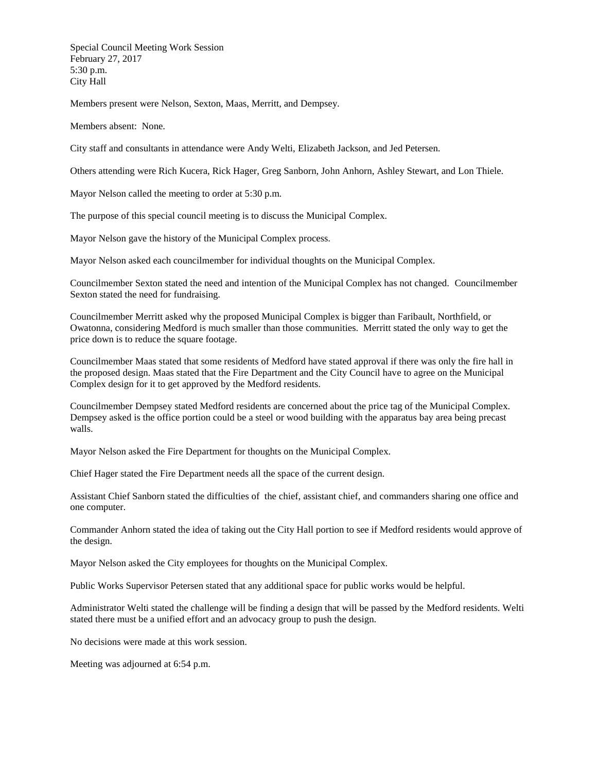Special Council Meeting Work Session
February 27, 2017
5:30 p.m.
City Hall

Members present were Nelson, Sexton, Maas, Merritt, and Dempsey.

Members absent: None.

City staff and consultants in attendance were Andy Welti, Elizabeth Jackson, and Jed Petersen.

Others attending were Rich Kucera, Rick Hager, Greg Sanborn, John Anhorn, Ashley Stewart, and Lon Thiele.

Mayor Nelson called the meeting to order at 5:30 p.m.

The purpose of this special council meeting is to discuss the Municipal Complex.

Mayor Nelson gave the history of the Municipal Complex process.

Mayor Nelson asked each councilmember for individual thoughts on the Municipal Complex.

Councilmember Sexton stated the need and intention of the Municipal Complex has not changed. Councilmember Sexton stated the need for fundraising.

Councilmember Merritt asked why the proposed Municipal Complex is bigger than Faribault, Northfield, or Owatonna, considering Medford is much smaller than those communities. Merritt stated the only way to get the price down is to reduce the square footage.

Councilmember Maas stated that some residents of Medford have stated approval if there was only the fire hall in the proposed design. Maas stated that the Fire Department and the City Council have to agree on the Municipal Complex design for it to get approved by the Medford residents.

Councilmember Dempsey stated Medford residents are concerned about the price tag of the Municipal Complex. Dempsey asked is the office portion could be a steel or wood building with the apparatus bay area being precast walls.

Mayor Nelson asked the Fire Department for thoughts on the Municipal Complex.

Chief Hager stated the Fire Department needs all the space of the current design.

Assistant Chief Sanborn stated the difficulties of the chief, assistant chief, and commanders sharing one office and one computer.

Commander Anhorn stated the idea of taking out the City Hall portion to see if Medford residents would approve of the design.

Mayor Nelson asked the City employees for thoughts on the Municipal Complex.

Public Works Supervisor Petersen stated that any additional space for public works would be helpful.

Administrator Welti stated the challenge will be finding a design that will be passed by the Medford residents. Welti stated there must be a unified effort and an advocacy group to push the design.

No decisions were made at this work session.

Meeting was adjourned at 6:54 p.m.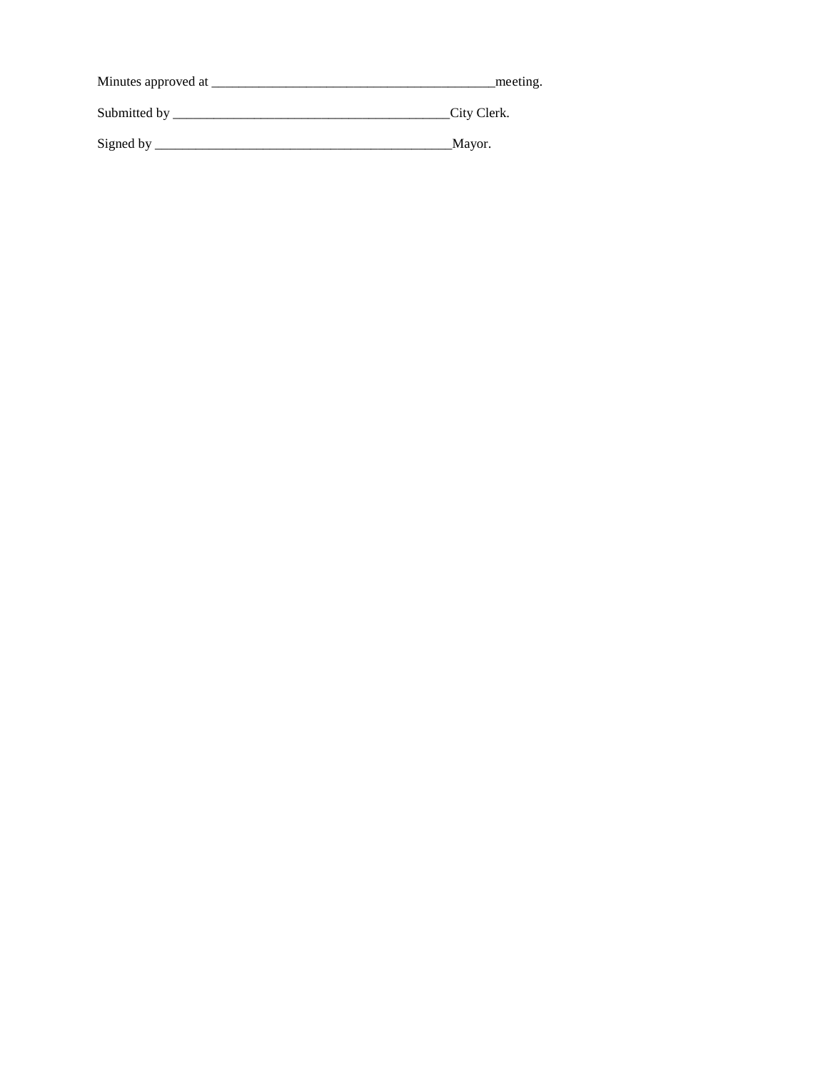Minutes approved at ________________________________________meeting.

Submitted by _______________________________________City Clerk.

Signed by ___________________________________________Mayor.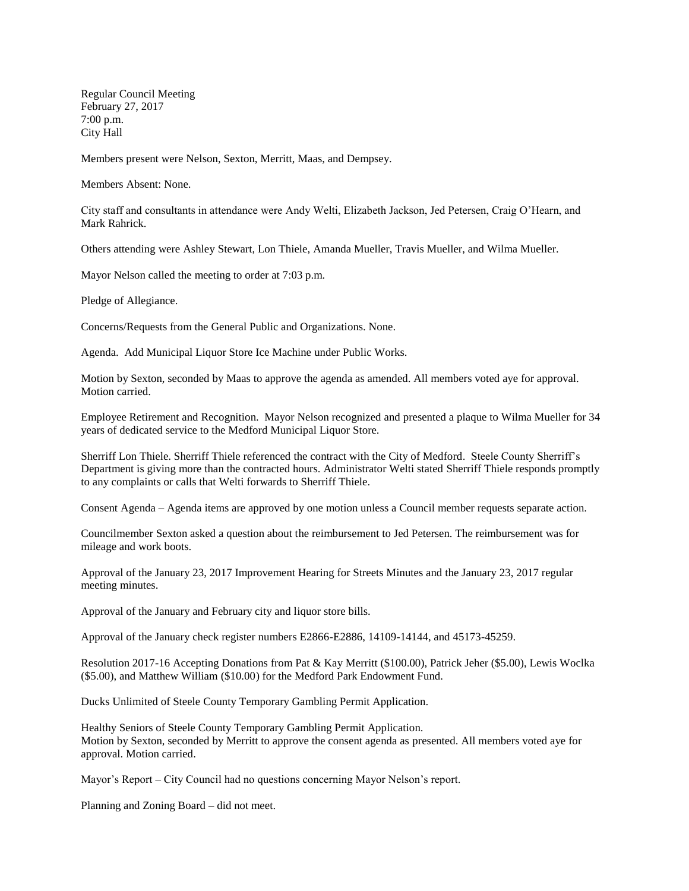Regular Council Meeting
February 27, 2017
7:00 p.m.
City Hall

Members present were Nelson, Sexton, Merritt, Maas, and Dempsey.

Members Absent: None.

City staff and consultants in attendance were Andy Welti, Elizabeth Jackson, Jed Petersen, Craig O'Hearn, and Mark Rahrick.

Others attending were Ashley Stewart, Lon Thiele, Amanda Mueller, Travis Mueller, and Wilma Mueller.

Mayor Nelson called the meeting to order at 7:03 p.m.

Pledge of Allegiance.

Concerns/Requests from the General Public and Organizations. None.

Agenda. Add Municipal Liquor Store Ice Machine under Public Works.

Motion by Sexton, seconded by Maas to approve the agenda as amended. All members voted aye for approval. Motion carried.

Employee Retirement and Recognition. Mayor Nelson recognized and presented a plaque to Wilma Mueller for 34 years of dedicated service to the Medford Municipal Liquor Store.

Sherriff Lon Thiele. Sherriff Thiele referenced the contract with the City of Medford. Steele County Sherriff's Department is giving more than the contracted hours. Administrator Welti stated Sherriff Thiele responds promptly to any complaints or calls that Welti forwards to Sherriff Thiele.

Consent Agenda – Agenda items are approved by one motion unless a Council member requests separate action.

Councilmember Sexton asked a question about the reimbursement to Jed Petersen. The reimbursement was for mileage and work boots.

Approval of the January 23, 2017 Improvement Hearing for Streets Minutes and the January 23, 2017 regular meeting minutes.

Approval of the January and February city and liquor store bills.

Approval of the January check register numbers E2866-E2886, 14109-14144, and 45173-45259.

Resolution 2017-16 Accepting Donations from Pat & Kay Merritt ($100.00), Patrick Jeher ($5.00), Lewis Woclka ($5.00), and Matthew William ($10.00) for the Medford Park Endowment Fund.

Ducks Unlimited of Steele County Temporary Gambling Permit Application.

Healthy Seniors of Steele County Temporary Gambling Permit Application.
Motion by Sexton, seconded by Merritt to approve the consent agenda as presented. All members voted aye for approval. Motion carried.

Mayor's Report – City Council had no questions concerning Mayor Nelson's report.

Planning and Zoning Board – did not meet.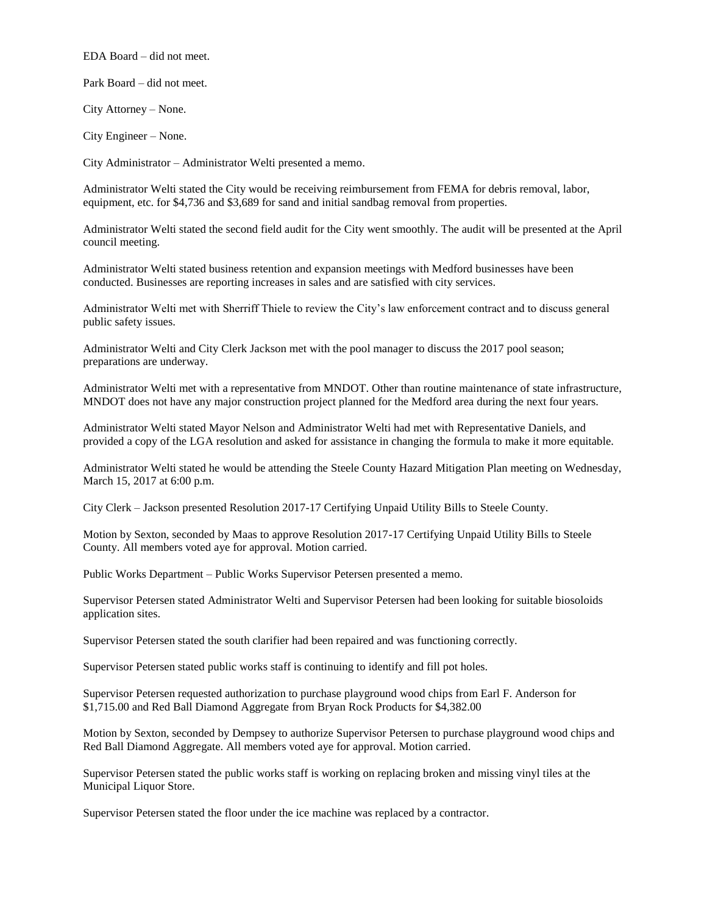EDA Board – did not meet.

Park Board – did not meet.

City Attorney – None.

City Engineer – None.

City Administrator – Administrator Welti presented a memo.

Administrator Welti stated the City would be receiving reimbursement from FEMA for debris removal, labor, equipment, etc. for $4,736 and $3,689 for sand and initial sandbag removal from properties.

Administrator Welti stated the second field audit for the City went smoothly. The audit will be presented at the April council meeting.

Administrator Welti stated business retention and expansion meetings with Medford businesses have been conducted. Businesses are reporting increases in sales and are satisfied with city services.

Administrator Welti met with Sherriff Thiele to review the City's law enforcement contract and to discuss general public safety issues.

Administrator Welti and City Clerk Jackson met with the pool manager to discuss the 2017 pool season; preparations are underway.

Administrator Welti met with a representative from MNDOT. Other than routine maintenance of state infrastructure, MNDOT does not have any major construction project planned for the Medford area during the next four years.

Administrator Welti stated Mayor Nelson and Administrator Welti had met with Representative Daniels, and provided a copy of the LGA resolution and asked for assistance in changing the formula to make it more equitable.

Administrator Welti stated he would be attending the Steele County Hazard Mitigation Plan meeting on Wednesday, March 15, 2017 at 6:00 p.m.

City Clerk – Jackson presented Resolution 2017-17 Certifying Unpaid Utility Bills to Steele County.

Motion by Sexton, seconded by Maas to approve Resolution 2017-17 Certifying Unpaid Utility Bills to Steele County. All members voted aye for approval. Motion carried.

Public Works Department – Public Works Supervisor Petersen presented a memo.

Supervisor Petersen stated Administrator Welti and Supervisor Petersen had been looking for suitable biosoloids application sites.

Supervisor Petersen stated the south clarifier had been repaired and was functioning correctly.

Supervisor Petersen stated public works staff is continuing to identify and fill pot holes.

Supervisor Petersen requested authorization to purchase playground wood chips from Earl F. Anderson for $1,715.00 and Red Ball Diamond Aggregate from Bryan Rock Products for $4,382.00

Motion by Sexton, seconded by Dempsey to authorize Supervisor Petersen to purchase playground wood chips and Red Ball Diamond Aggregate. All members voted aye for approval. Motion carried.

Supervisor Petersen stated the public works staff is working on replacing broken and missing vinyl tiles at the Municipal Liquor Store.

Supervisor Petersen stated the floor under the ice machine was replaced by a contractor.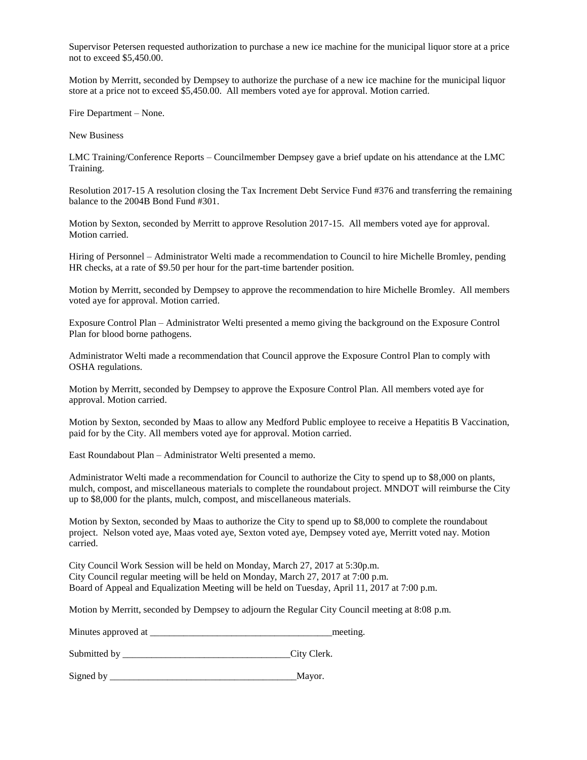Supervisor Petersen requested authorization to purchase a new ice machine for the municipal liquor store at a price not to exceed $5,450.00.

Motion by Merritt, seconded by Dempsey to authorize the purchase of a new ice machine for the municipal liquor store at a price not to exceed $5,450.00. All members voted aye for approval. Motion carried.

Fire Department – None.

New Business

LMC Training/Conference Reports – Councilmember Dempsey gave a brief update on his attendance at the LMC Training.

Resolution 2017-15 A resolution closing the Tax Increment Debt Service Fund #376 and transferring the remaining balance to the 2004B Bond Fund #301.

Motion by Sexton, seconded by Merritt to approve Resolution 2017-15. All members voted aye for approval. Motion carried.

Hiring of Personnel – Administrator Welti made a recommendation to Council to hire Michelle Bromley, pending HR checks, at a rate of $9.50 per hour for the part-time bartender position.

Motion by Merritt, seconded by Dempsey to approve the recommendation to hire Michelle Bromley. All members voted aye for approval. Motion carried.

Exposure Control Plan – Administrator Welti presented a memo giving the background on the Exposure Control Plan for blood borne pathogens.

Administrator Welti made a recommendation that Council approve the Exposure Control Plan to comply with OSHA regulations.

Motion by Merritt, seconded by Dempsey to approve the Exposure Control Plan. All members voted aye for approval. Motion carried.

Motion by Sexton, seconded by Maas to allow any Medford Public employee to receive a Hepatitis B Vaccination, paid for by the City. All members voted aye for approval. Motion carried.

East Roundabout Plan – Administrator Welti presented a memo.

Administrator Welti made a recommendation for Council to authorize the City to spend up to $8,000 on plants, mulch, compost, and miscellaneous materials to complete the roundabout project. MNDOT will reimburse the City up to $8,000 for the plants, mulch, compost, and miscellaneous materials.

Motion by Sexton, seconded by Maas to authorize the City to spend up to $8,000 to complete the roundabout project. Nelson voted aye, Maas voted aye, Sexton voted aye, Dempsey voted aye, Merritt voted nay. Motion carried.

City Council Work Session will be held on Monday, March 27, 2017 at 5:30p.m.
City Council regular meeting will be held on Monday, March 27, 2017 at 7:00 p.m.
Board of Appeal and Equalization Meeting will be held on Tuesday, April 11, 2017 at 7:00 p.m.

Motion by Merritt, seconded by Dempsey to adjourn the Regular City Council meeting at 8:08 p.m.

Minutes approved at ______________________________________meeting.

Submitted by __________________________________City Clerk.

Signed by ______________________________________Mayor.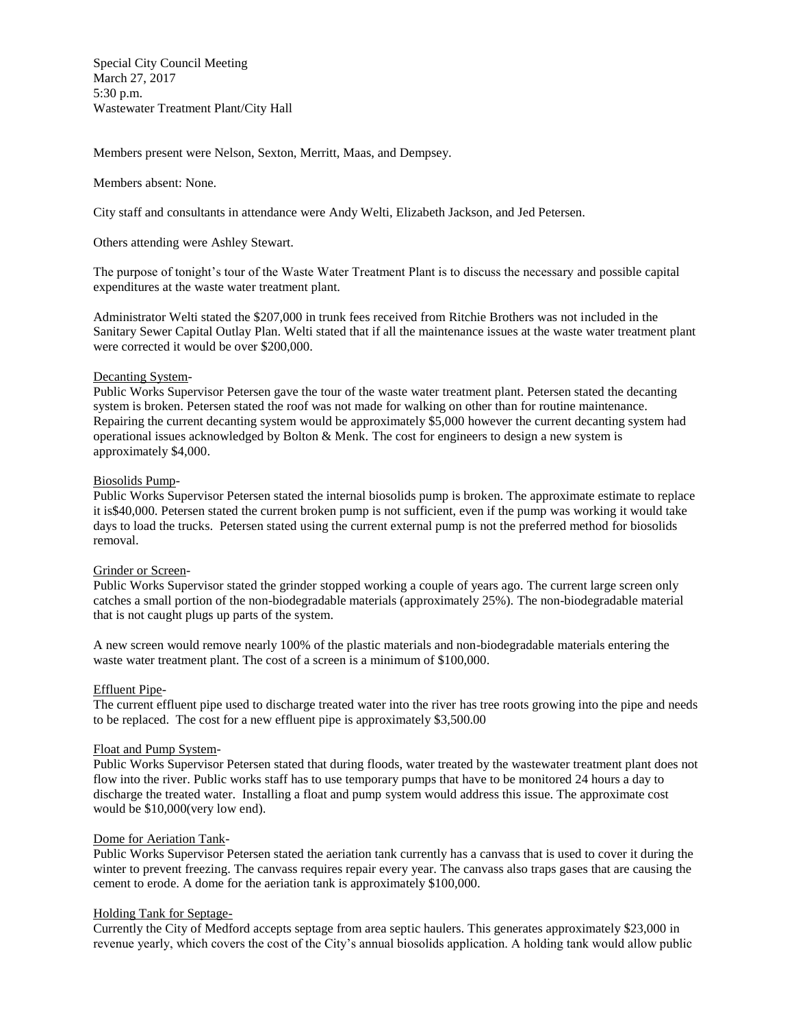Special City Council Meeting
March 27, 2017
5:30 p.m.
Wastewater Treatment Plant/City Hall

Members present were Nelson, Sexton, Merritt, Maas, and Dempsey.

Members absent: None.

City staff and consultants in attendance were Andy Welti, Elizabeth Jackson, and Jed Petersen.

Others attending were Ashley Stewart.

The purpose of tonight's tour of the Waste Water Treatment Plant is to discuss the necessary and possible capital expenditures at the waste water treatment plant.

Administrator Welti stated the $207,000 in trunk fees received from Ritchie Brothers was not included in the Sanitary Sewer Capital Outlay Plan. Welti stated that if all the maintenance issues at the waste water treatment plant were corrected it would be over $200,000.

Decanting System-

Public Works Supervisor Petersen gave the tour of the waste water treatment plant. Petersen stated the decanting system is broken. Petersen stated the roof was not made for walking on other than for routine maintenance. Repairing the current decanting system would be approximately $5,000 however the current decanting system had operational issues acknowledged by Bolton & Menk. The cost for engineers to design a new system is approximately $4,000.

Biosolids Pump-

Public Works Supervisor Petersen stated the internal biosolids pump is broken. The approximate estimate to replace it is$40,000. Petersen stated the current broken pump is not sufficient, even if the pump was working it would take days to load the trucks. Petersen stated using the current external pump is not the preferred method for biosolids removal.

Grinder or Screen-

Public Works Supervisor stated the grinder stopped working a couple of years ago. The current large screen only catches a small portion of the non-biodegradable materials (approximately 25%). The non-biodegradable material that is not caught plugs up parts of the system.

A new screen would remove nearly 100% of the plastic materials and non-biodegradable materials entering the waste water treatment plant. The cost of a screen is a minimum of $100,000.

Effluent Pipe-

The current effluent pipe used to discharge treated water into the river has tree roots growing into the pipe and needs to be replaced. The cost for a new effluent pipe is approximately $3,500.00

Float and Pump System-

Public Works Supervisor Petersen stated that during floods, water treated by the wastewater treatment plant does not flow into the river. Public works staff has to use temporary pumps that have to be monitored 24 hours a day to discharge the treated water. Installing a float and pump system would address this issue. The approximate cost would be $10,000(very low end).

Dome for Aeriation Tank-

Public Works Supervisor Petersen stated the aeriation tank currently has a canvass that is used to cover it during the winter to prevent freezing. The canvass requires repair every year. The canvass also traps gases that are causing the cement to erode. A dome for the aeriation tank is approximately $100,000.

Holding Tank for Septage-

Currently the City of Medford accepts septage from area septic haulers. This generates approximately $23,000 in revenue yearly, which covers the cost of the City's annual biosolids application. A holding tank would allow public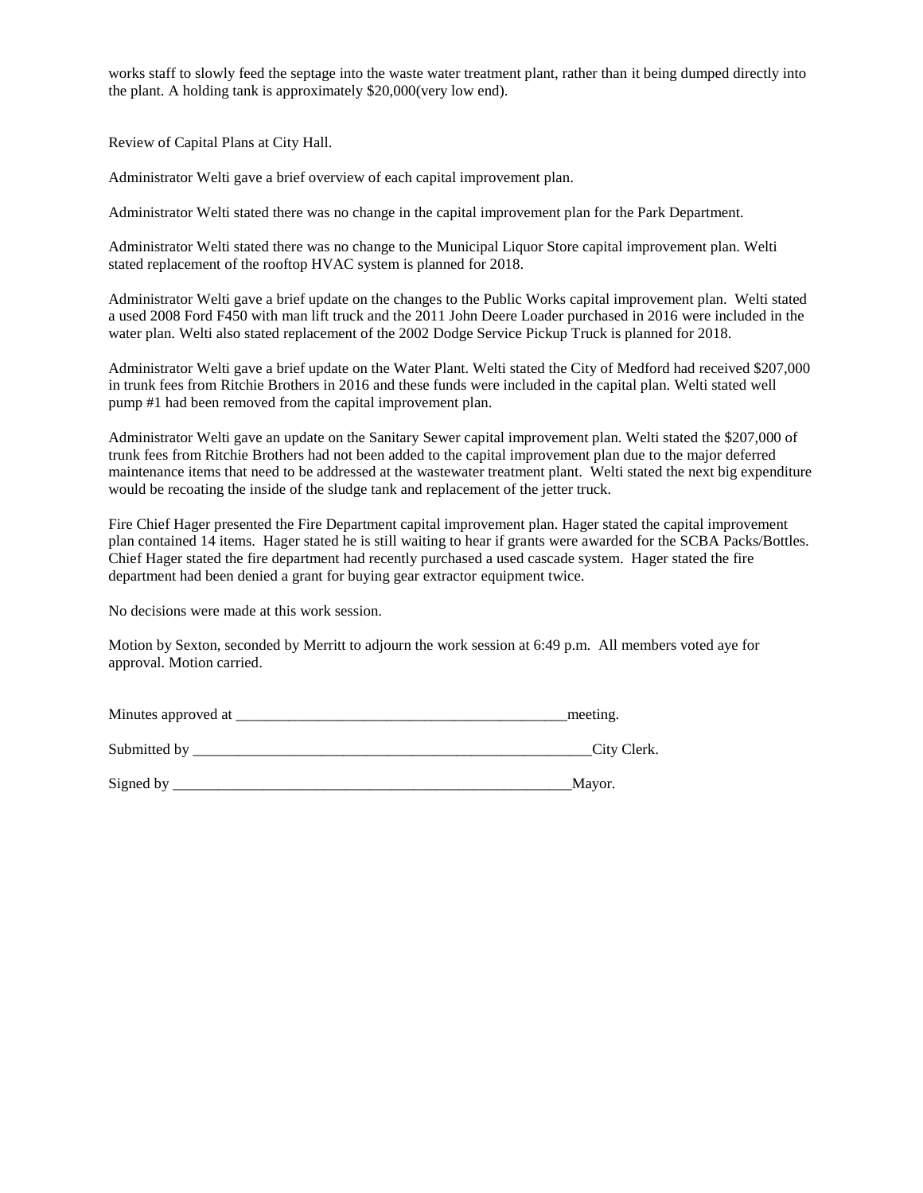works staff to slowly feed the septage into the waste water treatment plant, rather than it being dumped directly into the plant. A holding tank is approximately $20,000(very low end).

Review of Capital Plans at City Hall.

Administrator Welti gave a brief overview of each capital improvement plan.

Administrator Welti stated there was no change in the capital improvement plan for the Park Department.

Administrator Welti stated there was no change to the Municipal Liquor Store capital improvement plan. Welti stated replacement of the rooftop HVAC system is planned for 2018.

Administrator Welti gave a brief update on the changes to the Public Works capital improvement plan. Welti stated a used 2008 Ford F450 with man lift truck and the 2011 John Deere Loader purchased in 2016 were included in the water plan. Welti also stated replacement of the 2002 Dodge Service Pickup Truck is planned for 2018.

Administrator Welti gave a brief update on the Water Plant. Welti stated the City of Medford had received $207,000 in trunk fees from Ritchie Brothers in 2016 and these funds were included in the capital plan. Welti stated well pump #1 had been removed from the capital improvement plan.

Administrator Welti gave an update on the Sanitary Sewer capital improvement plan. Welti stated the $207,000 of trunk fees from Ritchie Brothers had not been added to the capital improvement plan due to the major deferred maintenance items that need to be addressed at the wastewater treatment plant. Welti stated the next big expenditure would be recoating the inside of the sludge tank and replacement of the jetter truck.

Fire Chief Hager presented the Fire Department capital improvement plan. Hager stated the capital improvement plan contained 14 items. Hager stated he is still waiting to hear if grants were awarded for the SCBA Packs/Bottles. Chief Hager stated the fire department had recently purchased a used cascade system. Hager stated the fire department had been denied a grant for buying gear extractor equipment twice.

No decisions were made at this work session.

Motion by Sexton, seconded by Merritt to adjourn the work session at 6:49 p.m. All members voted aye for approval. Motion carried.

Minutes approved at ____________________________________________meeting.

Submitted by ______________________________________________________City Clerk.

Signed by ______________________________________________________Mayor.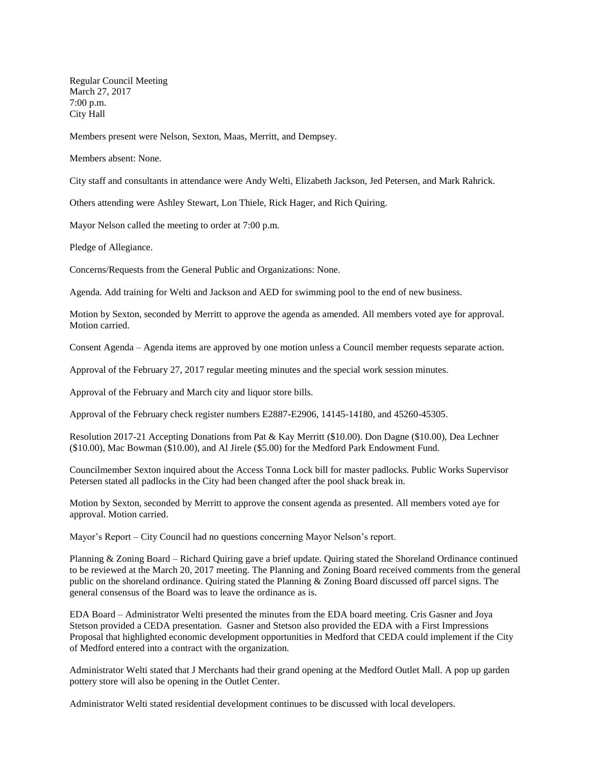Regular Council Meeting
March 27, 2017
7:00 p.m.
City Hall

Members present were Nelson, Sexton, Maas, Merritt, and Dempsey.

Members absent: None.

City staff and consultants in attendance were Andy Welti, Elizabeth Jackson, Jed Petersen, and Mark Rahrick.

Others attending were Ashley Stewart, Lon Thiele, Rick Hager, and Rich Quiring.

Mayor Nelson called the meeting to order at 7:00 p.m.

Pledge of Allegiance.

Concerns/Requests from the General Public and Organizations: None.

Agenda. Add training for Welti and Jackson and AED for swimming pool to the end of new business.

Motion by Sexton, seconded by Merritt to approve the agenda as amended. All members voted aye for approval. Motion carried.

Consent Agenda – Agenda items are approved by one motion unless a Council member requests separate action.

Approval of the February 27, 2017 regular meeting minutes and the special work session minutes.

Approval of the February and March city and liquor store bills.

Approval of the February check register numbers E2887-E2906, 14145-14180, and 45260-45305.

Resolution 2017-21 Accepting Donations from Pat & Kay Merritt ($10.00). Don Dagne ($10.00), Dea Lechner ($10.00), Mac Bowman ($10.00), and Al Jirele ($5.00) for the Medford Park Endowment Fund.

Councilmember Sexton inquired about the Access Tonna Lock bill for master padlocks. Public Works Supervisor Petersen stated all padlocks in the City had been changed after the pool shack break in.

Motion by Sexton, seconded by Merritt to approve the consent agenda as presented. All members voted aye for approval. Motion carried.

Mayor's Report – City Council had no questions concerning Mayor Nelson's report.

Planning & Zoning Board – Richard Quiring gave a brief update. Quiring stated the Shoreland Ordinance continued to be reviewed at the March 20, 2017 meeting. The Planning and Zoning Board received comments from the general public on the shoreland ordinance. Quiring stated the Planning & Zoning Board discussed off parcel signs. The general consensus of the Board was to leave the ordinance as is.

EDA Board – Administrator Welti presented the minutes from the EDA board meeting. Cris Gasner and Joya Stetson provided a CEDA presentation. Gasner and Stetson also provided the EDA with a First Impressions Proposal that highlighted economic development opportunities in Medford that CEDA could implement if the City of Medford entered into a contract with the organization.

Administrator Welti stated that J Merchants had their grand opening at the Medford Outlet Mall. A pop up garden pottery store will also be opening in the Outlet Center.

Administrator Welti stated residential development continues to be discussed with local developers.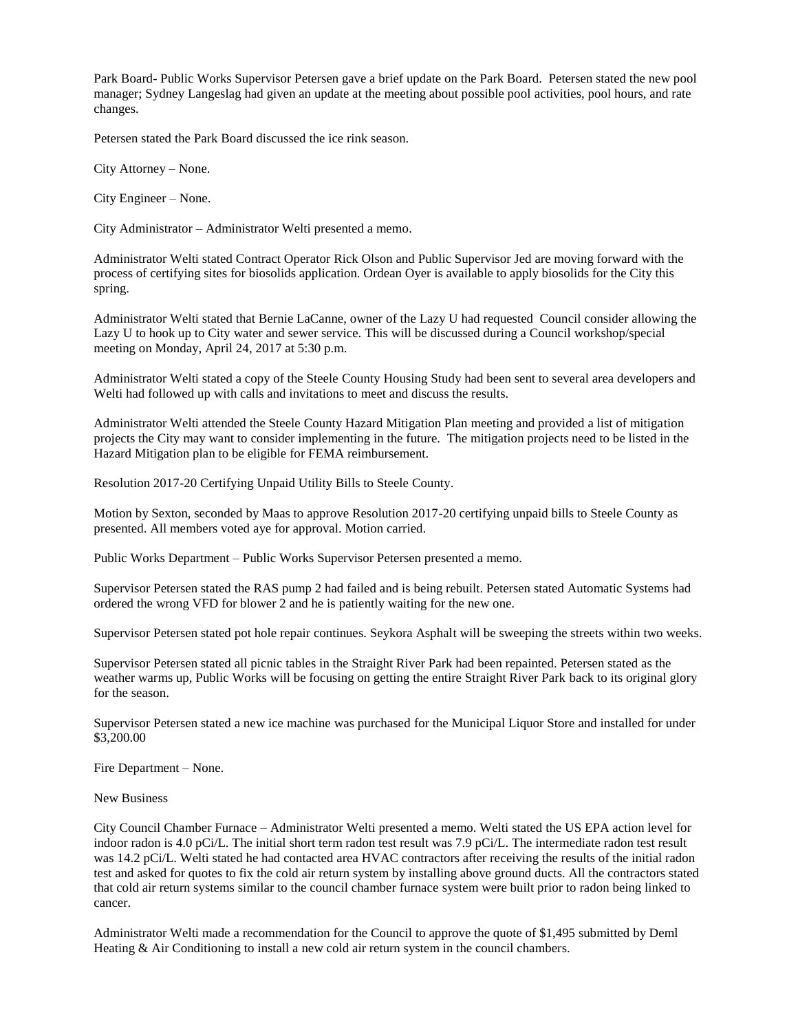Park Board- Public Works Supervisor Petersen gave a brief update on the Park Board. Petersen stated the new pool manager; Sydney Langeslag had given an update at the meeting about possible pool activities, pool hours, and rate changes.

Petersen stated the Park Board discussed the ice rink season.

City Attorney – None.

City Engineer – None.

City Administrator – Administrator Welti presented a memo.

Administrator Welti stated Contract Operator Rick Olson and Public Supervisor Jed are moving forward with the process of certifying sites for biosolids application. Ordean Oyer is available to apply biosolids for the City this spring.

Administrator Welti stated that Bernie LaCanne, owner of the Lazy U had requested Council consider allowing the Lazy U to hook up to City water and sewer service. This will be discussed during a Council workshop/special meeting on Monday, April 24, 2017 at 5:30 p.m.

Administrator Welti stated a copy of the Steele County Housing Study had been sent to several area developers and Welti had followed up with calls and invitations to meet and discuss the results.

Administrator Welti attended the Steele County Hazard Mitigation Plan meeting and provided a list of mitigation projects the City may want to consider implementing in the future. The mitigation projects need to be listed in the Hazard Mitigation plan to be eligible for FEMA reimbursement.

Resolution 2017-20 Certifying Unpaid Utility Bills to Steele County.

Motion by Sexton, seconded by Maas to approve Resolution 2017-20 certifying unpaid bills to Steele County as presented. All members voted aye for approval. Motion carried.

Public Works Department – Public Works Supervisor Petersen presented a memo.

Supervisor Petersen stated the RAS pump 2 had failed and is being rebuilt. Petersen stated Automatic Systems had ordered the wrong VFD for blower 2 and he is patiently waiting for the new one.

Supervisor Petersen stated pot hole repair continues. Seykora Asphalt will be sweeping the streets within two weeks.

Supervisor Petersen stated all picnic tables in the Straight River Park had been repainted. Petersen stated as the weather warms up, Public Works will be focusing on getting the entire Straight River Park back to its original glory for the season.

Supervisor Petersen stated a new ice machine was purchased for the Municipal Liquor Store and installed for under $3,200.00

Fire Department – None.

New Business

City Council Chamber Furnace – Administrator Welti presented a memo. Welti stated the US EPA action level for indoor radon is 4.0 pCi/L. The initial short term radon test result was 7.9 pCi/L. The intermediate radon test result was 14.2 pCi/L. Welti stated he had contacted area HVAC contractors after receiving the results of the initial radon test and asked for quotes to fix the cold air return system by installing above ground ducts. All the contractors stated that cold air return systems similar to the council chamber furnace system were built prior to radon being linked to cancer.

Administrator Welti made a recommendation for the Council to approve the quote of $1,495 submitted by Deml Heating & Air Conditioning to install a new cold air return system in the council chambers.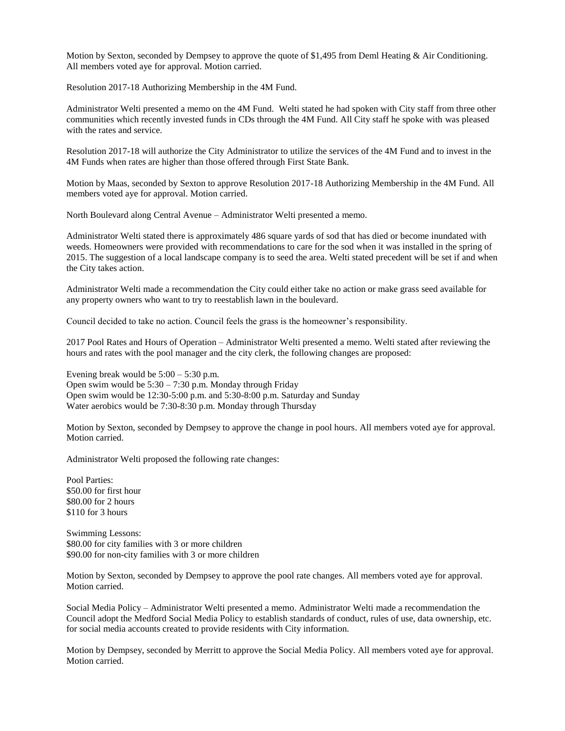Motion by Sexton, seconded by Dempsey to approve the quote of $1,495 from Deml Heating & Air Conditioning. All members voted aye for approval. Motion carried.

Resolution 2017-18 Authorizing Membership in the 4M Fund.

Administrator Welti presented a memo on the 4M Fund. Welti stated he had spoken with City staff from three other communities which recently invested funds in CDs through the 4M Fund. All City staff he spoke with was pleased with the rates and service.

Resolution 2017-18 will authorize the City Administrator to utilize the services of the 4M Fund and to invest in the 4M Funds when rates are higher than those offered through First State Bank.

Motion by Maas, seconded by Sexton to approve Resolution 2017-18 Authorizing Membership in the 4M Fund. All members voted aye for approval. Motion carried.

North Boulevard along Central Avenue – Administrator Welti presented a memo.

Administrator Welti stated there is approximately 486 square yards of sod that has died or become inundated with weeds. Homeowners were provided with recommendations to care for the sod when it was installed in the spring of 2015. The suggestion of a local landscape company is to seed the area. Welti stated precedent will be set if and when the City takes action.

Administrator Welti made a recommendation the City could either take no action or make grass seed available for any property owners who want to try to reestablish lawn in the boulevard.

Council decided to take no action. Council feels the grass is the homeowner's responsibility.

2017 Pool Rates and Hours of Operation – Administrator Welti presented a memo. Welti stated after reviewing the hours and rates with the pool manager and the city clerk, the following changes are proposed:

Evening break would be 5:00 – 5:30 p.m.
Open swim would be 5:30 – 7:30 p.m. Monday through Friday
Open swim would be 12:30-5:00 p.m. and 5:30-8:00 p.m. Saturday and Sunday
Water aerobics would be 7:30-8:30 p.m. Monday through Thursday

Motion by Sexton, seconded by Dempsey to approve the change in pool hours. All members voted aye for approval. Motion carried.

Administrator Welti proposed the following rate changes:

Pool Parties:
$50.00 for first hour
$80.00 for 2 hours
$110 for 3 hours

Swimming Lessons:
$80.00 for city families with 3 or more children
$90.00 for non-city families with 3 or more children

Motion by Sexton, seconded by Dempsey to approve the pool rate changes. All members voted aye for approval. Motion carried.

Social Media Policy – Administrator Welti presented a memo. Administrator Welti made a recommendation the Council adopt the Medford Social Media Policy to establish standards of conduct, rules of use, data ownership, etc. for social media accounts created to provide residents with City information.

Motion by Dempsey, seconded by Merritt to approve the Social Media Policy. All members voted aye for approval. Motion carried.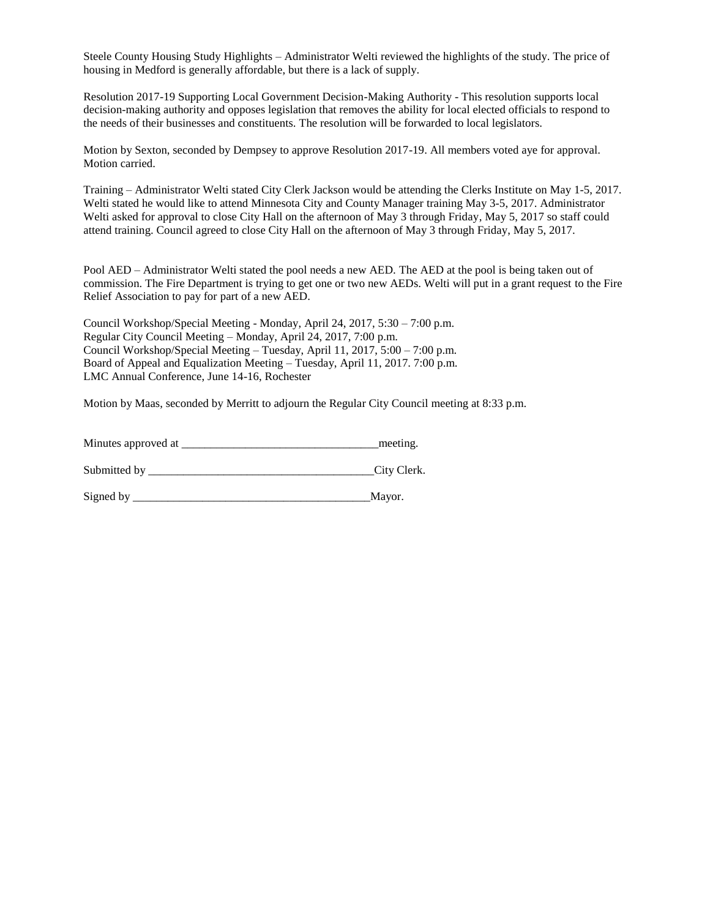Steele County Housing Study Highlights – Administrator Welti reviewed the highlights of the study. The price of housing in Medford is generally affordable, but there is a lack of supply.

Resolution 2017-19 Supporting Local Government Decision-Making Authority - This resolution supports local decision-making authority and opposes legislation that removes the ability for local elected officials to respond to the needs of their businesses and constituents. The resolution will be forwarded to local legislators.

Motion by Sexton, seconded by Dempsey to approve Resolution 2017-19. All members voted aye for approval. Motion carried.

Training – Administrator Welti stated City Clerk Jackson would be attending the Clerks Institute on May 1-5, 2017. Welti stated he would like to attend Minnesota City and County Manager training May 3-5, 2017. Administrator Welti asked for approval to close City Hall on the afternoon of May 3 through Friday, May 5, 2017 so staff could attend training. Council agreed to close City Hall on the afternoon of May 3 through Friday, May 5, 2017.

Pool AED – Administrator Welti stated the pool needs a new AED. The AED at the pool is being taken out of commission. The Fire Department is trying to get one or two new AEDs. Welti will put in a grant request to the Fire Relief Association to pay for part of a new AED.

Council Workshop/Special Meeting - Monday, April 24, 2017, 5:30 – 7:00 p.m.
Regular City Council Meeting – Monday, April 24, 2017, 7:00 p.m.
Council Workshop/Special Meeting – Tuesday, April 11, 2017, 5:00 – 7:00 p.m.
Board of Appeal and Equalization Meeting – Tuesday, April 11, 2017. 7:00 p.m.
LMC Annual Conference, June 14-16, Rochester

Motion by Maas, seconded by Merritt to adjourn the Regular City Council meeting at 8:33 p.m.

Minutes approved at ___________________________________meeting.

Submitted by _______________________________________City Clerk.

Signed by __________________________________________Mayor.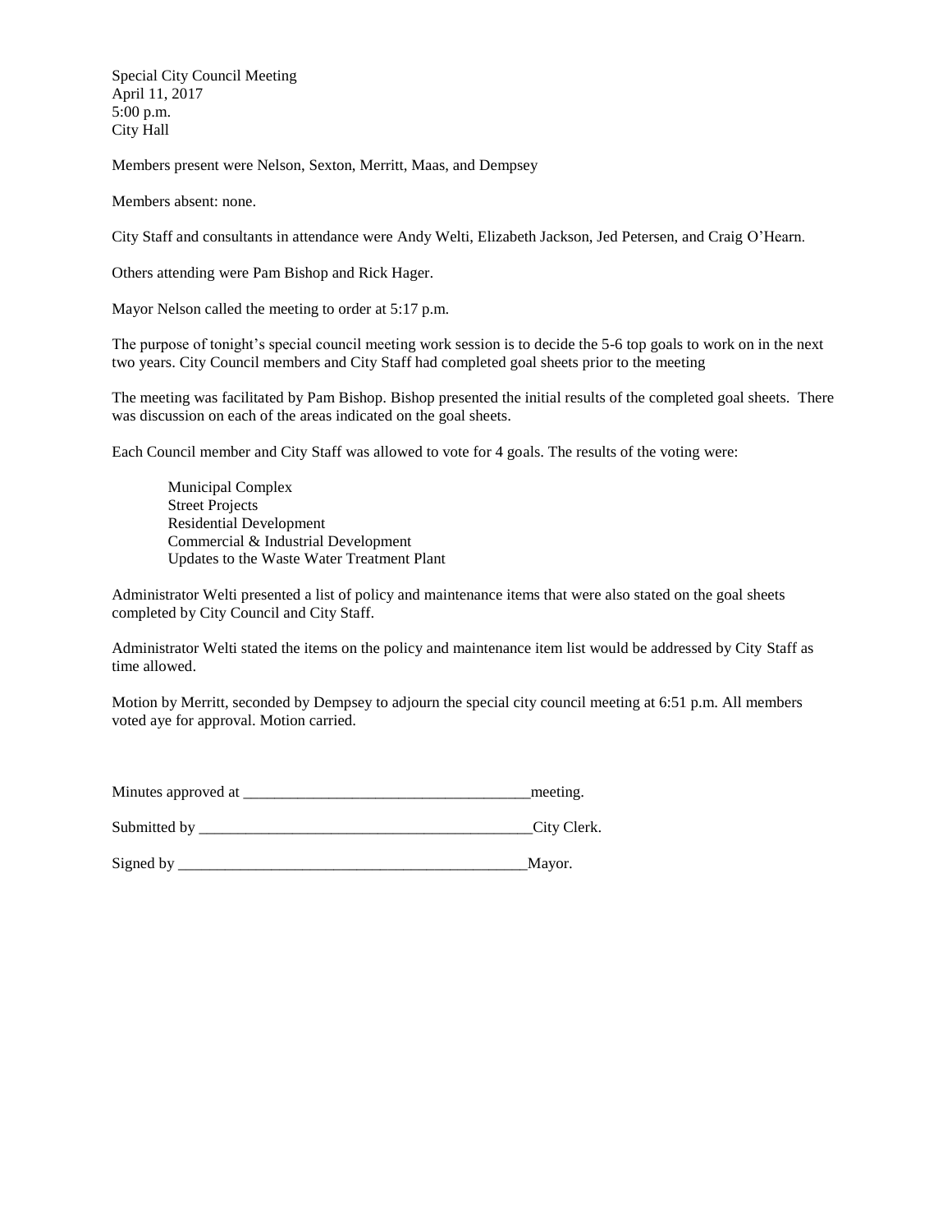Special City Council Meeting
April 11, 2017
5:00 p.m.
City Hall

Members present were Nelson, Sexton, Merritt, Maas, and Dempsey

Members absent: none.

City Staff and consultants in attendance were Andy Welti, Elizabeth Jackson, Jed Petersen, and Craig O'Hearn.

Others attending were Pam Bishop and Rick Hager.

Mayor Nelson called the meeting to order at 5:17 p.m.

The purpose of tonight's special council meeting work session is to decide the 5-6 top goals to work on in the next two years. City Council members and City Staff had completed goal sheets prior to the meeting

The meeting was facilitated by Pam Bishop. Bishop presented the initial results of the completed goal sheets. There was discussion on each of the areas indicated on the goal sheets.

Each Council member and City Staff was allowed to vote for 4 goals. The results of the voting were:

- Municipal Complex
- Street Projects
- Residential Development
- Commercial & Industrial Development
- Updates to the Waste Water Treatment Plant

Administrator Welti presented a list of policy and maintenance items that were also stated on the goal sheets completed by City Council and City Staff.

Administrator Welti stated the items on the policy and maintenance item list would be addressed by City Staff as time allowed.

Motion by Merritt, seconded by Dempsey to adjourn the special city council meeting at 6:51 p.m. All members voted aye for approval. Motion carried.

Minutes approved at ____________________________________meeting.

Submitted by ___________________________________________City Clerk.

Signed by ______________________________________________Mayor.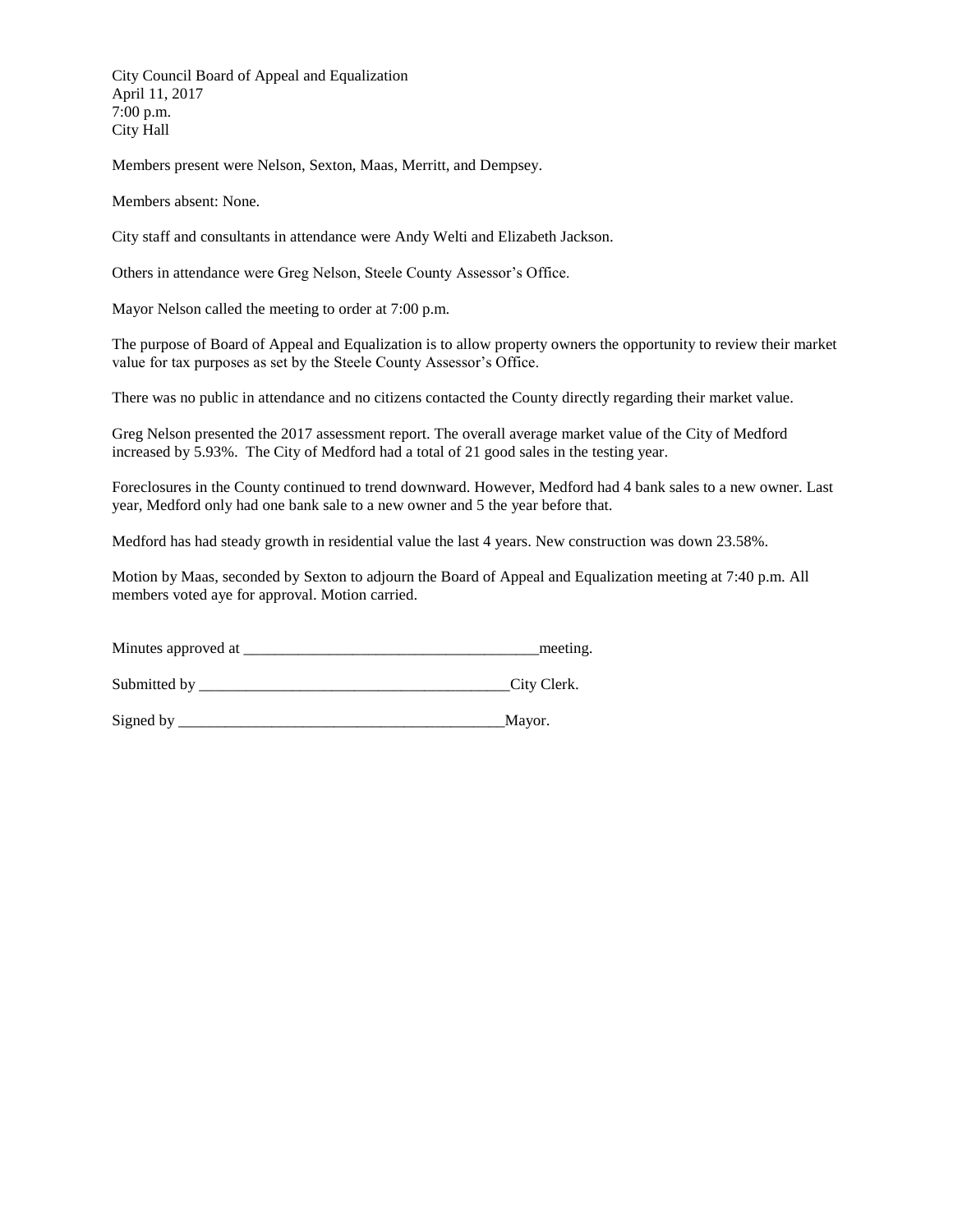City Council Board of Appeal and Equalization
April 11, 2017
7:00 p.m.
City Hall

Members present were Nelson, Sexton, Maas, Merritt, and Dempsey.

Members absent: None.

City staff and consultants in attendance were Andy Welti and Elizabeth Jackson.

Others in attendance were Greg Nelson, Steele County Assessor's Office.

Mayor Nelson called the meeting to order at 7:00 p.m.

The purpose of Board of Appeal and Equalization is to allow property owners the opportunity to review their market value for tax purposes as set by the Steele County Assessor's Office.

There was no public in attendance and no citizens contacted the County directly regarding their market value.

Greg Nelson presented the 2017 assessment report. The overall average market value of the City of Medford increased by 5.93%. The City of Medford had a total of 21 good sales in the testing year.

Foreclosures in the County continued to trend downward. However, Medford had 4 bank sales to a new owner. Last year, Medford only had one bank sale to a new owner and 5 the year before that.

Medford has had steady growth in residential value the last 4 years. New construction was down 23.58%.

Motion by Maas, seconded by Sexton to adjourn the Board of Appeal and Equalization meeting at 7:40 p.m. All members voted aye for approval. Motion carried.

Minutes approved at _______________________________________meeting.

Submitted by _________________________________________City Clerk.

Signed by ____________________________________________Mayor.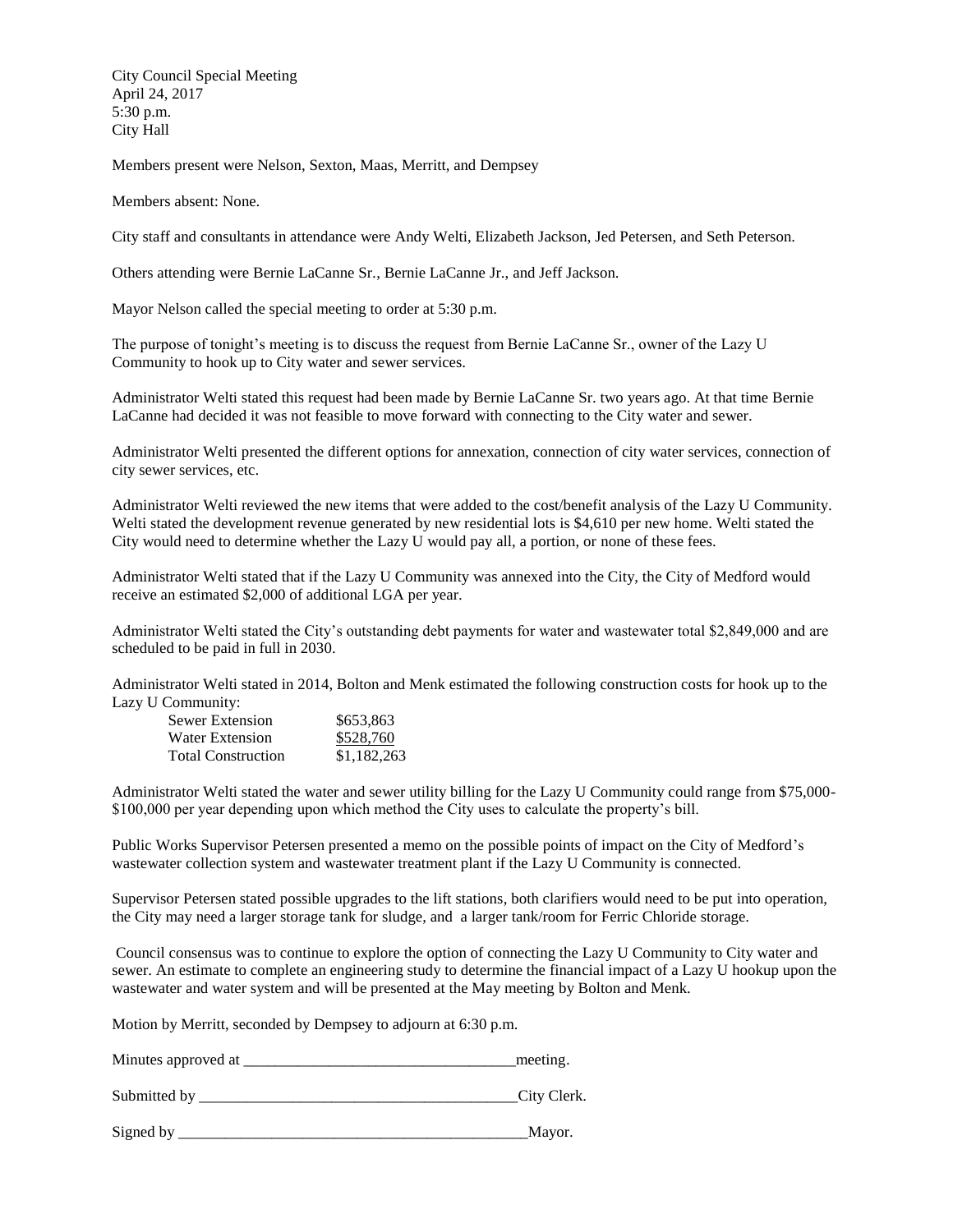City Council Special Meeting
April 24, 2017
5:30 p.m.
City Hall

Members present were Nelson, Sexton, Maas, Merritt, and Dempsey

Members absent: None.

City staff and consultants in attendance were Andy Welti, Elizabeth Jackson, Jed Petersen, and Seth Peterson.

Others attending were Bernie LaCanne Sr., Bernie LaCanne Jr., and Jeff Jackson.

Mayor Nelson called the special meeting to order at 5:30 p.m.

The purpose of tonight's meeting is to discuss the request from Bernie LaCanne Sr., owner of the Lazy U Community to hook up to City water and sewer services.

Administrator Welti stated this request had been made by Bernie LaCanne Sr. two years ago. At that time Bernie LaCanne had decided it was not feasible to move forward with connecting to the City water and sewer.

Administrator Welti presented the different options for annexation, connection of city water services, connection of city sewer services, etc.

Administrator Welti reviewed the new items that were added to the cost/benefit analysis of the Lazy U Community. Welti stated the development revenue generated by new residential lots is $4,610 per new home. Welti stated the City would need to determine whether the Lazy U would pay all, a portion, or none of these fees.

Administrator Welti stated that if the Lazy U Community was annexed into the City, the City of Medford would receive an estimated $2,000 of additional LGA per year.

Administrator Welti stated the City's outstanding debt payments for water and wastewater total $2,849,000 and are scheduled to be paid in full in 2030.

Administrator Welti stated in 2014, Bolton and Menk estimated the following construction costs for hook up to the Lazy U Community:

| | |
|---|---|
| Sewer Extension | $653,863 |
| Water Extension | $528,760 |
| Total Construction | $1,182,263 |

Administrator Welti stated the water and sewer utility billing for the Lazy U Community could range from $75,000-$100,000 per year depending upon which method the City uses to calculate the property's bill.

Public Works Supervisor Petersen presented a memo on the possible points of impact on the City of Medford's wastewater collection system and wastewater treatment plant if the Lazy U Community is connected.

Supervisor Petersen stated possible upgrades to the lift stations, both clarifiers would need to be put into operation, the City may need a larger storage tank for sludge, and a larger tank/room for Ferric Chloride storage.

Council consensus was to continue to explore the option of connecting the Lazy U Community to City water and sewer. An estimate to complete an engineering study to determine the financial impact of a Lazy U hookup upon the wastewater and water system and will be presented at the May meeting by Bolton and Menk.

Motion by Merritt, seconded by Dempsey to adjourn at 6:30 p.m.

Minutes approved at ___________________________________meeting.

Submitted by _________________________________________City Clerk.

Signed by ______________________________________________Mayor.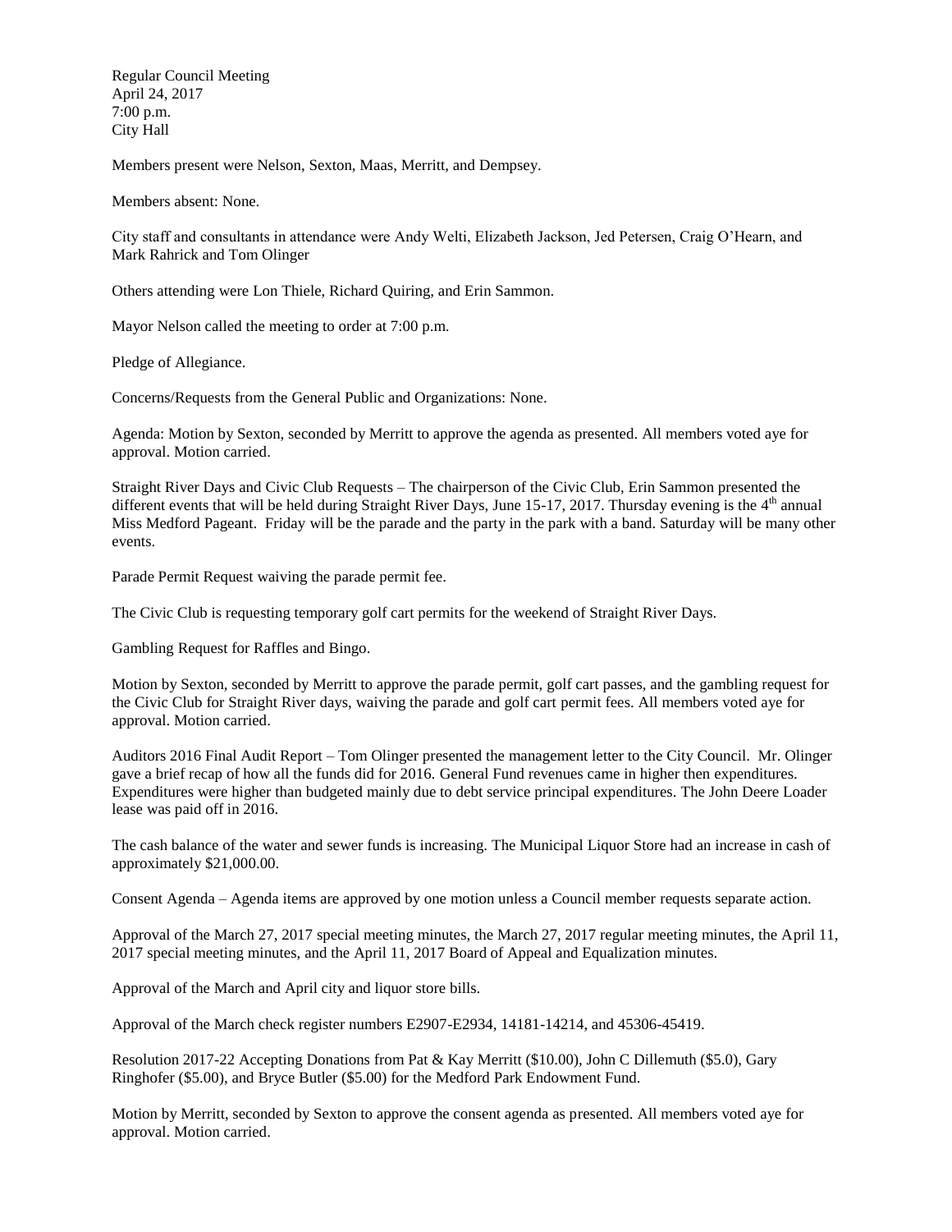Regular Council Meeting
April 24, 2017
7:00 p.m.
City Hall

Members present were Nelson, Sexton, Maas, Merritt, and Dempsey.

Members absent: None.

City staff and consultants in attendance were Andy Welti, Elizabeth Jackson, Jed Petersen, Craig O'Hearn, and Mark Rahrick and Tom Olinger

Others attending were Lon Thiele, Richard Quiring, and Erin Sammon.

Mayor Nelson called the meeting to order at 7:00 p.m.

Pledge of Allegiance.

Concerns/Requests from the General Public and Organizations: None.

Agenda: Motion by Sexton, seconded by Merritt to approve the agenda as presented. All members voted aye for approval. Motion carried.

Straight River Days and Civic Club Requests – The chairperson of the Civic Club, Erin Sammon presented the different events that will be held during Straight River Days, June 15-17, 2017. Thursday evening is the 4th annual Miss Medford Pageant. Friday will be the parade and the party in the park with a band. Saturday will be many other events.

Parade Permit Request waiving the parade permit fee.

The Civic Club is requesting temporary golf cart permits for the weekend of Straight River Days.

Gambling Request for Raffles and Bingo.

Motion by Sexton, seconded by Merritt to approve the parade permit, golf cart passes, and the gambling request for the Civic Club for Straight River days, waiving the parade and golf cart permit fees. All members voted aye for approval. Motion carried.

Auditors 2016 Final Audit Report – Tom Olinger presented the management letter to the City Council. Mr. Olinger gave a brief recap of how all the funds did for 2016. General Fund revenues came in higher then expenditures. Expenditures were higher than budgeted mainly due to debt service principal expenditures. The John Deere Loader lease was paid off in 2016.

The cash balance of the water and sewer funds is increasing. The Municipal Liquor Store had an increase in cash of approximately $21,000.00.

Consent Agenda – Agenda items are approved by one motion unless a Council member requests separate action.

Approval of the March 27, 2017 special meeting minutes, the March 27, 2017 regular meeting minutes, the April 11, 2017 special meeting minutes, and the April 11, 2017 Board of Appeal and Equalization minutes.

Approval of the March and April city and liquor store bills.

Approval of the March check register numbers E2907-E2934, 14181-14214, and 45306-45419.

Resolution 2017-22 Accepting Donations from Pat & Kay Merritt ($10.00), John C Dillemuth ($5.0), Gary Ringhofer ($5.00), and Bryce Butler ($5.00) for the Medford Park Endowment Fund.

Motion by Merritt, seconded by Sexton to approve the consent agenda as presented. All members voted aye for approval. Motion carried.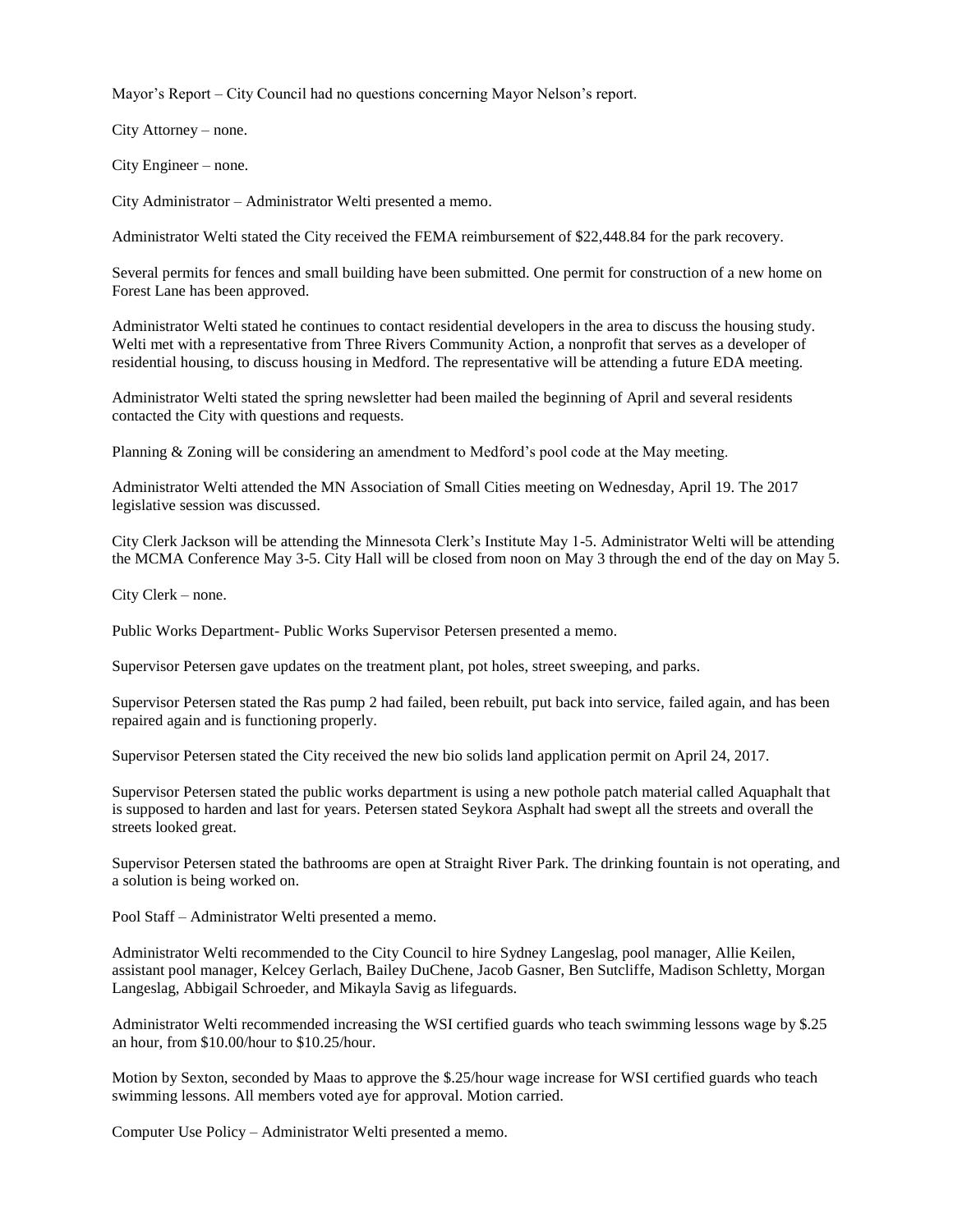Mayor's Report – City Council had no questions concerning Mayor Nelson's report.

City Attorney – none.

City Engineer – none.

City Administrator – Administrator Welti presented a memo.

Administrator Welti stated the City received the FEMA reimbursement of $22,448.84 for the park recovery.

Several permits for fences and small building have been submitted. One permit for construction of a new home on Forest Lane has been approved.

Administrator Welti stated he continues to contact residential developers in the area to discuss the housing study. Welti met with a representative from Three Rivers Community Action, a nonprofit that serves as a developer of residential housing, to discuss housing in Medford. The representative will be attending a future EDA meeting.

Administrator Welti stated the spring newsletter had been mailed the beginning of April and several residents contacted the City with questions and requests.

Planning & Zoning will be considering an amendment to Medford's pool code at the May meeting.

Administrator Welti attended the MN Association of Small Cities meeting on Wednesday, April 19. The 2017 legislative session was discussed.

City Clerk Jackson will be attending the Minnesota Clerk's Institute May 1-5. Administrator Welti will be attending the MCMA Conference May 3-5. City Hall will be closed from noon on May 3 through the end of the day on May 5.

City Clerk – none.

Public Works Department- Public Works Supervisor Petersen presented a memo.

Supervisor Petersen gave updates on the treatment plant, pot holes, street sweeping, and parks.

Supervisor Petersen stated the Ras pump 2 had failed, been rebuilt, put back into service, failed again, and has been repaired again and is functioning properly.

Supervisor Petersen stated the City received the new bio solids land application permit on April 24, 2017.

Supervisor Petersen stated the public works department is using a new pothole patch material called Aquaphalt that is supposed to harden and last for years. Petersen stated Seykora Asphalt had swept all the streets and overall the streets looked great.

Supervisor Petersen stated the bathrooms are open at Straight River Park. The drinking fountain is not operating, and a solution is being worked on.

Pool Staff – Administrator Welti presented a memo.

Administrator Welti recommended to the City Council to hire Sydney Langeslag, pool manager, Allie Keilen, assistant pool manager, Kelcey Gerlach, Bailey DuChene, Jacob Gasner, Ben Sutcliffe, Madison Schletty, Morgan Langeslag, Abbigail Schroeder, and Mikayla Savig as lifeguards.

Administrator Welti recommended increasing the WSI certified guards who teach swimming lessons wage by $.25 an hour, from $10.00/hour to $10.25/hour.

Motion by Sexton, seconded by Maas to approve the $.25/hour wage increase for WSI certified guards who teach swimming lessons. All members voted aye for approval. Motion carried.

Computer Use Policy – Administrator Welti presented a memo.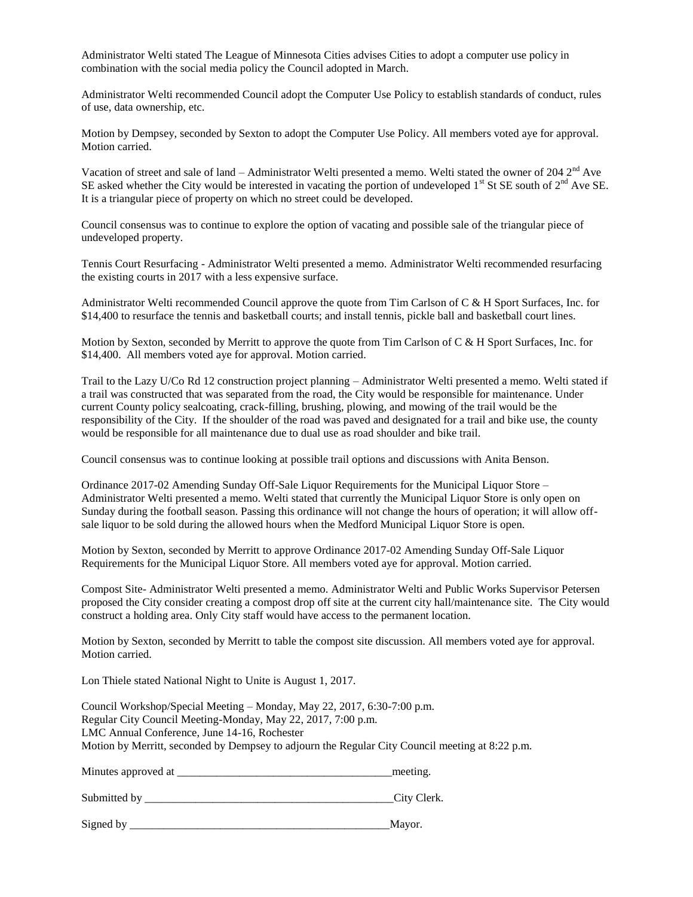Administrator Welti stated The League of Minnesota Cities advises Cities to adopt a computer use policy in combination with the social media policy the Council adopted in March.

Administrator Welti recommended Council adopt the Computer Use Policy to establish standards of conduct, rules of use, data ownership, etc.

Motion by Dempsey, seconded by Sexton to adopt the Computer Use Policy. All members voted aye for approval. Motion carried.

Vacation of street and sale of land – Administrator Welti presented a memo. Welti stated the owner of 204 2nd Ave SE asked whether the City would be interested in vacating the portion of undeveloped 1st St SE south of 2nd Ave SE. It is a triangular piece of property on which no street could be developed.

Council consensus was to continue to explore the option of vacating and possible sale of the triangular piece of undeveloped property.

Tennis Court Resurfacing - Administrator Welti presented a memo. Administrator Welti recommended resurfacing the existing courts in 2017 with a less expensive surface.

Administrator Welti recommended Council approve the quote from Tim Carlson of C & H Sport Surfaces, Inc. for $14,400 to resurface the tennis and basketball courts; and install tennis, pickle ball and basketball court lines.

Motion by Sexton, seconded by Merritt to approve the quote from Tim Carlson of C & H Sport Surfaces, Inc. for $14,400. All members voted aye for approval. Motion carried.

Trail to the Lazy U/Co Rd 12 construction project planning – Administrator Welti presented a memo. Welti stated if a trail was constructed that was separated from the road, the City would be responsible for maintenance. Under current County policy sealcoating, crack-filling, brushing, plowing, and mowing of the trail would be the responsibility of the City. If the shoulder of the road was paved and designated for a trail and bike use, the county would be responsible for all maintenance due to dual use as road shoulder and bike trail.

Council consensus was to continue looking at possible trail options and discussions with Anita Benson.

Ordinance 2017-02 Amending Sunday Off-Sale Liquor Requirements for the Municipal Liquor Store – Administrator Welti presented a memo. Welti stated that currently the Municipal Liquor Store is only open on Sunday during the football season. Passing this ordinance will not change the hours of operation; it will allow off-sale liquor to be sold during the allowed hours when the Medford Municipal Liquor Store is open.

Motion by Sexton, seconded by Merritt to approve Ordinance 2017-02 Amending Sunday Off-Sale Liquor Requirements for the Municipal Liquor Store. All members voted aye for approval. Motion carried.

Compost Site- Administrator Welti presented a memo. Administrator Welti and Public Works Supervisor Petersen proposed the City consider creating a compost drop off site at the current city hall/maintenance site. The City would construct a holding area. Only City staff would have access to the permanent location.

Motion by Sexton, seconded by Merritt to table the compost site discussion. All members voted aye for approval. Motion carried.

Lon Thiele stated National Night to Unite is August 1, 2017.

Council Workshop/Special Meeting – Monday, May 22, 2017, 6:30-7:00 p.m.
Regular City Council Meeting-Monday, May 22, 2017, 7:00 p.m.
LMC Annual Conference, June 14-16, Rochester
Motion by Merritt, seconded by Dempsey to adjourn the Regular City Council meeting at 8:22 p.m.

Minutes approved at ______________________________________meeting.

Submitted by _____________________________________________City Clerk.

Signed by _______________________________________________Mayor.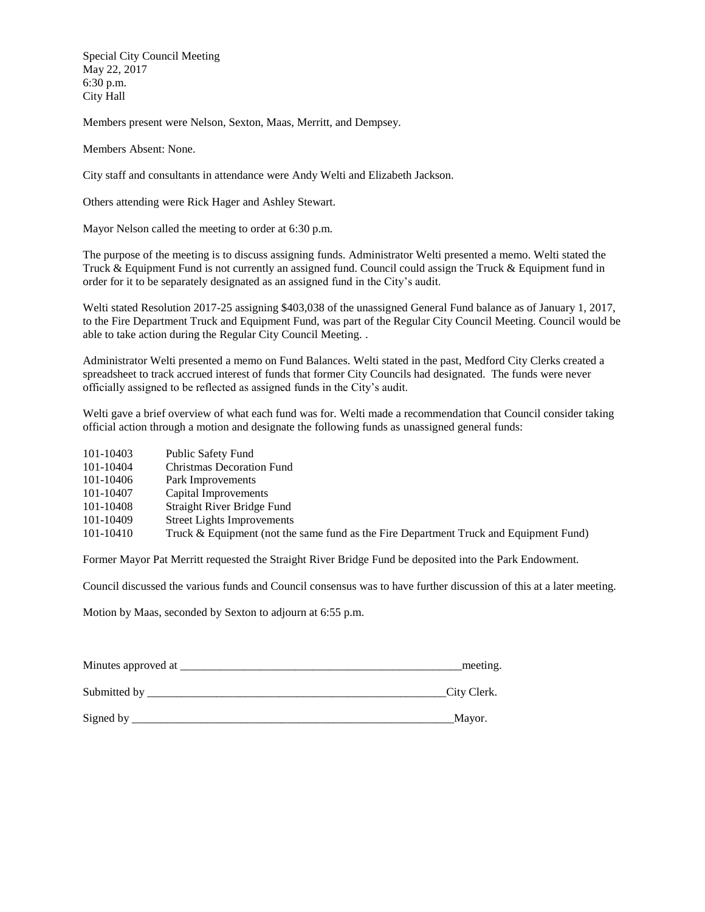Special City Council Meeting
May 22, 2017
6:30 p.m.
City Hall

Members present were Nelson, Sexton, Maas, Merritt, and Dempsey.

Members Absent: None.

City staff and consultants in attendance were Andy Welti and Elizabeth Jackson.

Others attending were Rick Hager and Ashley Stewart.

Mayor Nelson called the meeting to order at 6:30 p.m.

The purpose of the meeting is to discuss assigning funds. Administrator Welti presented a memo. Welti stated the Truck & Equipment Fund is not currently an assigned fund. Council could assign the Truck & Equipment fund in order for it to be separately designated as an assigned fund in the City's audit.

Welti stated Resolution 2017-25 assigning $403,038 of the unassigned General Fund balance as of January 1, 2017, to the Fire Department Truck and Equipment Fund, was part of the Regular City Council Meeting. Council would be able to take action during the Regular City Council Meeting. .

Administrator Welti presented a memo on Fund Balances. Welti stated in the past, Medford City Clerks created a spreadsheet to track accrued interest of funds that former City Councils had designated. The funds were never officially assigned to be reflected as assigned funds in the City's audit.

Welti gave a brief overview of what each fund was for. Welti made a recommendation that Council consider taking official action through a motion and designate the following funds as unassigned general funds:

| | |
|---|---|
| 101-10403 | Public Safety Fund |
| 101-10404 | Christmas Decoration Fund |
| 101-10406 | Park Improvements |
| 101-10407 | Capital Improvements |
| 101-10408 | Straight River Bridge Fund |
| 101-10409 | Street Lights Improvements |
| 101-10410 | Truck & Equipment (not the same fund as the Fire Department Truck and Equipment Fund) |

Former Mayor Pat Merritt requested the Straight River Bridge Fund be deposited into the Park Endowment.

Council discussed the various funds and Council consensus was to have further discussion of this at a later meeting.

Motion by Maas, seconded by Sexton to adjourn at 6:55 p.m.

Minutes approved at __________________________________________________meeting.

Submitted by ____________________________________________________City Clerk.

Signed by _______________________________________________________Mayor.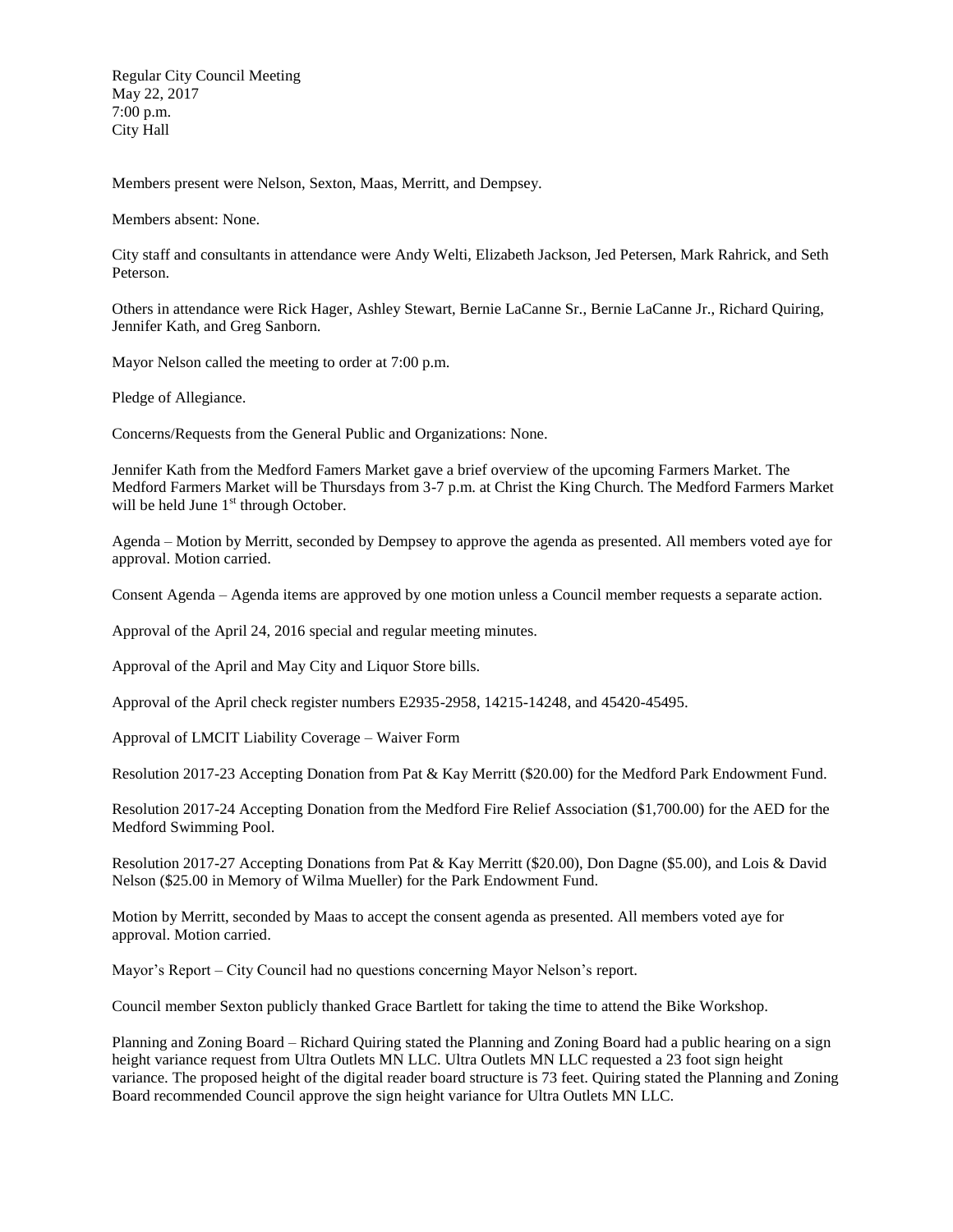Regular City Council Meeting
May 22, 2017
7:00 p.m.
City Hall

Members present were Nelson, Sexton, Maas, Merritt, and Dempsey.

Members absent: None.

City staff and consultants in attendance were Andy Welti, Elizabeth Jackson, Jed Petersen, Mark Rahrick, and Seth Peterson.

Others in attendance were Rick Hager, Ashley Stewart, Bernie LaCanne Sr., Bernie LaCanne Jr., Richard Quiring, Jennifer Kath, and Greg Sanborn.

Mayor Nelson called the meeting to order at 7:00 p.m.

Pledge of Allegiance.

Concerns/Requests from the General Public and Organizations: None.

Jennifer Kath from the Medford Famers Market gave a brief overview of the upcoming Farmers Market. The Medford Farmers Market will be Thursdays from 3-7 p.m. at Christ the King Church. The Medford Farmers Market will be held June 1st through October.

Agenda – Motion by Merritt, seconded by Dempsey to approve the agenda as presented. All members voted aye for approval. Motion carried.

Consent Agenda – Agenda items are approved by one motion unless a Council member requests a separate action.

Approval of the April 24, 2016 special and regular meeting minutes.

Approval of the April and May City and Liquor Store bills.

Approval of the April check register numbers E2935-2958, 14215-14248, and 45420-45495.

Approval of LMCIT Liability Coverage – Waiver Form

Resolution 2017-23 Accepting Donation from Pat & Kay Merritt ($20.00) for the Medford Park Endowment Fund.

Resolution 2017-24 Accepting Donation from the Medford Fire Relief Association ($1,700.00) for the AED for the Medford Swimming Pool.

Resolution 2017-27 Accepting Donations from Pat & Kay Merritt ($20.00), Don Dagne ($5.00), and Lois & David Nelson ($25.00 in Memory of Wilma Mueller) for the Park Endowment Fund.

Motion by Merritt, seconded by Maas to accept the consent agenda as presented. All members voted aye for approval. Motion carried.

Mayor's Report – City Council had no questions concerning Mayor Nelson's report.

Council member Sexton publicly thanked Grace Bartlett for taking the time to attend the Bike Workshop.

Planning and Zoning Board – Richard Quiring stated the Planning and Zoning Board had a public hearing on a sign height variance request from Ultra Outlets MN LLC. Ultra Outlets MN LLC requested a 23 foot sign height variance. The proposed height of the digital reader board structure is 73 feet. Quiring stated the Planning and Zoning Board recommended Council approve the sign height variance for Ultra Outlets MN LLC.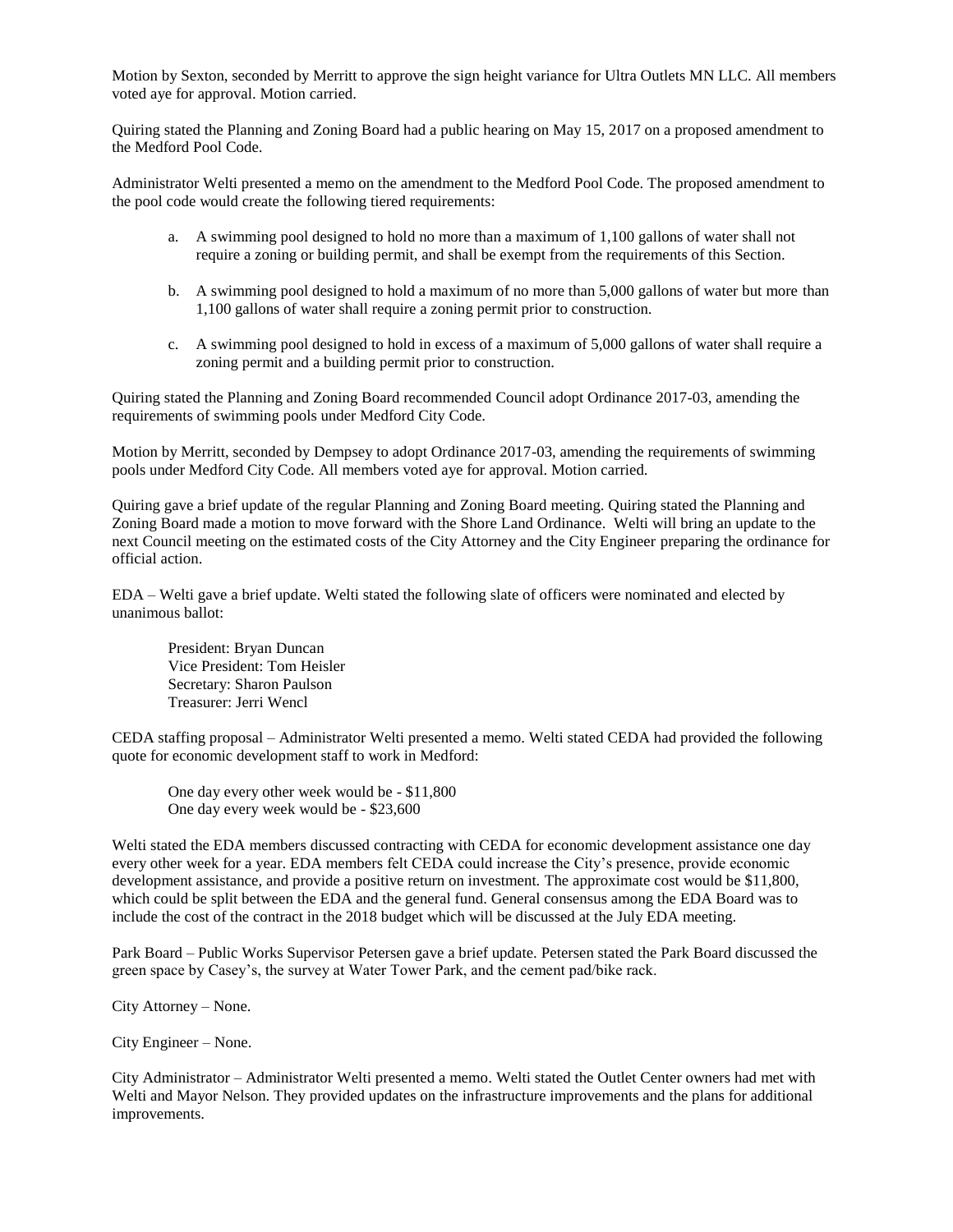Motion by Sexton, seconded by Merritt to approve the sign height variance for Ultra Outlets MN LLC. All members voted aye for approval. Motion carried.

Quiring stated the Planning and Zoning Board had a public hearing on May 15, 2017 on a proposed amendment to the Medford Pool Code.

Administrator Welti presented a memo on the amendment to the Medford Pool Code. The proposed amendment to the pool code would create the following tiered requirements:

a. A swimming pool designed to hold no more than a maximum of 1,100 gallons of water shall not require a zoning or building permit, and shall be exempt from the requirements of this Section.

b. A swimming pool designed to hold a maximum of no more than 5,000 gallons of water but more than 1,100 gallons of water shall require a zoning permit prior to construction.

c. A swimming pool designed to hold in excess of a maximum of 5,000 gallons of water shall require a zoning permit and a building permit prior to construction.

Quiring stated the Planning and Zoning Board recommended Council adopt Ordinance 2017-03, amending the requirements of swimming pools under Medford City Code.

Motion by Merritt, seconded by Dempsey to adopt Ordinance 2017-03, amending the requirements of swimming pools under Medford City Code. All members voted aye for approval. Motion carried.

Quiring gave a brief update of the regular Planning and Zoning Board meeting. Quiring stated the Planning and Zoning Board made a motion to move forward with the Shore Land Ordinance. Welti will bring an update to the next Council meeting on the estimated costs of the City Attorney and the City Engineer preparing the ordinance for official action.

EDA – Welti gave a brief update. Welti stated the following slate of officers were nominated and elected by unanimous ballot:

President: Bryan Duncan
Vice President: Tom Heisler
Secretary: Sharon Paulson
Treasurer: Jerri Wencl

CEDA staffing proposal – Administrator Welti presented a memo. Welti stated CEDA had provided the following quote for economic development staff to work in Medford:

One day every other week would be - $11,800
One day every week would be - $23,600

Welti stated the EDA members discussed contracting with CEDA for economic development assistance one day every other week for a year. EDA members felt CEDA could increase the City's presence, provide economic development assistance, and provide a positive return on investment. The approximate cost would be $11,800, which could be split between the EDA and the general fund. General consensus among the EDA Board was to include the cost of the contract in the 2018 budget which will be discussed at the July EDA meeting.

Park Board – Public Works Supervisor Petersen gave a brief update. Petersen stated the Park Board discussed the green space by Casey's, the survey at Water Tower Park, and the cement pad/bike rack.

City Attorney – None.

City Engineer – None.

City Administrator – Administrator Welti presented a memo. Welti stated the Outlet Center owners had met with Welti and Mayor Nelson. They provided updates on the infrastructure improvements and the plans for additional improvements.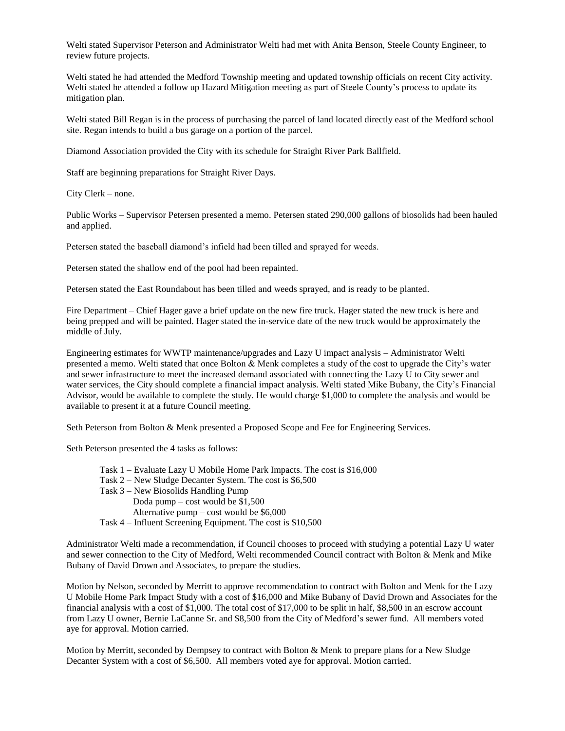Welti stated Supervisor Peterson and Administrator Welti had met with Anita Benson, Steele County Engineer, to review future projects.

Welti stated he had attended the Medford Township meeting and updated township officials on recent City activity. Welti stated he attended a follow up Hazard Mitigation meeting as part of Steele County's process to update its mitigation plan.

Welti stated Bill Regan is in the process of purchasing the parcel of land located directly east of the Medford school site. Regan intends to build a bus garage on a portion of the parcel.

Diamond Association provided the City with its schedule for Straight River Park Ballfield.

Staff are beginning preparations for Straight River Days.

City Clerk – none.

Public Works – Supervisor Petersen presented a memo. Petersen stated 290,000 gallons of biosolids had been hauled and applied.

Petersen stated the baseball diamond's infield had been tilled and sprayed for weeds.

Petersen stated the shallow end of the pool had been repainted.

Petersen stated the East Roundabout has been tilled and weeds sprayed, and is ready to be planted.

Fire Department – Chief Hager gave a brief update on the new fire truck. Hager stated the new truck is here and being prepped and will be painted. Hager stated the in-service date of the new truck would be approximately the middle of July.

Engineering estimates for WWTP maintenance/upgrades and Lazy U impact analysis – Administrator Welti presented a memo. Welti stated that once Bolton & Menk completes a study of the cost to upgrade the City's water and sewer infrastructure to meet the increased demand associated with connecting the Lazy U to City sewer and water services, the City should complete a financial impact analysis. Welti stated Mike Bubany, the City's Financial Advisor, would be available to complete the study. He would charge $1,000 to complete the analysis and would be available to present it at a future Council meeting.

Seth Peterson from Bolton & Menk presented a Proposed Scope and Fee for Engineering Services.

Seth Peterson presented the 4 tasks as follows:

- Task 1 – Evaluate Lazy U Mobile Home Park Impacts. The cost is $16,000
- Task 2 – New Sludge Decanter System. The cost is $6,500
- Task 3 – New Biosolids Handling Pump
  - Doda pump – cost would be $1,500
  - Alternative pump – cost would be $6,000
- Task 4 – Influent Screening Equipment. The cost is $10,500

Administrator Welti made a recommendation, if Council chooses to proceed with studying a potential Lazy U water and sewer connection to the City of Medford, Welti recommended Council contract with Bolton & Menk and Mike Bubany of David Drown and Associates, to prepare the studies.

Motion by Nelson, seconded by Merritt to approve recommendation to contract with Bolton and Menk for the Lazy U Mobile Home Park Impact Study with a cost of $16,000 and Mike Bubany of David Drown and Associates for the financial analysis with a cost of $1,000. The total cost of $17,000 to be split in half, $8,500 in an escrow account from Lazy U owner, Bernie LaCanne Sr. and $8,500 from the City of Medford's sewer fund. All members voted aye for approval. Motion carried.

Motion by Merritt, seconded by Dempsey to contract with Bolton & Menk to prepare plans for a New Sludge Decanter System with a cost of $6,500. All members voted aye for approval. Motion carried.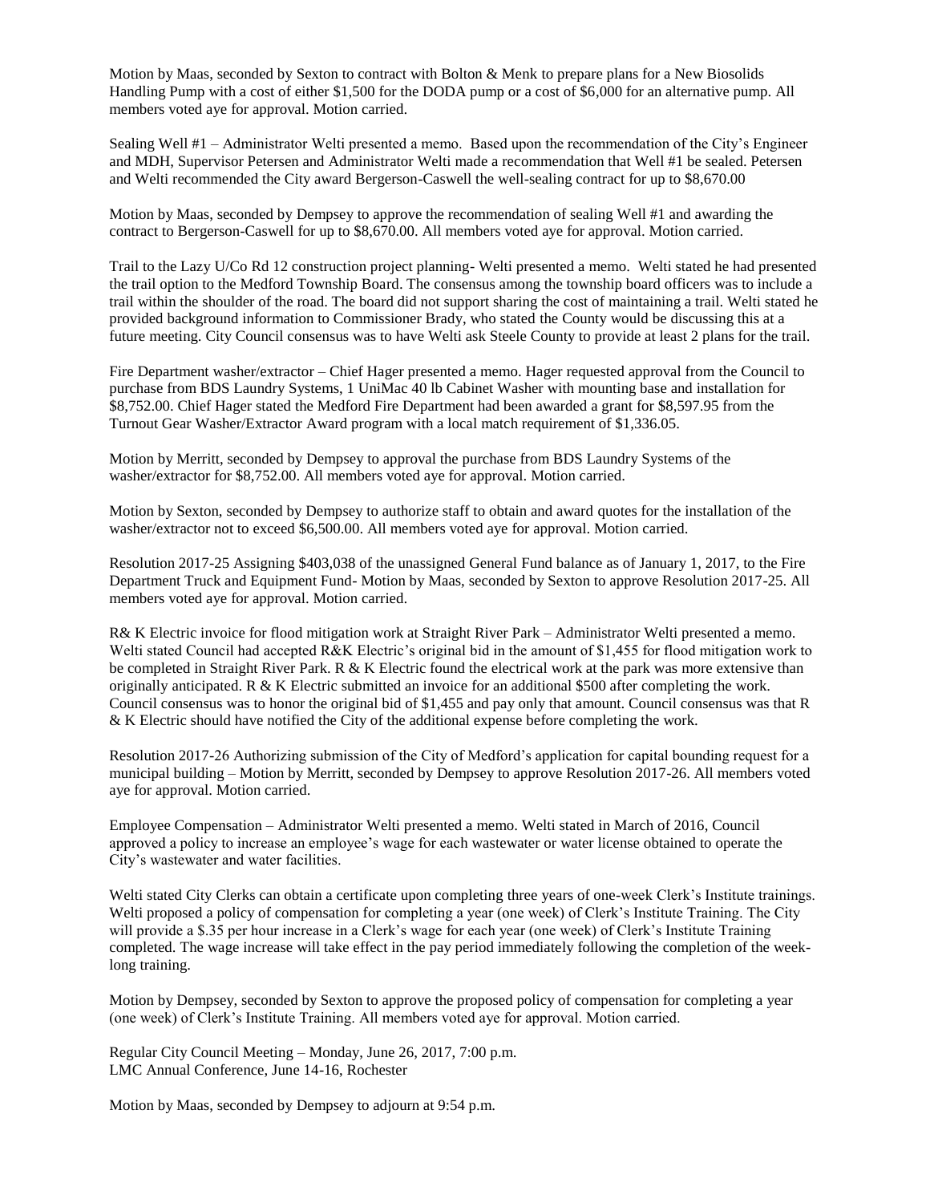Motion by Maas, seconded by Sexton to contract with Bolton & Menk to prepare plans for a New Biosolids Handling Pump with a cost of either $1,500 for the DODA pump or a cost of $6,000 for an alternative pump. All members voted aye for approval. Motion carried.

Sealing Well #1 – Administrator Welti presented a memo. Based upon the recommendation of the City's Engineer and MDH, Supervisor Petersen and Administrator Welti made a recommendation that Well #1 be sealed. Petersen and Welti recommended the City award Bergerson-Caswell the well-sealing contract for up to $8,670.00

Motion by Maas, seconded by Dempsey to approve the recommendation of sealing Well #1 and awarding the contract to Bergerson-Caswell for up to $8,670.00. All members voted aye for approval. Motion carried.

Trail to the Lazy U/Co Rd 12 construction project planning- Welti presented a memo. Welti stated he had presented the trail option to the Medford Township Board. The consensus among the township board officers was to include a trail within the shoulder of the road. The board did not support sharing the cost of maintaining a trail. Welti stated he provided background information to Commissioner Brady, who stated the County would be discussing this at a future meeting. City Council consensus was to have Welti ask Steele County to provide at least 2 plans for the trail.

Fire Department washer/extractor – Chief Hager presented a memo. Hager requested approval from the Council to purchase from BDS Laundry Systems, 1 UniMac 40 lb Cabinet Washer with mounting base and installation for $8,752.00. Chief Hager stated the Medford Fire Department had been awarded a grant for $8,597.95 from the Turnout Gear Washer/Extractor Award program with a local match requirement of $1,336.05.

Motion by Merritt, seconded by Dempsey to approval the purchase from BDS Laundry Systems of the washer/extractor for $8,752.00. All members voted aye for approval. Motion carried.

Motion by Sexton, seconded by Dempsey to authorize staff to obtain and award quotes for the installation of the washer/extractor not to exceed $6,500.00. All members voted aye for approval. Motion carried.

Resolution 2017-25 Assigning $403,038 of the unassigned General Fund balance as of January 1, 2017, to the Fire Department Truck and Equipment Fund- Motion by Maas, seconded by Sexton to approve Resolution 2017-25. All members voted aye for approval. Motion carried.

R& K Electric invoice for flood mitigation work at Straight River Park – Administrator Welti presented a memo. Welti stated Council had accepted R&K Electric's original bid in the amount of $1,455 for flood mitigation work to be completed in Straight River Park. R & K Electric found the electrical work at the park was more extensive than originally anticipated. R & K Electric submitted an invoice for an additional $500 after completing the work. Council consensus was to honor the original bid of $1,455 and pay only that amount. Council consensus was that R & K Electric should have notified the City of the additional expense before completing the work.

Resolution 2017-26 Authorizing submission of the City of Medford's application for capital bounding request for a municipal building – Motion by Merritt, seconded by Dempsey to approve Resolution 2017-26. All members voted aye for approval. Motion carried.

Employee Compensation – Administrator Welti presented a memo. Welti stated in March of 2016, Council approved a policy to increase an employee's wage for each wastewater or water license obtained to operate the City's wastewater and water facilities.

Welti stated City Clerks can obtain a certificate upon completing three years of one-week Clerk's Institute trainings. Welti proposed a policy of compensation for completing a year (one week) of Clerk's Institute Training. The City will provide a $.35 per hour increase in a Clerk's wage for each year (one week) of Clerk's Institute Training completed. The wage increase will take effect in the pay period immediately following the completion of the week-long training.

Motion by Dempsey, seconded by Sexton to approve the proposed policy of compensation for completing a year (one week) of Clerk's Institute Training. All members voted aye for approval. Motion carried.

Regular City Council Meeting – Monday, June 26, 2017, 7:00 p.m.
LMC Annual Conference, June 14-16, Rochester

Motion by Maas, seconded by Dempsey to adjourn at 9:54 p.m.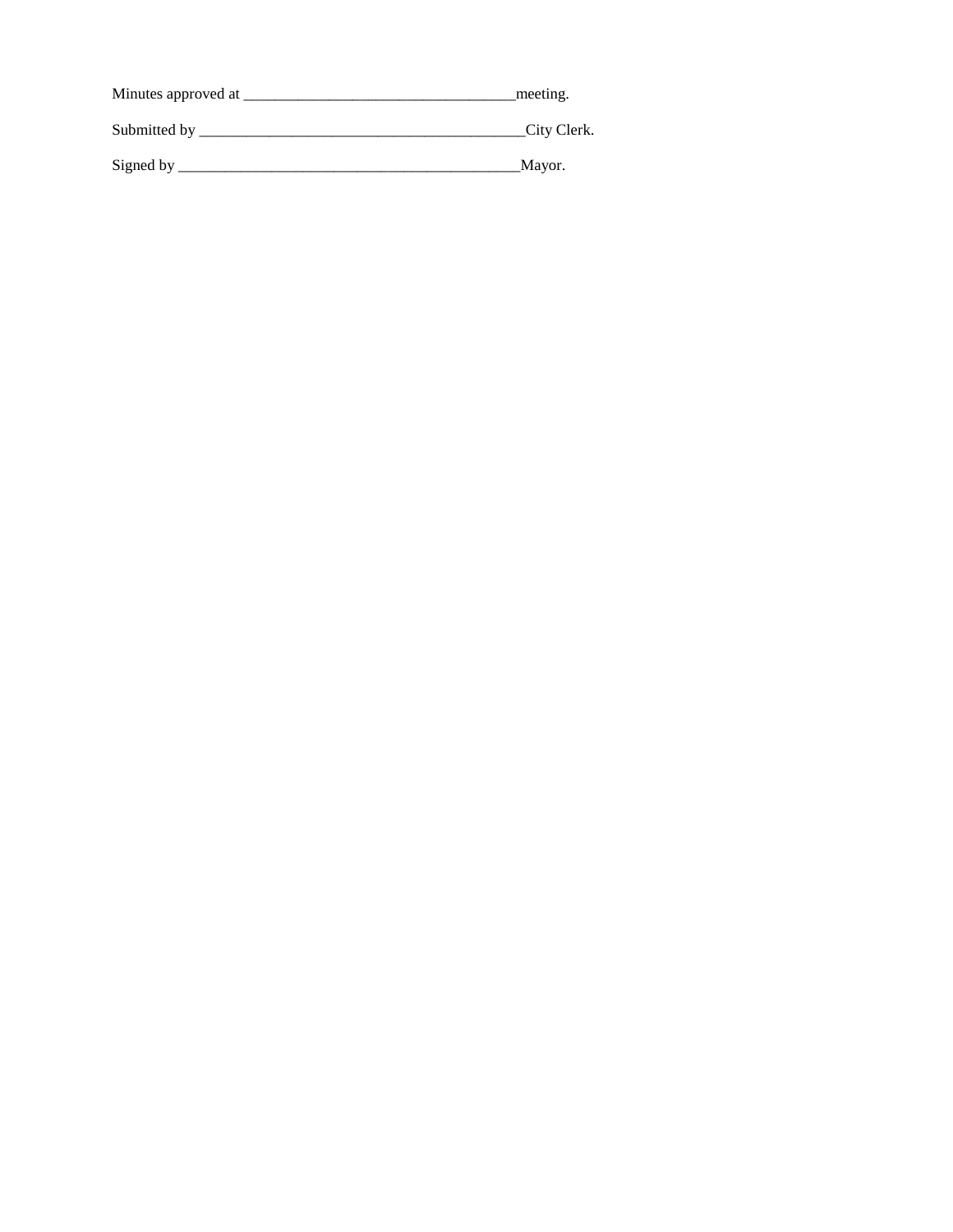Minutes approved at ___________________________________meeting.

Submitted by ___________________________________________City Clerk.

Signed by _____________________________________________Mayor.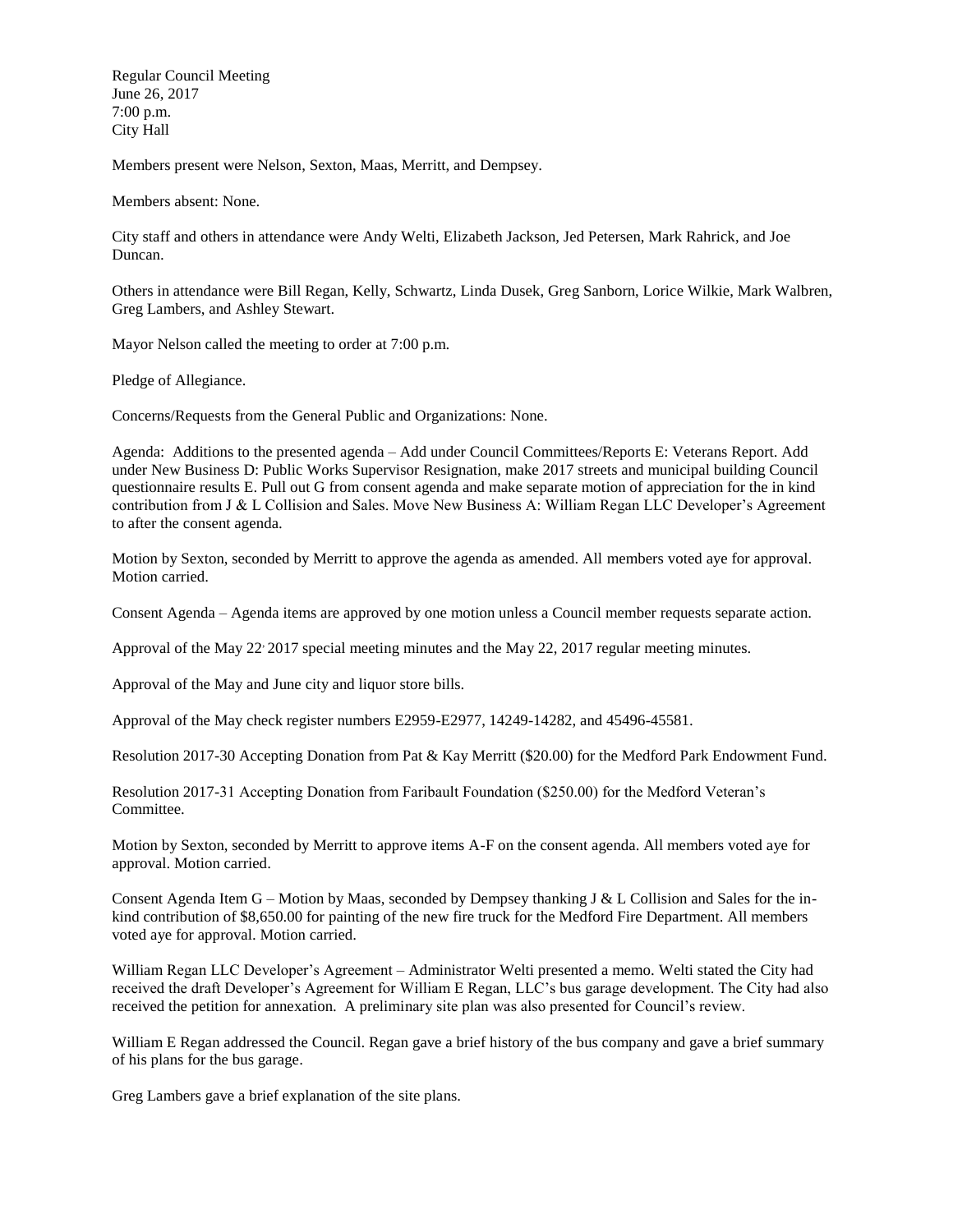Regular Council Meeting
June 26, 2017
7:00 p.m.
City Hall

Members present were Nelson, Sexton, Maas, Merritt, and Dempsey.

Members absent: None.

City staff and others in attendance were Andy Welti, Elizabeth Jackson, Jed Petersen, Mark Rahrick, and Joe Duncan.

Others in attendance were Bill Regan, Kelly, Schwartz, Linda Dusek, Greg Sanborn, Lorice Wilkie, Mark Walbren, Greg Lambers, and Ashley Stewart.

Mayor Nelson called the meeting to order at 7:00 p.m.

Pledge of Allegiance.

Concerns/Requests from the General Public and Organizations: None.

Agenda: Additions to the presented agenda – Add under Council Committees/Reports E: Veterans Report. Add under New Business D: Public Works Supervisor Resignation, make 2017 streets and municipal building Council questionnaire results E. Pull out G from consent agenda and make separate motion of appreciation for the in kind contribution from J & L Collision and Sales. Move New Business A: William Regan LLC Developer's Agreement to after the consent agenda.

Motion by Sexton, seconded by Merritt to approve the agenda as amended. All members voted aye for approval. Motion carried.

Consent Agenda – Agenda items are approved by one motion unless a Council member requests separate action.

Approval of the May 22, 2017 special meeting minutes and the May 22, 2017 regular meeting minutes.

Approval of the May and June city and liquor store bills.

Approval of the May check register numbers E2959-E2977, 14249-14282, and 45496-45581.

Resolution 2017-30 Accepting Donation from Pat & Kay Merritt ($20.00) for the Medford Park Endowment Fund.

Resolution 2017-31 Accepting Donation from Faribault Foundation ($250.00) for the Medford Veteran's Committee.

Motion by Sexton, seconded by Merritt to approve items A-F on the consent agenda. All members voted aye for approval. Motion carried.

Consent Agenda Item G – Motion by Maas, seconded by Dempsey thanking J & L Collision and Sales for the in-kind contribution of $8,650.00 for painting of the new fire truck for the Medford Fire Department. All members voted aye for approval. Motion carried.

William Regan LLC Developer's Agreement – Administrator Welti presented a memo. Welti stated the City had received the draft Developer's Agreement for William E Regan, LLC's bus garage development. The City had also received the petition for annexation. A preliminary site plan was also presented for Council's review.

William E Regan addressed the Council. Regan gave a brief history of the bus company and gave a brief summary of his plans for the bus garage.

Greg Lambers gave a brief explanation of the site plans.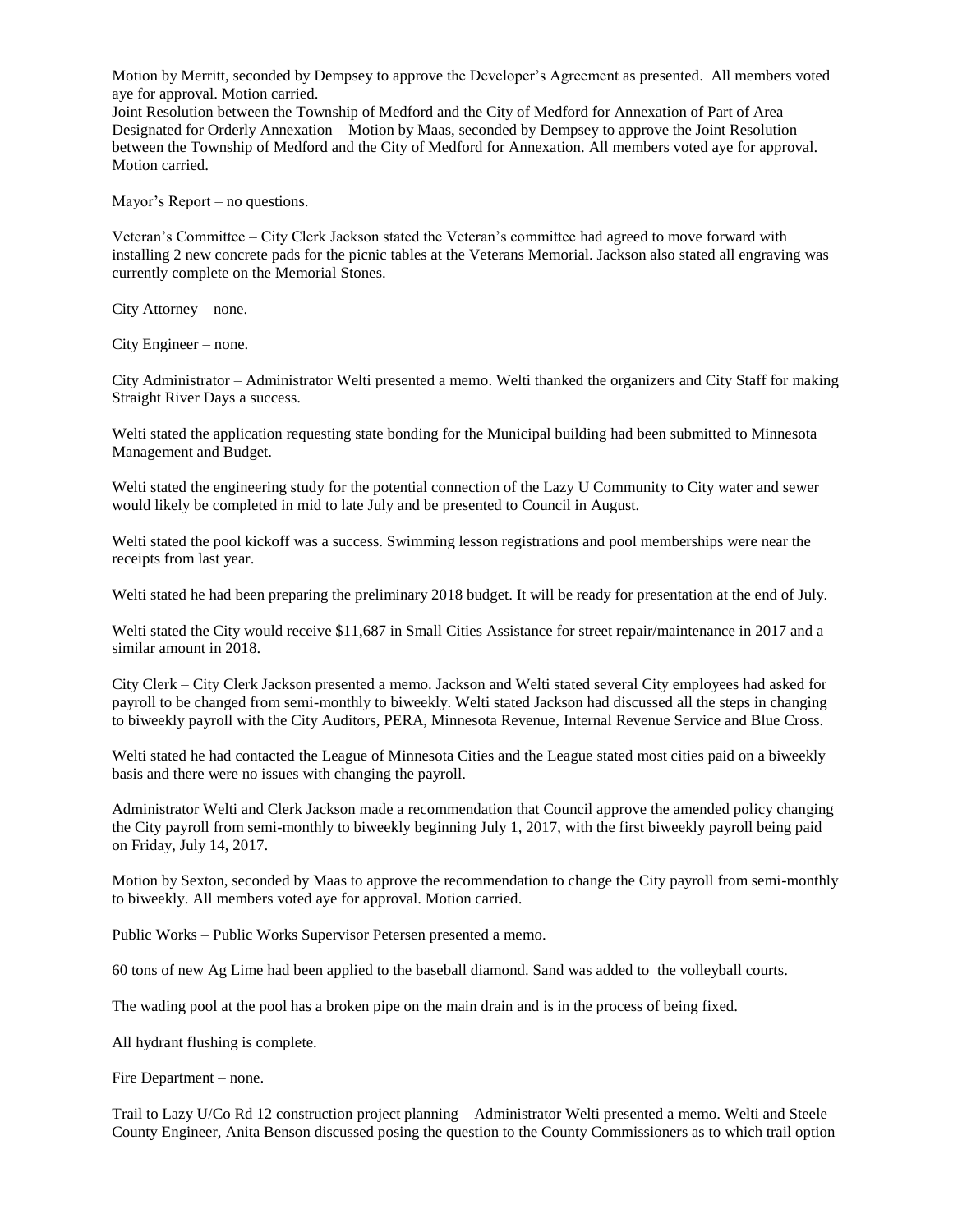Motion by Merritt, seconded by Dempsey to approve the Developer's Agreement as presented. All members voted aye for approval. Motion carried.

Joint Resolution between the Township of Medford and the City of Medford for Annexation of Part of Area Designated for Orderly Annexation – Motion by Maas, seconded by Dempsey to approve the Joint Resolution between the Township of Medford and the City of Medford for Annexation. All members voted aye for approval. Motion carried.

Mayor's Report – no questions.

Veteran's Committee – City Clerk Jackson stated the Veteran's committee had agreed to move forward with installing 2 new concrete pads for the picnic tables at the Veterans Memorial. Jackson also stated all engraving was currently complete on the Memorial Stones.

City Attorney – none.

City Engineer – none.

City Administrator – Administrator Welti presented a memo. Welti thanked the organizers and City Staff for making Straight River Days a success.

Welti stated the application requesting state bonding for the Municipal building had been submitted to Minnesota Management and Budget.

Welti stated the engineering study for the potential connection of the Lazy U Community to City water and sewer would likely be completed in mid to late July and be presented to Council in August.

Welti stated the pool kickoff was a success. Swimming lesson registrations and pool memberships were near the receipts from last year.

Welti stated he had been preparing the preliminary 2018 budget. It will be ready for presentation at the end of July.

Welti stated the City would receive $11,687 in Small Cities Assistance for street repair/maintenance in 2017 and a similar amount in 2018.

City Clerk – City Clerk Jackson presented a memo. Jackson and Welti stated several City employees had asked for payroll to be changed from semi-monthly to biweekly. Welti stated Jackson had discussed all the steps in changing to biweekly payroll with the City Auditors, PERA, Minnesota Revenue, Internal Revenue Service and Blue Cross.

Welti stated he had contacted the League of Minnesota Cities and the League stated most cities paid on a biweekly basis and there were no issues with changing the payroll.

Administrator Welti and Clerk Jackson made a recommendation that Council approve the amended policy changing the City payroll from semi-monthly to biweekly beginning July 1, 2017, with the first biweekly payroll being paid on Friday, July 14, 2017.

Motion by Sexton, seconded by Maas to approve the recommendation to change the City payroll from semi-monthly to biweekly. All members voted aye for approval. Motion carried.

Public Works – Public Works Supervisor Petersen presented a memo.

60 tons of new Ag Lime had been applied to the baseball diamond. Sand was added to the volleyball courts.

The wading pool at the pool has a broken pipe on the main drain and is in the process of being fixed.

All hydrant flushing is complete.

Fire Department – none.

Trail to Lazy U/Co Rd 12 construction project planning – Administrator Welti presented a memo. Welti and Steele County Engineer, Anita Benson discussed posing the question to the County Commissioners as to which trail option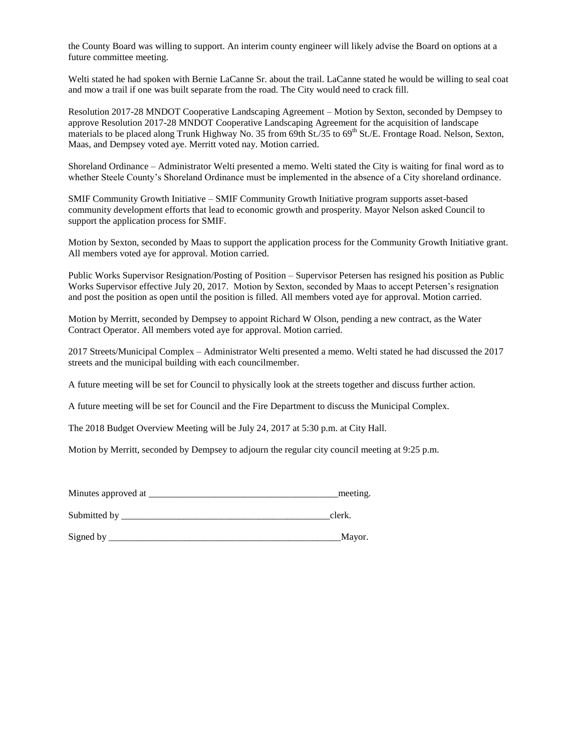the County Board was willing to support. An interim county engineer will likely advise the Board on options at a future committee meeting.

Welti stated he had spoken with Bernie LaCanne Sr. about the trail. LaCanne stated he would be willing to seal coat and mow a trail if one was built separate from the road. The City would need to crack fill.

Resolution 2017-28 MNDOT Cooperative Landscaping Agreement – Motion by Sexton, seconded by Dempsey to approve Resolution 2017-28 MNDOT Cooperative Landscaping Agreement for the acquisition of landscape materials to be placed along Trunk Highway No. 35 from 69th St./35 to 69th St./E. Frontage Road. Nelson, Sexton, Maas, and Dempsey voted aye. Merritt voted nay. Motion carried.

Shoreland Ordinance – Administrator Welti presented a memo. Welti stated the City is waiting for final word as to whether Steele County's Shoreland Ordinance must be implemented in the absence of a City shoreland ordinance.

SMIF Community Growth Initiative – SMIF Community Growth Initiative program supports asset-based community development efforts that lead to economic growth and prosperity. Mayor Nelson asked Council to support the application process for SMIF.

Motion by Sexton, seconded by Maas to support the application process for the Community Growth Initiative grant. All members voted aye for approval. Motion carried.

Public Works Supervisor Resignation/Posting of Position – Supervisor Petersen has resigned his position as Public Works Supervisor effective July 20, 2017. Motion by Sexton, seconded by Maas to accept Petersen's resignation and post the position as open until the position is filled. All members voted aye for approval. Motion carried.

Motion by Merritt, seconded by Dempsey to appoint Richard W Olson, pending a new contract, as the Water Contract Operator. All members voted aye for approval. Motion carried.

2017 Streets/Municipal Complex – Administrator Welti presented a memo. Welti stated he had discussed the 2017 streets and the municipal building with each councilmember.

A future meeting will be set for Council to physically look at the streets together and discuss further action.

A future meeting will be set for Council and the Fire Department to discuss the Municipal Complex.

The 2018 Budget Overview Meeting will be July 24, 2017 at 5:30 p.m. at City Hall.

Motion by Merritt, seconded by Dempsey to adjourn the regular city council meeting at 9:25 p.m.

Minutes approved at ________________________________________meeting.

Submitted by _____________________________________________clerk.

Signed by ____________________________________________________Mayor.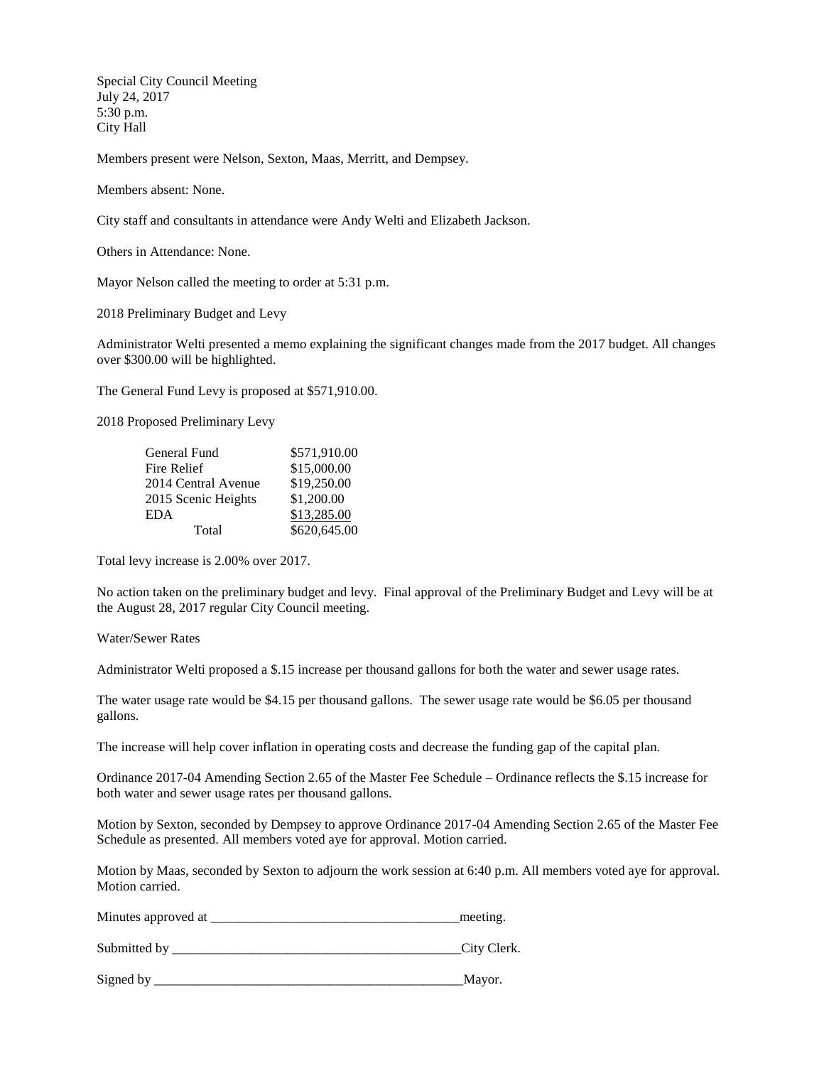Special City Council Meeting
July 24, 2017
5:30 p.m.
City Hall

Members present were Nelson, Sexton, Maas, Merritt, and Dempsey.

Members absent: None.

City staff and consultants in attendance were Andy Welti and Elizabeth Jackson.

Others in Attendance: None.

Mayor Nelson called the meeting to order at 5:31 p.m.

2018 Preliminary Budget and Levy

Administrator Welti presented a memo explaining the significant changes made from the 2017 budget. All changes over $300.00 will be highlighted.

The General Fund Levy is proposed at $571,910.00.

2018 Proposed Preliminary Levy

| | |
|---|---|
| General Fund | $571,910.00 |
| Fire Relief | $15,000.00 |
| 2014 Central Avenue | $19,250.00 |
| 2015 Scenic Heights | $1,200.00 |
| EDA | $13,285.00 |
| Total | $620,645.00 |

Total levy increase is 2.00% over 2017.

No action taken on the preliminary budget and levy. Final approval of the Preliminary Budget and Levy will be at the August 28, 2017 regular City Council meeting.

Water/Sewer Rates

Administrator Welti proposed a $.15 increase per thousand gallons for both the water and sewer usage rates.

The water usage rate would be $4.15 per thousand gallons. The sewer usage rate would be $6.05 per thousand gallons.

The increase will help cover inflation in operating costs and decrease the funding gap of the capital plan.

Ordinance 2017-04 Amending Section 2.65 of the Master Fee Schedule – Ordinance reflects the $.15 increase for both water and sewer usage rates per thousand gallons.

Motion by Sexton, seconded by Dempsey to approve Ordinance 2017-04 Amending Section 2.65 of the Master Fee Schedule as presented. All members voted aye for approval. Motion carried.

Motion by Maas, seconded by Sexton to adjourn the work session at 6:40 p.m. All members voted aye for approval. Motion carried.

Minutes approved at ____________________________________meeting.

Submitted by ___________________________________________City Clerk.

Signed by ______________________________________________Mayor.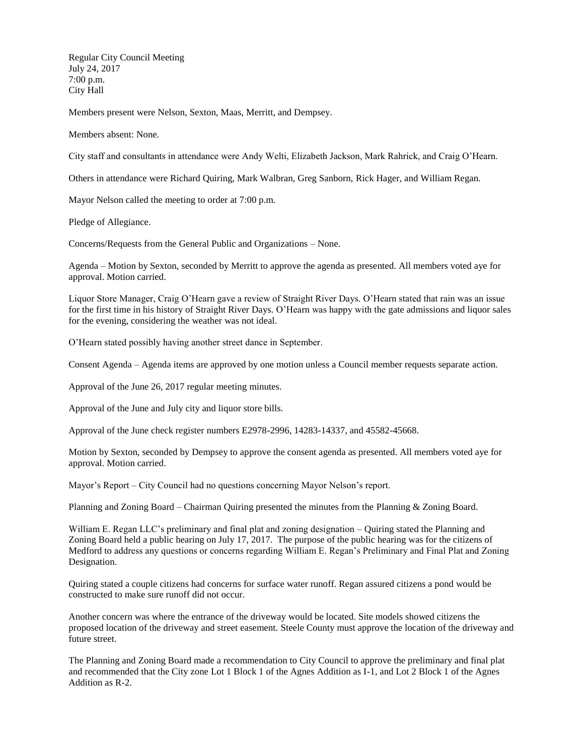Regular City Council Meeting
July 24, 2017
7:00 p.m.
City Hall

Members present were Nelson, Sexton, Maas, Merritt, and Dempsey.

Members absent: None.

City staff and consultants in attendance were Andy Welti, Elizabeth Jackson, Mark Rahrick, and Craig O'Hearn.

Others in attendance were Richard Quiring, Mark Walbran, Greg Sanborn, Rick Hager, and William Regan.

Mayor Nelson called the meeting to order at 7:00 p.m.

Pledge of Allegiance.

Concerns/Requests from the General Public and Organizations – None.

Agenda – Motion by Sexton, seconded by Merritt to approve the agenda as presented. All members voted aye for approval. Motion carried.

Liquor Store Manager, Craig O'Hearn gave a review of Straight River Days. O'Hearn stated that rain was an issue for the first time in his history of Straight River Days. O'Hearn was happy with the gate admissions and liquor sales for the evening, considering the weather was not ideal.

O'Hearn stated possibly having another street dance in September.

Consent Agenda – Agenda items are approved by one motion unless a Council member requests separate action.

Approval of the June 26, 2017 regular meeting minutes.

Approval of the June and July city and liquor store bills.

Approval of the June check register numbers E2978-2996, 14283-14337, and 45582-45668.

Motion by Sexton, seconded by Dempsey to approve the consent agenda as presented. All members voted aye for approval. Motion carried.

Mayor's Report – City Council had no questions concerning Mayor Nelson's report.

Planning and Zoning Board – Chairman Quiring presented the minutes from the Planning & Zoning Board.

William E. Regan LLC's preliminary and final plat and zoning designation – Quiring stated the Planning and Zoning Board held a public hearing on July 17, 2017. The purpose of the public hearing was for the citizens of Medford to address any questions or concerns regarding William E. Regan's Preliminary and Final Plat and Zoning Designation.

Quiring stated a couple citizens had concerns for surface water runoff. Regan assured citizens a pond would be constructed to make sure runoff did not occur.

Another concern was where the entrance of the driveway would be located. Site models showed citizens the proposed location of the driveway and street easement. Steele County must approve the location of the driveway and future street.

The Planning and Zoning Board made a recommendation to City Council to approve the preliminary and final plat and recommended that the City zone Lot 1 Block 1 of the Agnes Addition as I-1, and Lot 2 Block 1 of the Agnes Addition as R-2.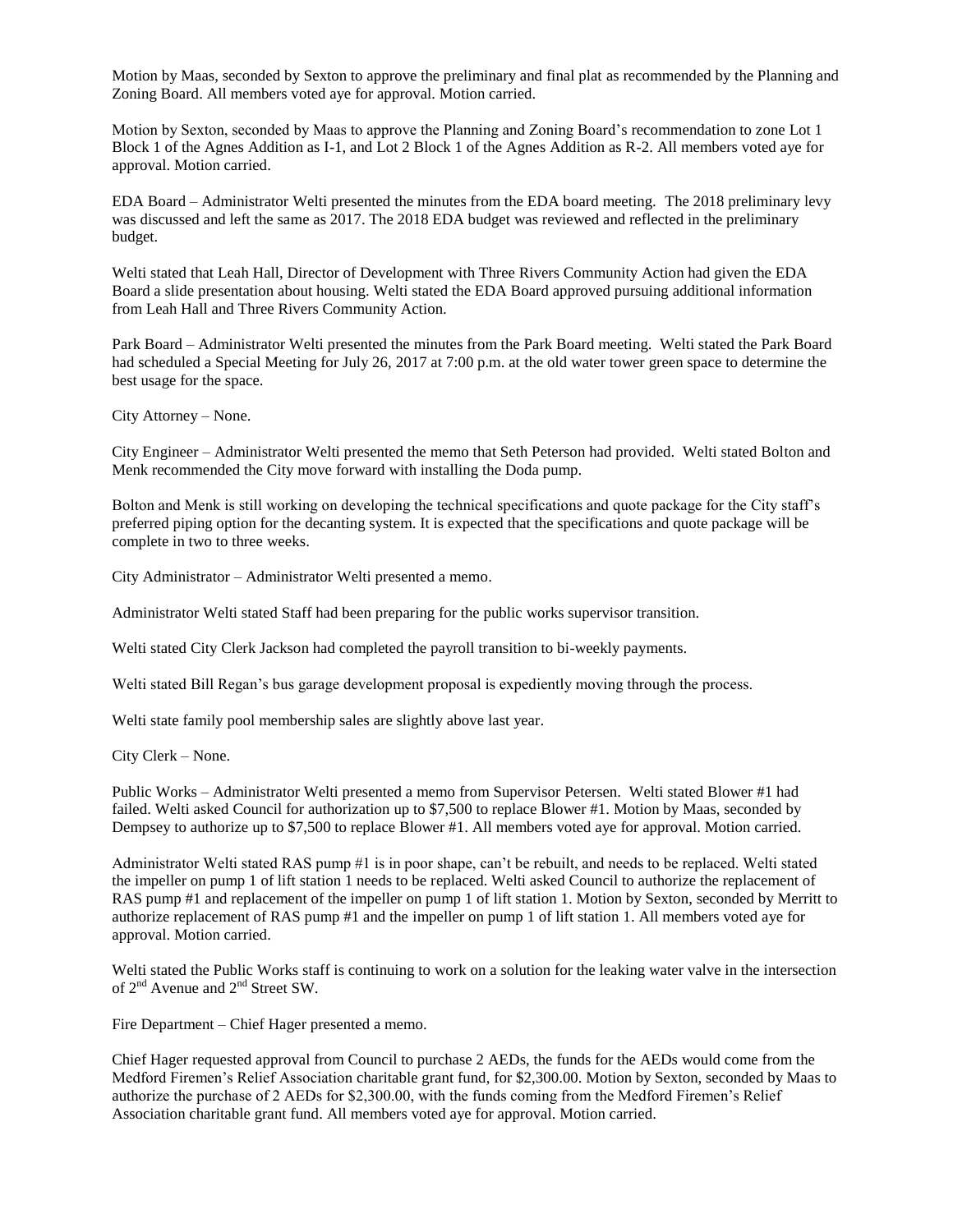Motion by Maas, seconded by Sexton to approve the preliminary and final plat as recommended by the Planning and Zoning Board. All members voted aye for approval. Motion carried.

Motion by Sexton, seconded by Maas to approve the Planning and Zoning Board's recommendation to zone Lot 1 Block 1 of the Agnes Addition as I-1, and Lot 2 Block 1 of the Agnes Addition as R-2. All members voted aye for approval. Motion carried.

EDA Board – Administrator Welti presented the minutes from the EDA board meeting. The 2018 preliminary levy was discussed and left the same as 2017. The 2018 EDA budget was reviewed and reflected in the preliminary budget.

Welti stated that Leah Hall, Director of Development with Three Rivers Community Action had given the EDA Board a slide presentation about housing. Welti stated the EDA Board approved pursuing additional information from Leah Hall and Three Rivers Community Action.

Park Board – Administrator Welti presented the minutes from the Park Board meeting. Welti stated the Park Board had scheduled a Special Meeting for July 26, 2017 at 7:00 p.m. at the old water tower green space to determine the best usage for the space.

City Attorney – None.

City Engineer – Administrator Welti presented the memo that Seth Peterson had provided. Welti stated Bolton and Menk recommended the City move forward with installing the Doda pump.

Bolton and Menk is still working on developing the technical specifications and quote package for the City staff's preferred piping option for the decanting system. It is expected that the specifications and quote package will be complete in two to three weeks.

City Administrator – Administrator Welti presented a memo.

Administrator Welti stated Staff had been preparing for the public works supervisor transition.

Welti stated City Clerk Jackson had completed the payroll transition to bi-weekly payments.

Welti stated Bill Regan's bus garage development proposal is expediently moving through the process.

Welti state family pool membership sales are slightly above last year.

City Clerk – None.

Public Works – Administrator Welti presented a memo from Supervisor Petersen. Welti stated Blower #1 had failed. Welti asked Council for authorization up to $7,500 to replace Blower #1. Motion by Maas, seconded by Dempsey to authorize up to $7,500 to replace Blower #1. All members voted aye for approval. Motion carried.

Administrator Welti stated RAS pump #1 is in poor shape, can't be rebuilt, and needs to be replaced. Welti stated the impeller on pump 1 of lift station 1 needs to be replaced. Welti asked Council to authorize the replacement of RAS pump #1 and replacement of the impeller on pump 1 of lift station 1. Motion by Sexton, seconded by Merritt to authorize replacement of RAS pump #1 and the impeller on pump 1 of lift station 1. All members voted aye for approval. Motion carried.

Welti stated the Public Works staff is continuing to work on a solution for the leaking water valve in the intersection of 2nd Avenue and 2nd Street SW.

Fire Department – Chief Hager presented a memo.

Chief Hager requested approval from Council to purchase 2 AEDs, the funds for the AEDs would come from the Medford Firemen's Relief Association charitable grant fund, for $2,300.00. Motion by Sexton, seconded by Maas to authorize the purchase of 2 AEDs for $2,300.00, with the funds coming from the Medford Firemen's Relief Association charitable grant fund. All members voted aye for approval. Motion carried.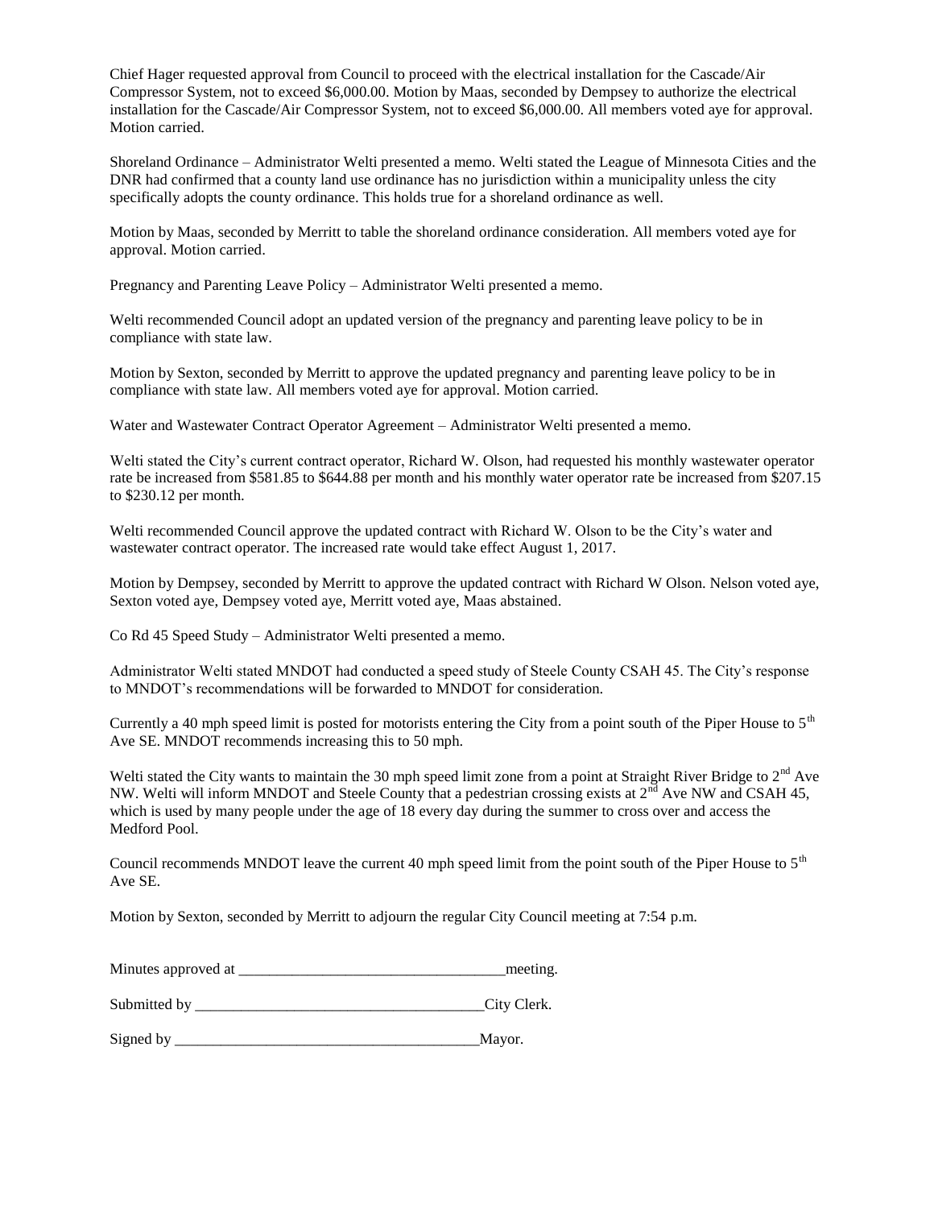Chief Hager requested approval from Council to proceed with the electrical installation for the Cascade/Air Compressor System, not to exceed $6,000.00. Motion by Maas, seconded by Dempsey to authorize the electrical installation for the Cascade/Air Compressor System, not to exceed $6,000.00. All members voted aye for approval. Motion carried.

Shoreland Ordinance – Administrator Welti presented a memo. Welti stated the League of Minnesota Cities and the DNR had confirmed that a county land use ordinance has no jurisdiction within a municipality unless the city specifically adopts the county ordinance. This holds true for a shoreland ordinance as well.

Motion by Maas, seconded by Merritt to table the shoreland ordinance consideration. All members voted aye for approval. Motion carried.

Pregnancy and Parenting Leave Policy – Administrator Welti presented a memo.

Welti recommended Council adopt an updated version of the pregnancy and parenting leave policy to be in compliance with state law.

Motion by Sexton, seconded by Merritt to approve the updated pregnancy and parenting leave policy to be in compliance with state law. All members voted aye for approval. Motion carried.

Water and Wastewater Contract Operator Agreement – Administrator Welti presented a memo.

Welti stated the City's current contract operator, Richard W. Olson, had requested his monthly wastewater operator rate be increased from $581.85 to $644.88 per month and his monthly water operator rate be increased from $207.15 to $230.12 per month.

Welti recommended Council approve the updated contract with Richard W. Olson to be the City's water and wastewater contract operator. The increased rate would take effect August 1, 2017.

Motion by Dempsey, seconded by Merritt to approve the updated contract with Richard W Olson. Nelson voted aye, Sexton voted aye, Dempsey voted aye, Merritt voted aye, Maas abstained.

Co Rd 45 Speed Study – Administrator Welti presented a memo.

Administrator Welti stated MNDOT had conducted a speed study of Steele County CSAH 45. The City's response to MNDOT's recommendations will be forwarded to MNDOT for consideration.

Currently a 40 mph speed limit is posted for motorists entering the City from a point south of the Piper House to 5th Ave SE. MNDOT recommends increasing this to 50 mph.

Welti stated the City wants to maintain the 30 mph speed limit zone from a point at Straight River Bridge to 2nd Ave NW. Welti will inform MNDOT and Steele County that a pedestrian crossing exists at 2nd Ave NW and CSAH 45, which is used by many people under the age of 18 every day during the summer to cross over and access the Medford Pool.

Council recommends MNDOT leave the current 40 mph speed limit from the point south of the Piper House to 5th Ave SE.

Motion by Sexton, seconded by Merritt to adjourn the regular City Council meeting at 7:54 p.m.

Minutes approved at ___________________________________meeting.

Submitted by ______________________________________City Clerk.

Signed by ________________________________________Mayor.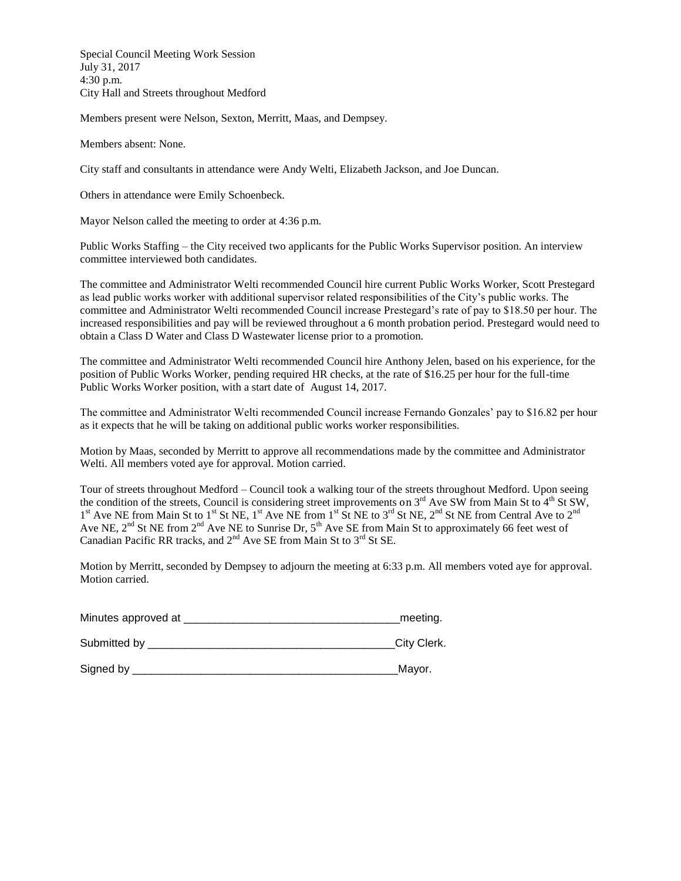Special Council Meeting Work Session
July 31, 2017
4:30 p.m.
City Hall and Streets throughout Medford

Members present were Nelson, Sexton, Merritt, Maas, and Dempsey.

Members absent: None.

City staff and consultants in attendance were Andy Welti, Elizabeth Jackson, and Joe Duncan.

Others in attendance were Emily Schoenbeck.

Mayor Nelson called the meeting to order at 4:36 p.m.

Public Works Staffing – the City received two applicants for the Public Works Supervisor position. An interview committee interviewed both candidates.

The committee and Administrator Welti recommended Council hire current Public Works Worker, Scott Prestegard as lead public works worker with additional supervisor related responsibilities of the City's public works. The committee and Administrator Welti recommended Council increase Prestegard's rate of pay to $18.50 per hour. The increased responsibilities and pay will be reviewed throughout a 6 month probation period. Prestegard would need to obtain a Class D Water and Class D Wastewater license prior to a promotion.

The committee and Administrator Welti recommended Council hire Anthony Jelen, based on his experience, for the position of Public Works Worker, pending required HR checks, at the rate of $16.25 per hour for the full-time Public Works Worker position, with a start date of August 14, 2017.

The committee and Administrator Welti recommended Council increase Fernando Gonzales' pay to $16.82 per hour as it expects that he will be taking on additional public works worker responsibilities.

Motion by Maas, seconded by Merritt to approve all recommendations made by the committee and Administrator Welti. All members voted aye for approval. Motion carried.

Tour of streets throughout Medford – Council took a walking tour of the streets throughout Medford. Upon seeing the condition of the streets, Council is considering street improvements on 3rd Ave SW from Main St to 4th St SW, 1st Ave NE from Main St to 1st St NE, 1st Ave NE from 1st St NE to 3rd St NE, 2nd St NE from Central Ave to 2nd Ave NE, 2nd St NE from 2nd Ave NE to Sunrise Dr, 5th Ave SE from Main St to approximately 66 feet west of Canadian Pacific RR tracks, and 2nd Ave SE from Main St to 3rd St SE.

Motion by Merritt, seconded by Dempsey to adjourn the meeting at 6:33 p.m. All members voted aye for approval. Motion carried.

Minutes approved at ___________________________________meeting.

Submitted by _______________________________________City Clerk.

Signed by ___________________________________________Mayor.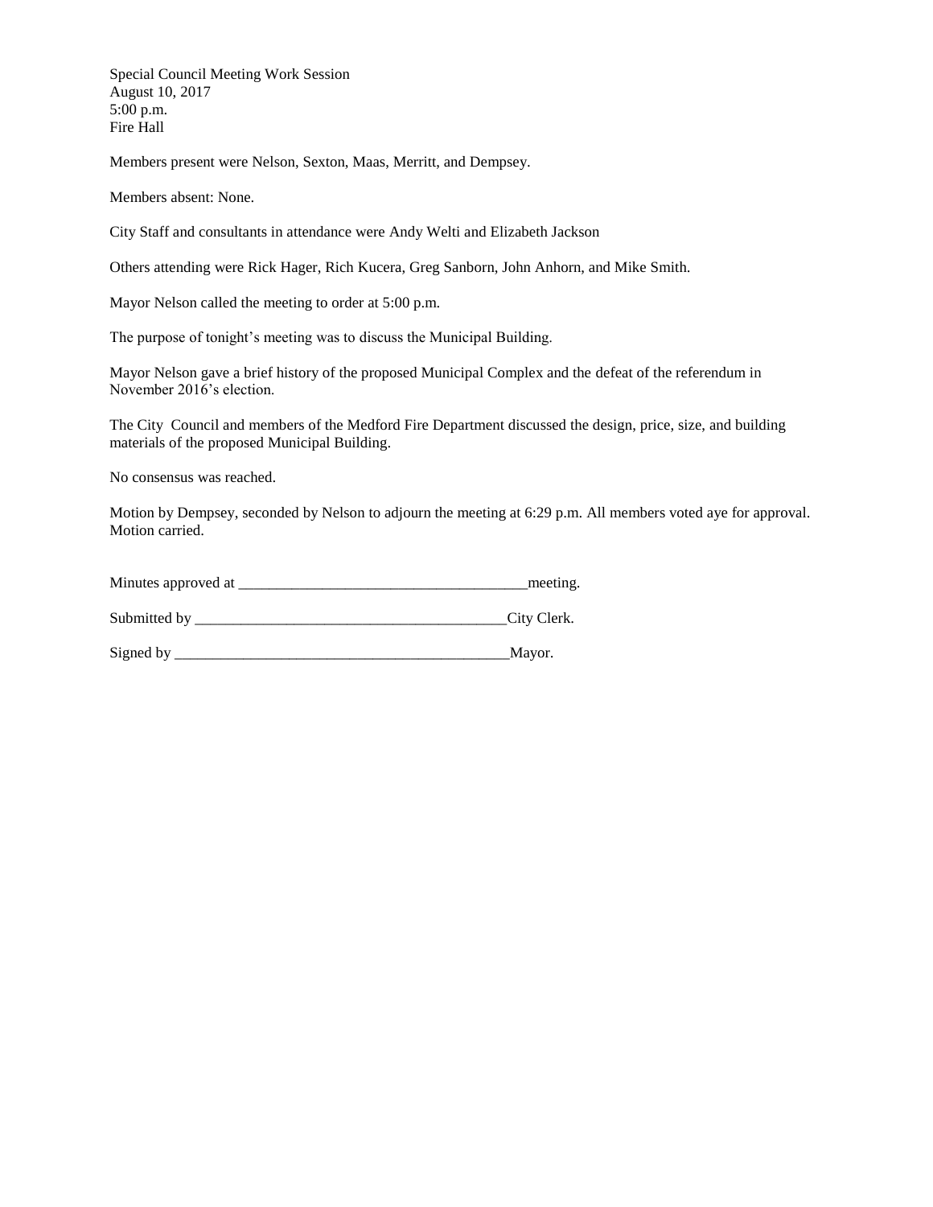Special Council Meeting Work Session
August 10, 2017
5:00 p.m.
Fire Hall

Members present were Nelson, Sexton, Maas, Merritt, and Dempsey.

Members absent: None.

City Staff and consultants in attendance were Andy Welti and Elizabeth Jackson

Others attending were Rick Hager, Rich Kucera, Greg Sanborn, John Anhorn, and Mike Smith.

Mayor Nelson called the meeting to order at 5:00 p.m.

The purpose of tonight's meeting was to discuss the Municipal Building.

Mayor Nelson gave a brief history of the proposed Municipal Complex and the defeat of the referendum in November 2016's election.

The City Council and members of the Medford Fire Department discussed the design, price, size, and building materials of the proposed Municipal Building.

No consensus was reached.

Motion by Dempsey, seconded by Nelson to adjourn the meeting at 6:29 p.m. All members voted aye for approval. Motion carried.

Minutes approved at ______________________________________meeting.

Submitted by _________________________________________City Clerk.

Signed by _____________________________________________Mayor.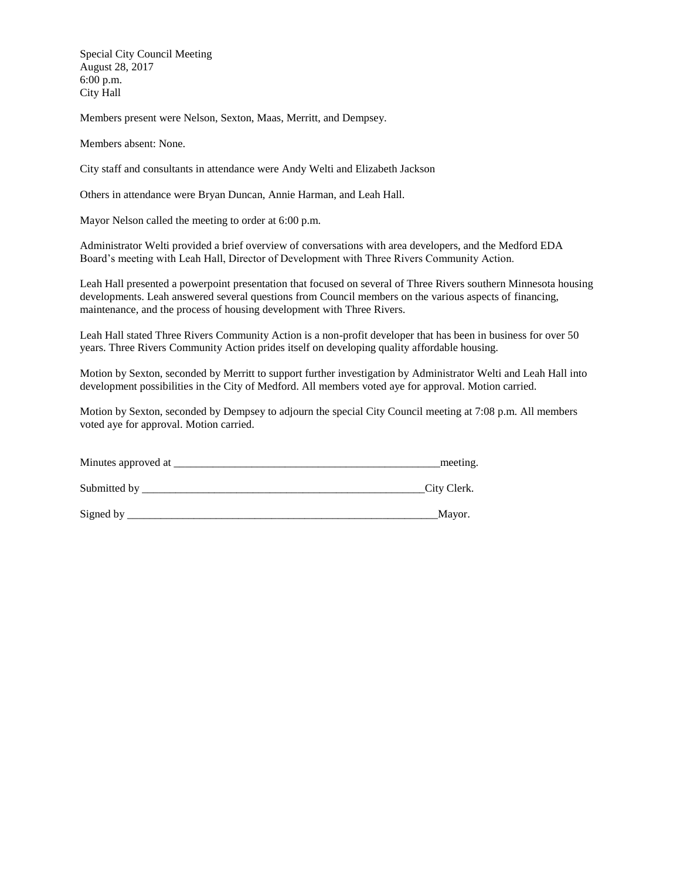Special City Council Meeting
August 28, 2017
6:00 p.m.
City Hall

Members present were Nelson, Sexton, Maas, Merritt, and Dempsey.

Members absent: None.

City staff and consultants in attendance were Andy Welti and Elizabeth Jackson

Others in attendance were Bryan Duncan, Annie Harman, and Leah Hall.

Mayor Nelson called the meeting to order at 6:00 p.m.

Administrator Welti provided a brief overview of conversations with area developers, and the Medford EDA Board's meeting with Leah Hall, Director of Development with Three Rivers Community Action.

Leah Hall presented a powerpoint presentation that focused on several of Three Rivers southern Minnesota housing developments. Leah answered several questions from Council members on the various aspects of financing, maintenance, and the process of housing development with Three Rivers.

Leah Hall stated Three Rivers Community Action is a non-profit developer that has been in business for over 50 years. Three Rivers Community Action prides itself on developing quality affordable housing.

Motion by Sexton, seconded by Merritt to support further investigation by Administrator Welti and Leah Hall into development possibilities in the City of Medford. All members voted aye for approval. Motion carried.

Motion by Sexton, seconded by Dempsey to adjourn the special City Council meeting at 7:08 p.m. All members voted aye for approval. Motion carried.

Minutes approved at \_\_\_\_\_\_\_\_\_\_\_\_\_\_\_\_\_\_\_\_\_\_\_\_\_\_\_\_\_\_\_\_\_\_\_\_\_\_\_\_\_\_\_\_\_\_\_\_meeting.

Submitted by \_\_\_\_\_\_\_\_\_\_\_\_\_\_\_\_\_\_\_\_\_\_\_\_\_\_\_\_\_\_\_\_\_\_\_\_\_\_\_\_\_\_\_\_\_\_\_\_\_\_\_\_City Clerk.

Signed by \_\_\_\_\_\_\_\_\_\_\_\_\_\_\_\_\_\_\_\_\_\_\_\_\_\_\_\_\_\_\_\_\_\_\_\_\_\_\_\_\_\_\_\_\_\_\_\_\_\_\_\_\_\_\_\_\_\_\_Mayor.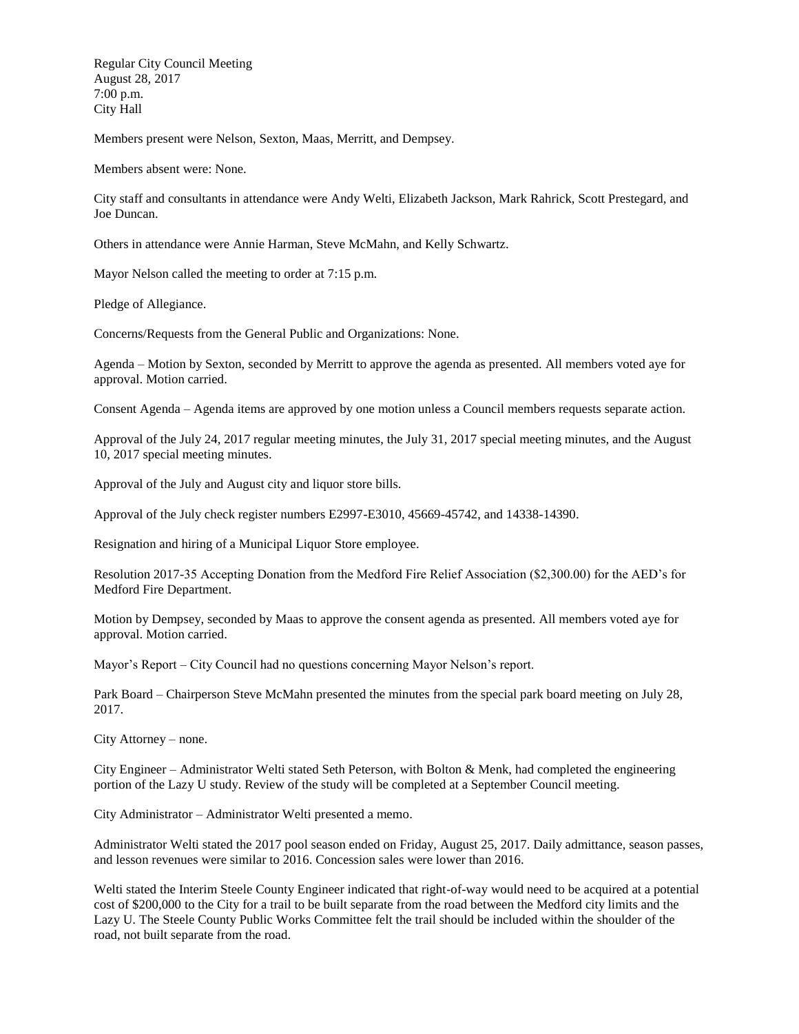Regular City Council Meeting
August 28, 2017
7:00 p.m.
City Hall

Members present were Nelson, Sexton, Maas, Merritt, and Dempsey.

Members absent were: None.

City staff and consultants in attendance were Andy Welti, Elizabeth Jackson, Mark Rahrick, Scott Prestegard, and Joe Duncan.

Others in attendance were Annie Harman, Steve McMahn, and Kelly Schwartz.

Mayor Nelson called the meeting to order at 7:15 p.m.

Pledge of Allegiance.

Concerns/Requests from the General Public and Organizations: None.

Agenda – Motion by Sexton, seconded by Merritt to approve the agenda as presented. All members voted aye for approval. Motion carried.

Consent Agenda – Agenda items are approved by one motion unless a Council members requests separate action.

Approval of the July 24, 2017 regular meeting minutes, the July 31, 2017 special meeting minutes, and the August 10, 2017 special meeting minutes.

Approval of the July and August city and liquor store bills.

Approval of the July check register numbers E2997-E3010, 45669-45742, and 14338-14390.

Resignation and hiring of a Municipal Liquor Store employee.

Resolution 2017-35 Accepting Donation from the Medford Fire Relief Association ($2,300.00) for the AED's for Medford Fire Department.

Motion by Dempsey, seconded by Maas to approve the consent agenda as presented. All members voted aye for approval. Motion carried.

Mayor's Report – City Council had no questions concerning Mayor Nelson's report.

Park Board – Chairperson Steve McMahn presented the minutes from the special park board meeting on July 28, 2017.

City Attorney – none.

City Engineer – Administrator Welti stated Seth Peterson, with Bolton & Menk, had completed the engineering portion of the Lazy U study. Review of the study will be completed at a September Council meeting.

City Administrator – Administrator Welti presented a memo.

Administrator Welti stated the 2017 pool season ended on Friday, August 25, 2017. Daily admittance, season passes, and lesson revenues were similar to 2016. Concession sales were lower than 2016.

Welti stated the Interim Steele County Engineer indicated that right-of-way would need to be acquired at a potential cost of $200,000 to the City for a trail to be built separate from the road between the Medford city limits and the Lazy U. The Steele County Public Works Committee felt the trail should be included within the shoulder of the road, not built separate from the road.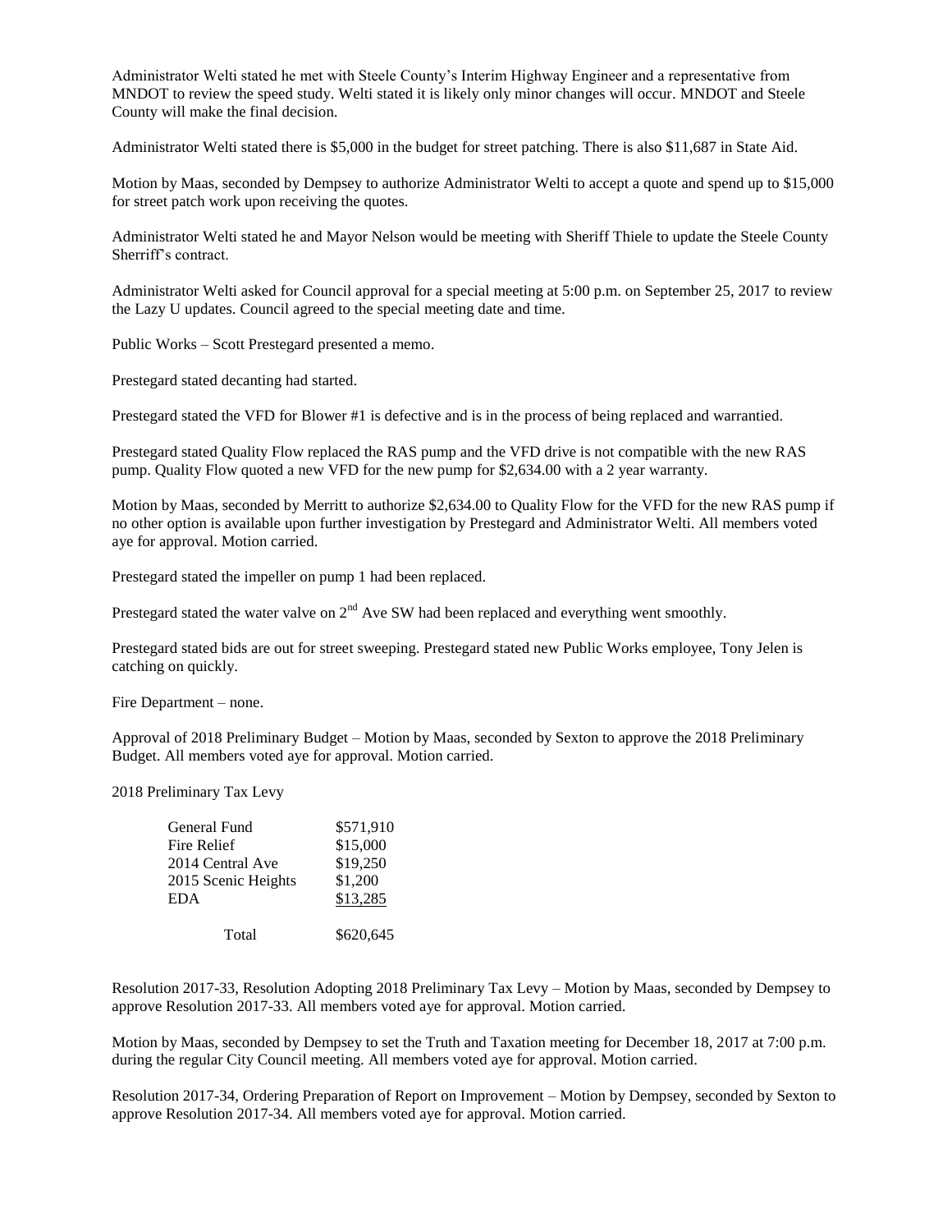Administrator Welti stated he met with Steele County's Interim Highway Engineer and a representative from MNDOT to review the speed study. Welti stated it is likely only minor changes will occur. MNDOT and Steele County will make the final decision.

Administrator Welti stated there is $5,000 in the budget for street patching. There is also $11,687 in State Aid.

Motion by Maas, seconded by Dempsey to authorize Administrator Welti to accept a quote and spend up to $15,000 for street patch work upon receiving the quotes.

Administrator Welti stated he and Mayor Nelson would be meeting with Sheriff Thiele to update the Steele County Sherriff's contract.

Administrator Welti asked for Council approval for a special meeting at 5:00 p.m. on September 25, 2017 to review the Lazy U updates. Council agreed to the special meeting date and time.

Public Works – Scott Prestegard presented a memo.

Prestegard stated decanting had started.

Prestegard stated the VFD for Blower #1 is defective and is in the process of being replaced and warrantied.

Prestegard stated Quality Flow replaced the RAS pump and the VFD drive is not compatible with the new RAS pump. Quality Flow quoted a new VFD for the new pump for $2,634.00 with a 2 year warranty.

Motion by Maas, seconded by Merritt to authorize $2,634.00 to Quality Flow for the VFD for the new RAS pump if no other option is available upon further investigation by Prestegard and Administrator Welti. All members voted aye for approval. Motion carried.

Prestegard stated the impeller on pump 1 had been replaced.

Prestegard stated the water valve on 2nd Ave SW had been replaced and everything went smoothly.

Prestegard stated bids are out for street sweeping. Prestegard stated new Public Works employee, Tony Jelen is catching on quickly.

Fire Department – none.

Approval of 2018 Preliminary Budget – Motion by Maas, seconded by Sexton to approve the 2018 Preliminary Budget. All members voted aye for approval. Motion carried.

2018 Preliminary Tax Levy

| | |
|---|---|
| General Fund | $571,910 |
| Fire Relief | $15,000 |
| 2014 Central Ave | $19,250 |
| 2015 Scenic Heights | $1,200 |
| EDA | $13,285 |
| Total | $620,645 |

Resolution 2017-33, Resolution Adopting 2018 Preliminary Tax Levy – Motion by Maas, seconded by Dempsey to approve Resolution 2017-33. All members voted aye for approval. Motion carried.

Motion by Maas, seconded by Dempsey to set the Truth and Taxation meeting for December 18, 2017 at 7:00 p.m. during the regular City Council meeting. All members voted aye for approval. Motion carried.

Resolution 2017-34, Ordering Preparation of Report on Improvement – Motion by Dempsey, seconded by Sexton to approve Resolution 2017-34. All members voted aye for approval. Motion carried.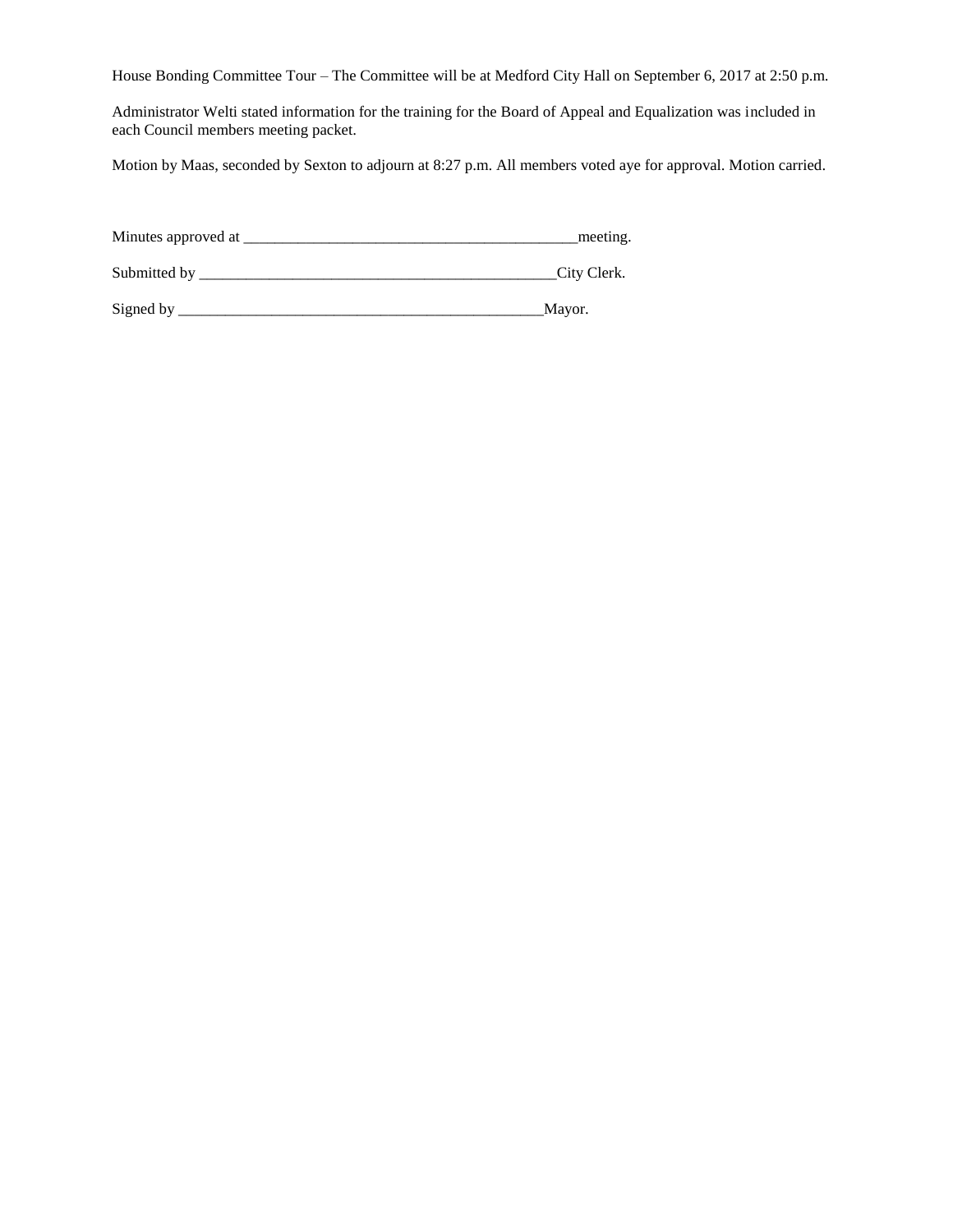House Bonding Committee Tour – The Committee will be at Medford City Hall on September 6, 2017 at 2:50 p.m.

Administrator Welti stated information for the training for the Board of Appeal and Equalization was included in each Council members meeting packet.

Motion by Maas, seconded by Sexton to adjourn at 8:27 p.m. All members voted aye for approval. Motion carried.

Minutes approved at ____________________________________________meeting.

Submitted by _______________________________________________City Clerk.

Signed by _________________________________________________Mayor.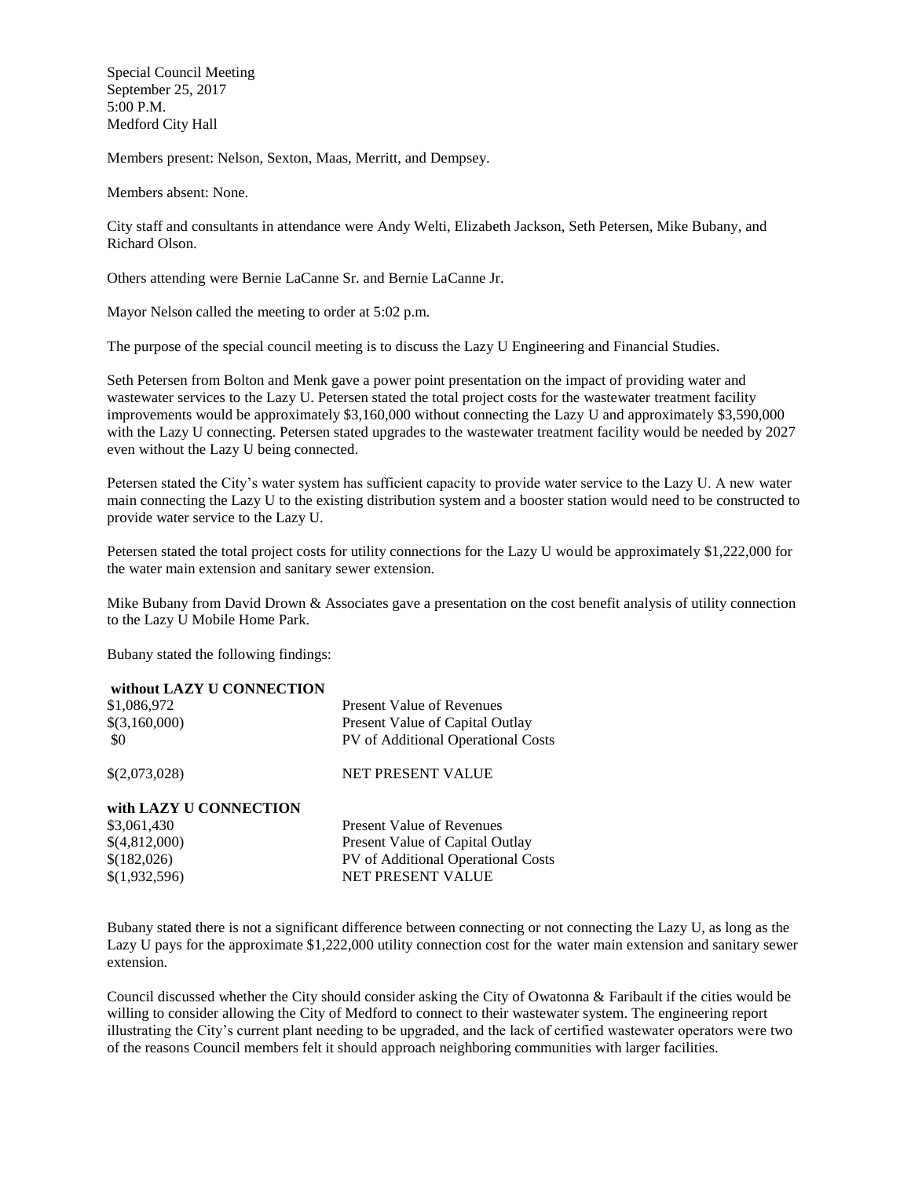Special Council Meeting
September 25, 2017
5:00 P.M.
Medford City Hall

Members present: Nelson, Sexton, Maas, Merritt, and Dempsey.

Members absent: None.

City staff and consultants in attendance were Andy Welti, Elizabeth Jackson, Seth Petersen, Mike Bubany, and Richard Olson.

Others attending were Bernie LaCanne Sr. and Bernie LaCanne Jr.

Mayor Nelson called the meeting to order at 5:02 p.m.

The purpose of the special council meeting is to discuss the Lazy U Engineering and Financial Studies.

Seth Petersen from Bolton and Menk gave a power point presentation on the impact of providing water and wastewater services to the Lazy U. Petersen stated the total project costs for the wastewater treatment facility improvements would be approximately $3,160,000 without connecting the Lazy U and approximately $3,590,000 with the Lazy U connecting. Petersen stated upgrades to the wastewater treatment facility would be needed by 2027 even without the Lazy U being connected.

Petersen stated the City's water system has sufficient capacity to provide water service to the Lazy U. A new water main connecting the Lazy U to the existing distribution system and a booster station would need to be constructed to provide water service to the Lazy U.

Petersen stated the total project costs for utility connections for the Lazy U would be approximately $1,222,000 for the water main extension and sanitary sewer extension.

Mike Bubany from David Drown & Associates gave a presentation on the cost benefit analysis of utility connection to the Lazy U Mobile Home Park.

Bubany stated the following findings:

**without LAZY U CONNECTION**

| | |
|---|---|
| $1,086,972 | Present Value of Revenues |
| $(3,160,000) | Present Value of Capital Outlay |
| $0 | PV of Additional Operational Costs |
| $(2,073,028) | NET PRESENT VALUE |

**with LAZY U CONNECTION**

| | |
|---|---|
| $3,061,430 | Present Value of Revenues |
| $(4,812,000) | Present Value of Capital Outlay |
| $(182,026) | PV of Additional Operational Costs |
| $(1,932,596) | NET PRESENT VALUE |

Bubany stated there is not a significant difference between connecting or not connecting the Lazy U, as long as the Lazy U pays for the approximate $1,222,000 utility connection cost for the water main extension and sanitary sewer extension.

Council discussed whether the City should consider asking the City of Owatonna & Faribault if the cities would be willing to consider allowing the City of Medford to connect to their wastewater system. The engineering report illustrating the City's current plant needing to be upgraded, and the lack of certified wastewater operators were two of the reasons Council members felt it should approach neighboring communities with larger facilities.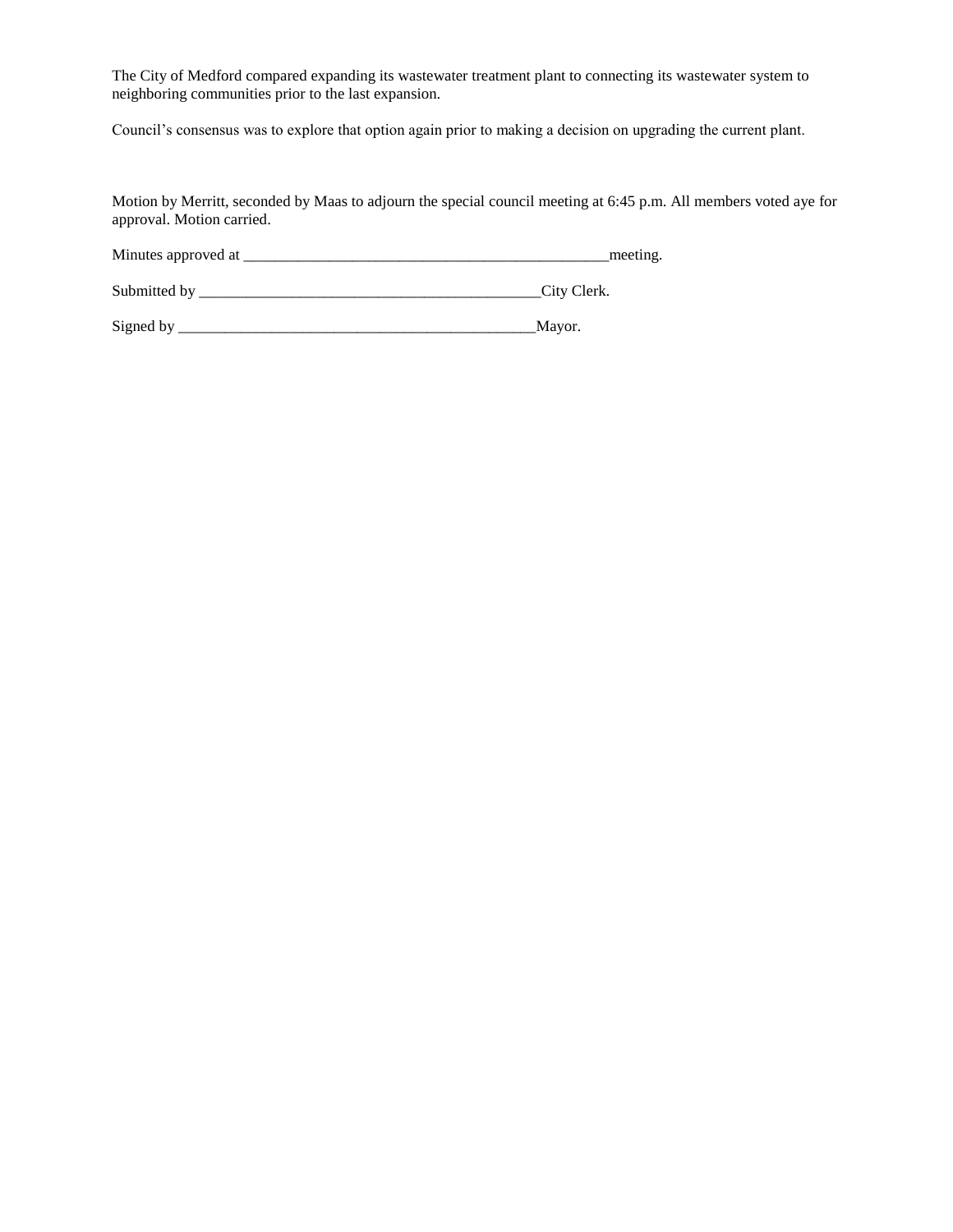The City of Medford compared expanding its wastewater treatment plant to connecting its wastewater system to neighboring communities prior to the last expansion.

Council's consensus was to explore that option again prior to making a decision on upgrading the current plant.

Motion by Merritt, seconded by Maas to adjourn the special council meeting at 6:45 p.m. All members voted aye for approval. Motion carried.

Minutes approved at ________________________________________________meeting.

Submitted by _____________________________________________City Clerk.

Signed by ________________________________________________Mayor.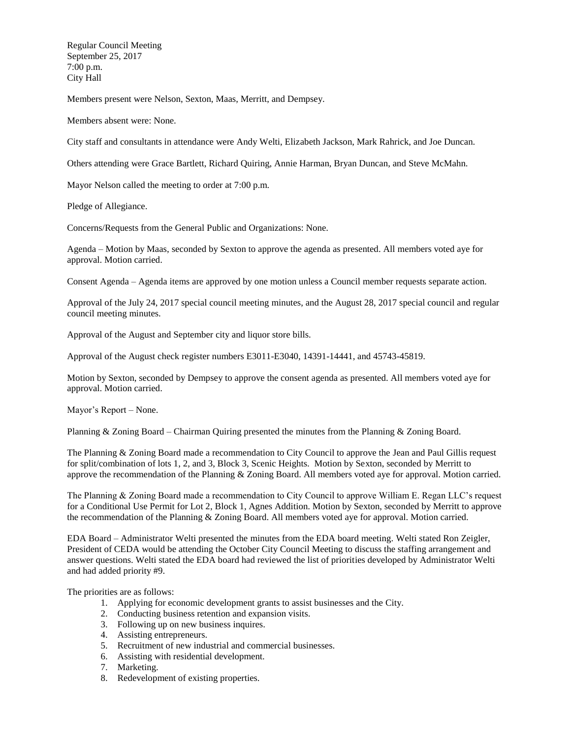Regular Council Meeting
September 25, 2017
7:00 p.m.
City Hall

Members present were Nelson, Sexton, Maas, Merritt, and Dempsey.

Members absent were: None.

City staff and consultants in attendance were Andy Welti, Elizabeth Jackson, Mark Rahrick, and Joe Duncan.

Others attending were Grace Bartlett, Richard Quiring, Annie Harman, Bryan Duncan, and Steve McMahn.

Mayor Nelson called the meeting to order at 7:00 p.m.

Pledge of Allegiance.

Concerns/Requests from the General Public and Organizations: None.

Agenda – Motion by Maas, seconded by Sexton to approve the agenda as presented. All members voted aye for approval. Motion carried.

Consent Agenda – Agenda items are approved by one motion unless a Council member requests separate action.

Approval of the July 24, 2017 special council meeting minutes, and the August 28, 2017 special council and regular council meeting minutes.

Approval of the August and September city and liquor store bills.

Approval of the August check register numbers E3011-E3040, 14391-14441, and 45743-45819.

Motion by Sexton, seconded by Dempsey to approve the consent agenda as presented. All members voted aye for approval. Motion carried.

Mayor's Report – None.

Planning & Zoning Board – Chairman Quiring presented the minutes from the Planning & Zoning Board.

The Planning & Zoning Board made a recommendation to City Council to approve the Jean and Paul Gillis request for split/combination of lots 1, 2, and 3, Block 3, Scenic Heights. Motion by Sexton, seconded by Merritt to approve the recommendation of the Planning & Zoning Board. All members voted aye for approval. Motion carried.

The Planning & Zoning Board made a recommendation to City Council to approve William E. Regan LLC's request for a Conditional Use Permit for Lot 2, Block 1, Agnes Addition. Motion by Sexton, seconded by Merritt to approve the recommendation of the Planning & Zoning Board. All members voted aye for approval. Motion carried.

EDA Board – Administrator Welti presented the minutes from the EDA board meeting. Welti stated Ron Zeigler, President of CEDA would be attending the October City Council Meeting to discuss the staffing arrangement and answer questions. Welti stated the EDA board had reviewed the list of priorities developed by Administrator Welti and had added priority #9.

The priorities are as follows:

1. Applying for economic development grants to assist businesses and the City.
2. Conducting business retention and expansion visits.
3. Following up on new business inquires.
4. Assisting entrepreneurs.
5. Recruitment of new industrial and commercial businesses.
6. Assisting with residential development.
7. Marketing.
8. Redevelopment of existing properties.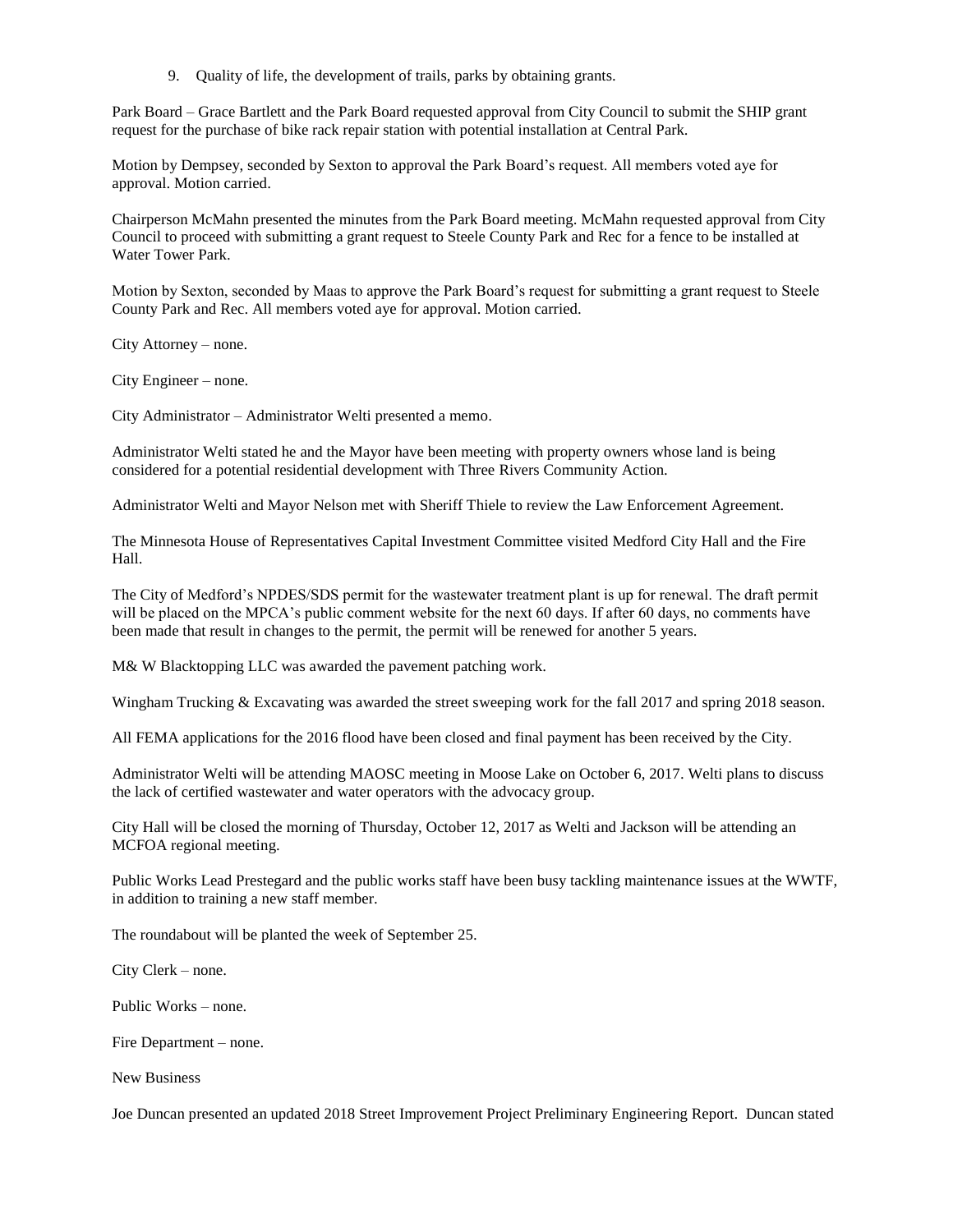9. Quality of life, the development of trails, parks by obtaining grants.

Park Board – Grace Bartlett and the Park Board requested approval from City Council to submit the SHIP grant request for the purchase of bike rack repair station with potential installation at Central Park.

Motion by Dempsey, seconded by Sexton to approval the Park Board's request. All members voted aye for approval. Motion carried.

Chairperson McMahn presented the minutes from the Park Board meeting. McMahn requested approval from City Council to proceed with submitting a grant request to Steele County Park and Rec for a fence to be installed at Water Tower Park.

Motion by Sexton, seconded by Maas to approve the Park Board's request for submitting a grant request to Steele County Park and Rec. All members voted aye for approval. Motion carried.

City Attorney – none.

City Engineer – none.

City Administrator – Administrator Welti presented a memo.

Administrator Welti stated he and the Mayor have been meeting with property owners whose land is being considered for a potential residential development with Three Rivers Community Action.

Administrator Welti and Mayor Nelson met with Sheriff Thiele to review the Law Enforcement Agreement.

The Minnesota House of Representatives Capital Investment Committee visited Medford City Hall and the Fire Hall.

The City of Medford's NPDES/SDS permit for the wastewater treatment plant is up for renewal. The draft permit will be placed on the MPCA's public comment website for the next 60 days. If after 60 days, no comments have been made that result in changes to the permit, the permit will be renewed for another 5 years.

M& W Blacktopping LLC was awarded the pavement patching work.

Wingham Trucking & Excavating was awarded the street sweeping work for the fall 2017 and spring 2018 season.

All FEMA applications for the 2016 flood have been closed and final payment has been received by the City.

Administrator Welti will be attending MAOSC meeting in Moose Lake on October 6, 2017. Welti plans to discuss the lack of certified wastewater and water operators with the advocacy group.

City Hall will be closed the morning of Thursday, October 12, 2017 as Welti and Jackson will be attending an MCFOA regional meeting.

Public Works Lead Prestegard and the public works staff have been busy tackling maintenance issues at the WWTF, in addition to training a new staff member.

The roundabout will be planted the week of September 25.

City Clerk – none.

Public Works – none.

Fire Department – none.

New Business

Joe Duncan presented an updated 2018 Street Improvement Project Preliminary Engineering Report. Duncan stated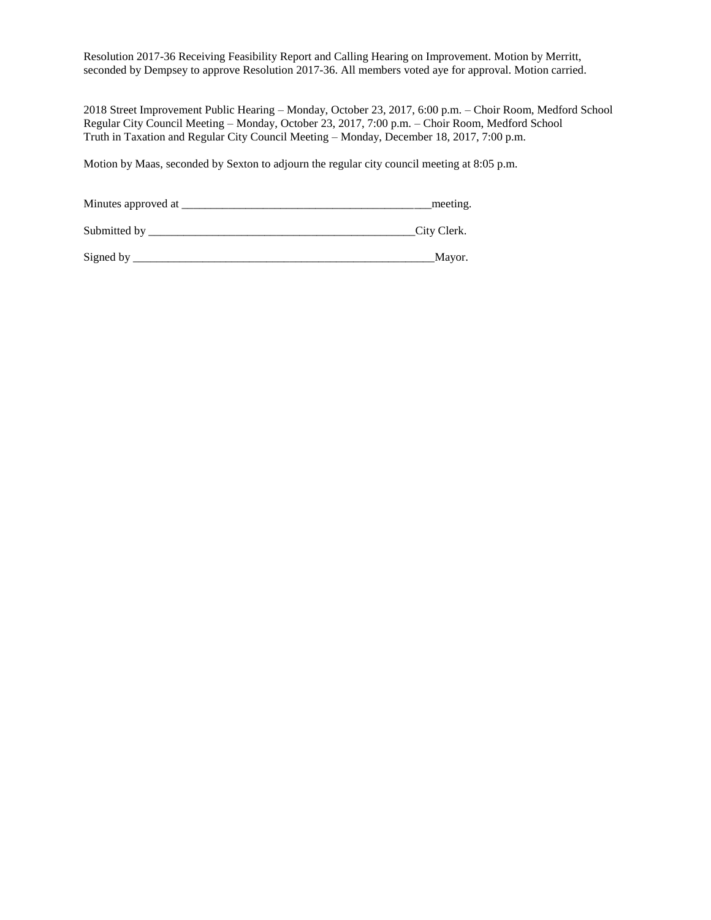Resolution 2017-36 Receiving Feasibility Report and Calling Hearing on Improvement. Motion by Merritt, seconded by Dempsey to approve Resolution 2017-36. All members voted aye for approval. Motion carried.

2018 Street Improvement Public Hearing – Monday, October 23, 2017, 6:00 p.m. – Choir Room, Medford School
Regular City Council Meeting – Monday, October 23, 2017, 7:00 p.m. – Choir Room, Medford School
Truth in Taxation and Regular City Council Meeting – Monday, December 18, 2017, 7:00 p.m.

Motion by Maas, seconded by Sexton to adjourn the regular city council meeting at 8:05 p.m.

Minutes approved at ___________________________________________meeting.

Submitted by _______________________________________________City Clerk.

Signed by ____________________________________________________Mayor.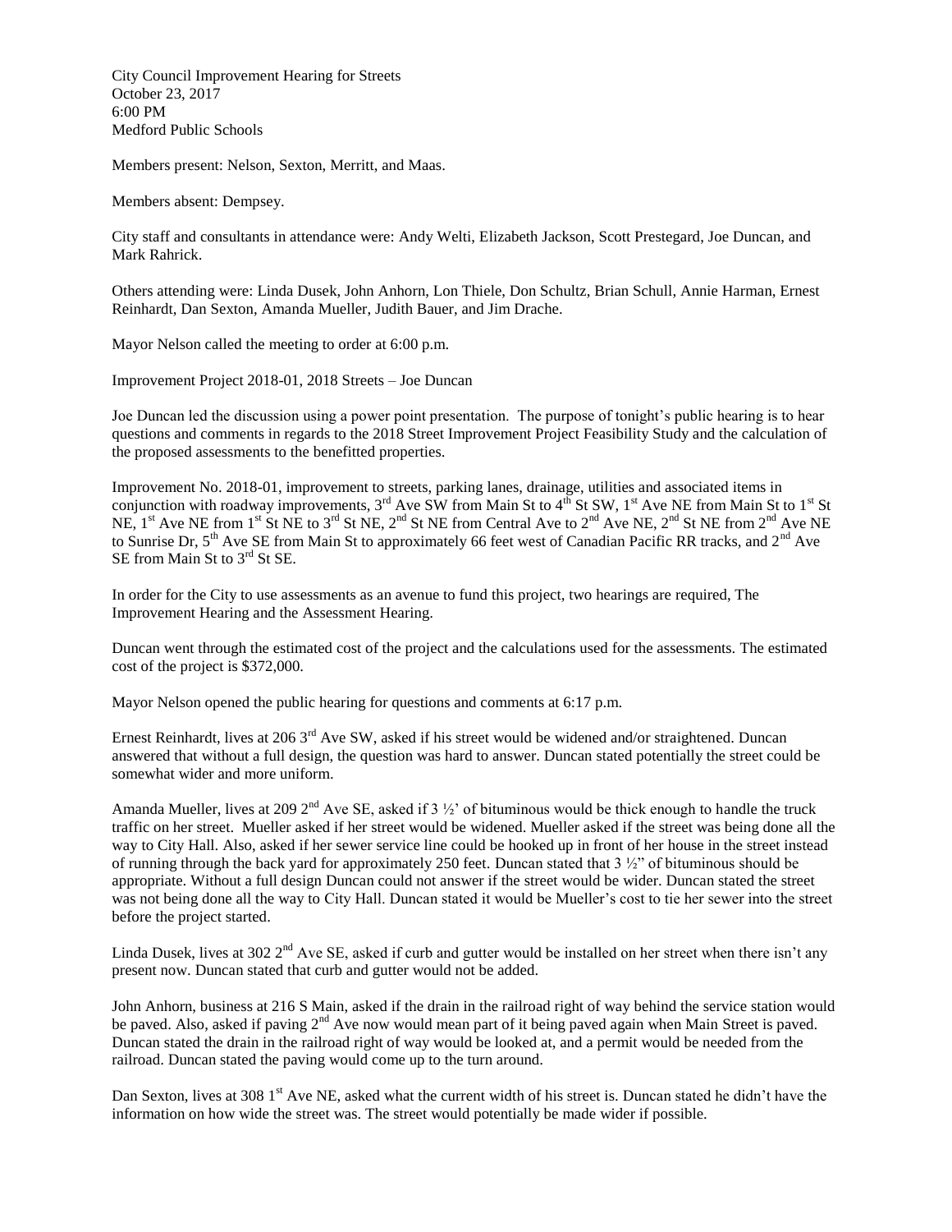City Council Improvement Hearing for Streets
October 23, 2017
6:00 PM
Medford Public Schools

Members present: Nelson, Sexton, Merritt, and Maas.

Members absent: Dempsey.

City staff and consultants in attendance were: Andy Welti, Elizabeth Jackson, Scott Prestegard, Joe Duncan, and Mark Rahrick.

Others attending were: Linda Dusek, John Anhorn, Lon Thiele, Don Schultz, Brian Schull, Annie Harman, Ernest Reinhardt, Dan Sexton, Amanda Mueller, Judith Bauer, and Jim Drache.

Mayor Nelson called the meeting to order at 6:00 p.m.

Improvement Project 2018-01, 2018 Streets – Joe Duncan

Joe Duncan led the discussion using a power point presentation. The purpose of tonight's public hearing is to hear questions and comments in regards to the 2018 Street Improvement Project Feasibility Study and the calculation of the proposed assessments to the benefitted properties.

Improvement No. 2018-01, improvement to streets, parking lanes, drainage, utilities and associated items in conjunction with roadway improvements, 3rd Ave SW from Main St to 4th St SW, 1st Ave NE from Main St to 1st St NE, 1st Ave NE from 1st St NE to 3rd St NE, 2nd St NE from Central Ave to 2nd Ave NE, 2nd St NE from 2nd Ave NE to Sunrise Dr, 5th Ave SE from Main St to approximately 66 feet west of Canadian Pacific RR tracks, and 2nd Ave SE from Main St to 3rd St SE.

In order for the City to use assessments as an avenue to fund this project, two hearings are required, The Improvement Hearing and the Assessment Hearing.

Duncan went through the estimated cost of the project and the calculations used for the assessments. The estimated cost of the project is $372,000.

Mayor Nelson opened the public hearing for questions and comments at 6:17 p.m.

Ernest Reinhardt, lives at 206 3rd Ave SW, asked if his street would be widened and/or straightened. Duncan answered that without a full design, the question was hard to answer. Duncan stated potentially the street could be somewhat wider and more uniform.

Amanda Mueller, lives at 209 2nd Ave SE, asked if 3 ½' of bituminous would be thick enough to handle the truck traffic on her street. Mueller asked if her street would be widened. Mueller asked if the street was being done all the way to City Hall. Also, asked if her sewer service line could be hooked up in front of her house in the street instead of running through the back yard for approximately 250 feet. Duncan stated that 3 ½" of bituminous should be appropriate. Without a full design Duncan could not answer if the street would be wider. Duncan stated the street was not being done all the way to City Hall. Duncan stated it would be Mueller's cost to tie her sewer into the street before the project started.

Linda Dusek, lives at 302 2nd Ave SE, asked if curb and gutter would be installed on her street when there isn't any present now. Duncan stated that curb and gutter would not be added.

John Anhorn, business at 216 S Main, asked if the drain in the railroad right of way behind the service station would be paved. Also, asked if paving 2nd Ave now would mean part of it being paved again when Main Street is paved. Duncan stated the drain in the railroad right of way would be looked at, and a permit would be needed from the railroad. Duncan stated the paving would come up to the turn around.

Dan Sexton, lives at 308 1st Ave NE, asked what the current width of his street is. Duncan stated he didn't have the information on how wide the street was. The street would potentially be made wider if possible.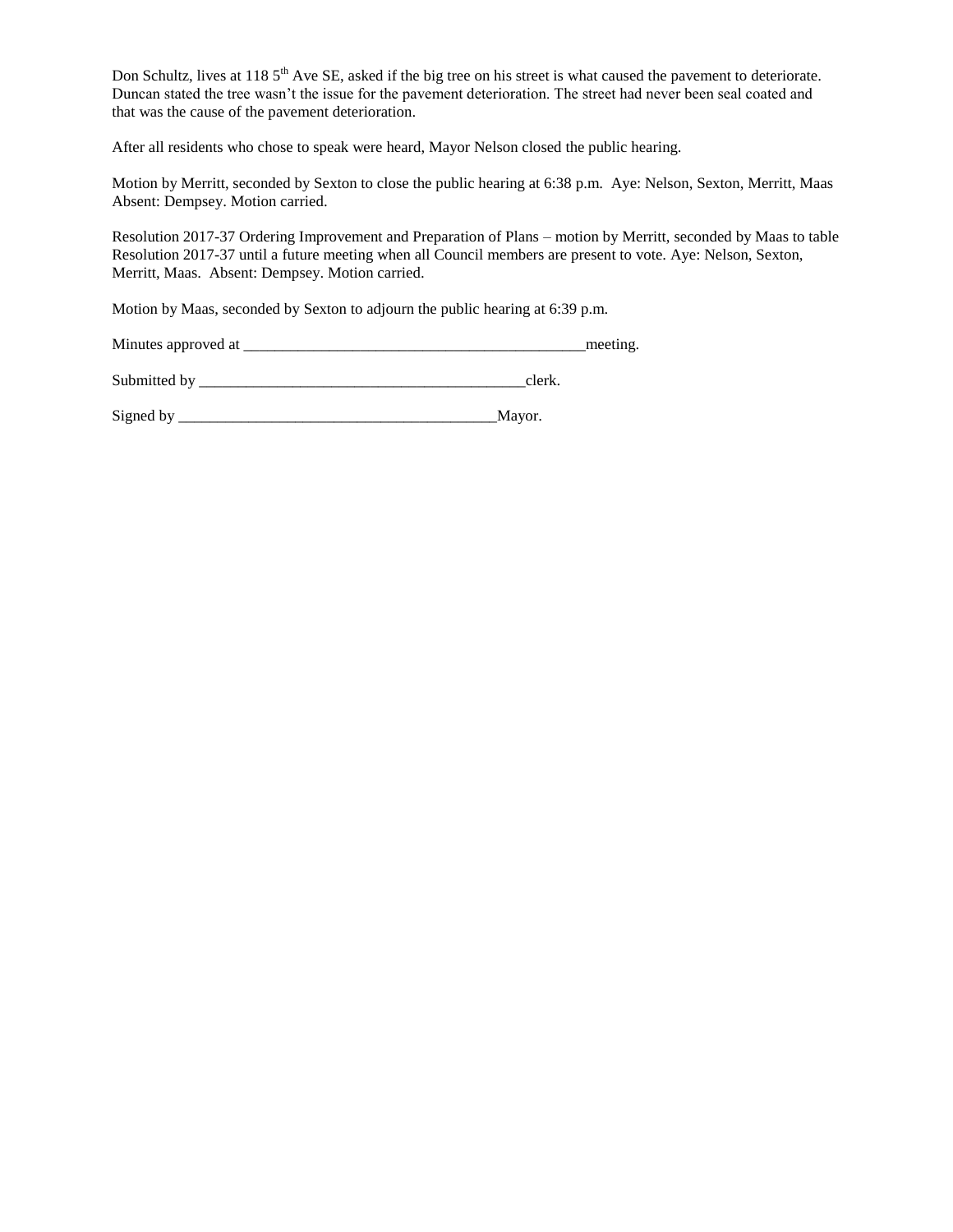Don Schultz, lives at 118 5th Ave SE, asked if the big tree on his street is what caused the pavement to deteriorate. Duncan stated the tree wasn't the issue for the pavement deterioration. The street had never been seal coated and that was the cause of the pavement deterioration.

After all residents who chose to speak were heard, Mayor Nelson closed the public hearing.

Motion by Merritt, seconded by Sexton to close the public hearing at 6:38 p.m. Aye: Nelson, Sexton, Merritt, Maas Absent: Dempsey. Motion carried.

Resolution 2017-37 Ordering Improvement and Preparation of Plans – motion by Merritt, seconded by Maas to table Resolution 2017-37 until a future meeting when all Council members are present to vote. Aye: Nelson, Sexton, Merritt, Maas. Absent: Dempsey. Motion carried.

Motion by Maas, seconded by Sexton to adjourn the public hearing at 6:39 p.m.

Minutes approved at _____________________________________________meeting.

Submitted by __________________________________________clerk.

Signed by _________________________________________Mayor.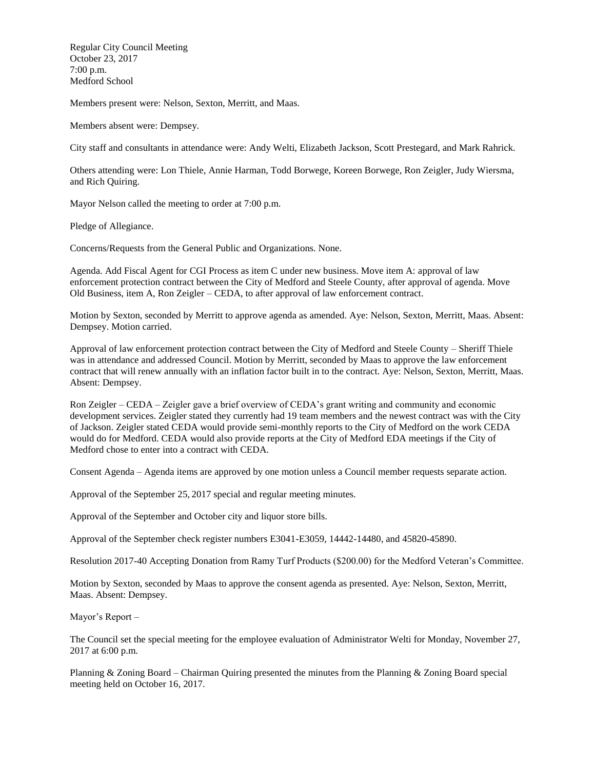Regular City Council Meeting
October 23, 2017
7:00 p.m.
Medford School

Members present were: Nelson, Sexton, Merritt, and Maas.

Members absent were: Dempsey.

City staff and consultants in attendance were: Andy Welti, Elizabeth Jackson, Scott Prestegard, and Mark Rahrick.

Others attending were: Lon Thiele, Annie Harman, Todd Borwege, Koreen Borwege, Ron Zeigler, Judy Wiersma, and Rich Quiring.

Mayor Nelson called the meeting to order at 7:00 p.m.

Pledge of Allegiance.

Concerns/Requests from the General Public and Organizations. None.

Agenda. Add Fiscal Agent for CGI Process as item C under new business. Move item A: approval of law enforcement protection contract between the City of Medford and Steele County, after approval of agenda. Move Old Business, item A, Ron Zeigler – CEDA, to after approval of law enforcement contract.

Motion by Sexton, seconded by Merritt to approve agenda as amended. Aye: Nelson, Sexton, Merritt, Maas. Absent: Dempsey. Motion carried.

Approval of law enforcement protection contract between the City of Medford and Steele County – Sheriff Thiele was in attendance and addressed Council. Motion by Merritt, seconded by Maas to approve the law enforcement contract that will renew annually with an inflation factor built in to the contract. Aye: Nelson, Sexton, Merritt, Maas. Absent: Dempsey.

Ron Zeigler – CEDA – Zeigler gave a brief overview of CEDA's grant writing and community and economic development services. Zeigler stated they currently had 19 team members and the newest contract was with the City of Jackson. Zeigler stated CEDA would provide semi-monthly reports to the City of Medford on the work CEDA would do for Medford. CEDA would also provide reports at the City of Medford EDA meetings if the City of Medford chose to enter into a contract with CEDA.

Consent Agenda – Agenda items are approved by one motion unless a Council member requests separate action.

Approval of the September 25, 2017 special and regular meeting minutes.

Approval of the September and October city and liquor store bills.

Approval of the September check register numbers E3041-E3059, 14442-14480, and 45820-45890.

Resolution 2017-40 Accepting Donation from Ramy Turf Products ($200.00) for the Medford Veteran's Committee.

Motion by Sexton, seconded by Maas to approve the consent agenda as presented. Aye: Nelson, Sexton, Merritt, Maas. Absent: Dempsey.

Mayor's Report –

The Council set the special meeting for the employee evaluation of Administrator Welti for Monday, November 27, 2017 at 6:00 p.m.

Planning & Zoning Board – Chairman Quiring presented the minutes from the Planning & Zoning Board special meeting held on October 16, 2017.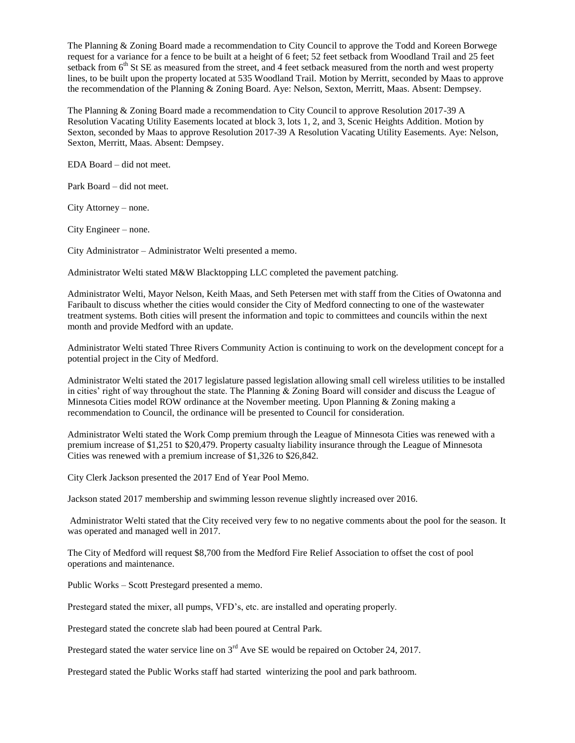The Planning & Zoning Board made a recommendation to City Council to approve the Todd and Koreen Borwege request for a variance for a fence to be built at a height of 6 feet; 52 feet setback from Woodland Trail and 25 feet setback from 6th St SE as measured from the street, and 4 feet setback measured from the north and west property lines, to be built upon the property located at 535 Woodland Trail. Motion by Merritt, seconded by Maas to approve the recommendation of the Planning & Zoning Board. Aye: Nelson, Sexton, Merritt, Maas. Absent: Dempsey.

The Planning & Zoning Board made a recommendation to City Council to approve Resolution 2017-39 A Resolution Vacating Utility Easements located at block 3, lots 1, 2, and 3, Scenic Heights Addition. Motion by Sexton, seconded by Maas to approve Resolution 2017-39 A Resolution Vacating Utility Easements. Aye: Nelson, Sexton, Merritt, Maas. Absent: Dempsey.

EDA Board – did not meet.

Park Board – did not meet.

City Attorney – none.

City Engineer – none.

City Administrator – Administrator Welti presented a memo.

Administrator Welti stated M&W Blacktopping LLC completed the pavement patching.

Administrator Welti, Mayor Nelson, Keith Maas, and Seth Petersen met with staff from the Cities of Owatonna and Faribault to discuss whether the cities would consider the City of Medford connecting to one of the wastewater treatment systems. Both cities will present the information and topic to committees and councils within the next month and provide Medford with an update.

Administrator Welti stated Three Rivers Community Action is continuing to work on the development concept for a potential project in the City of Medford.

Administrator Welti stated the 2017 legislature passed legislation allowing small cell wireless utilities to be installed in cities' right of way throughout the state. The Planning & Zoning Board will consider and discuss the League of Minnesota Cities model ROW ordinance at the November meeting. Upon Planning & Zoning making a recommendation to Council, the ordinance will be presented to Council for consideration.

Administrator Welti stated the Work Comp premium through the League of Minnesota Cities was renewed with a premium increase of $1,251 to $20,479. Property casualty liability insurance through the League of Minnesota Cities was renewed with a premium increase of $1,326 to $26,842.

City Clerk Jackson presented the 2017 End of Year Pool Memo.

Jackson stated 2017 membership and swimming lesson revenue slightly increased over 2016.

Administrator Welti stated that the City received very few to no negative comments about the pool for the season. It was operated and managed well in 2017.

The City of Medford will request $8,700 from the Medford Fire Relief Association to offset the cost of pool operations and maintenance.

Public Works – Scott Prestegard presented a memo.

Prestegard stated the mixer, all pumps, VFD's, etc. are installed and operating properly.

Prestegard stated the concrete slab had been poured at Central Park.

Prestegard stated the water service line on 3rd Ave SE would be repaired on October 24, 2017.

Prestegard stated the Public Works staff had started winterizing the pool and park bathroom.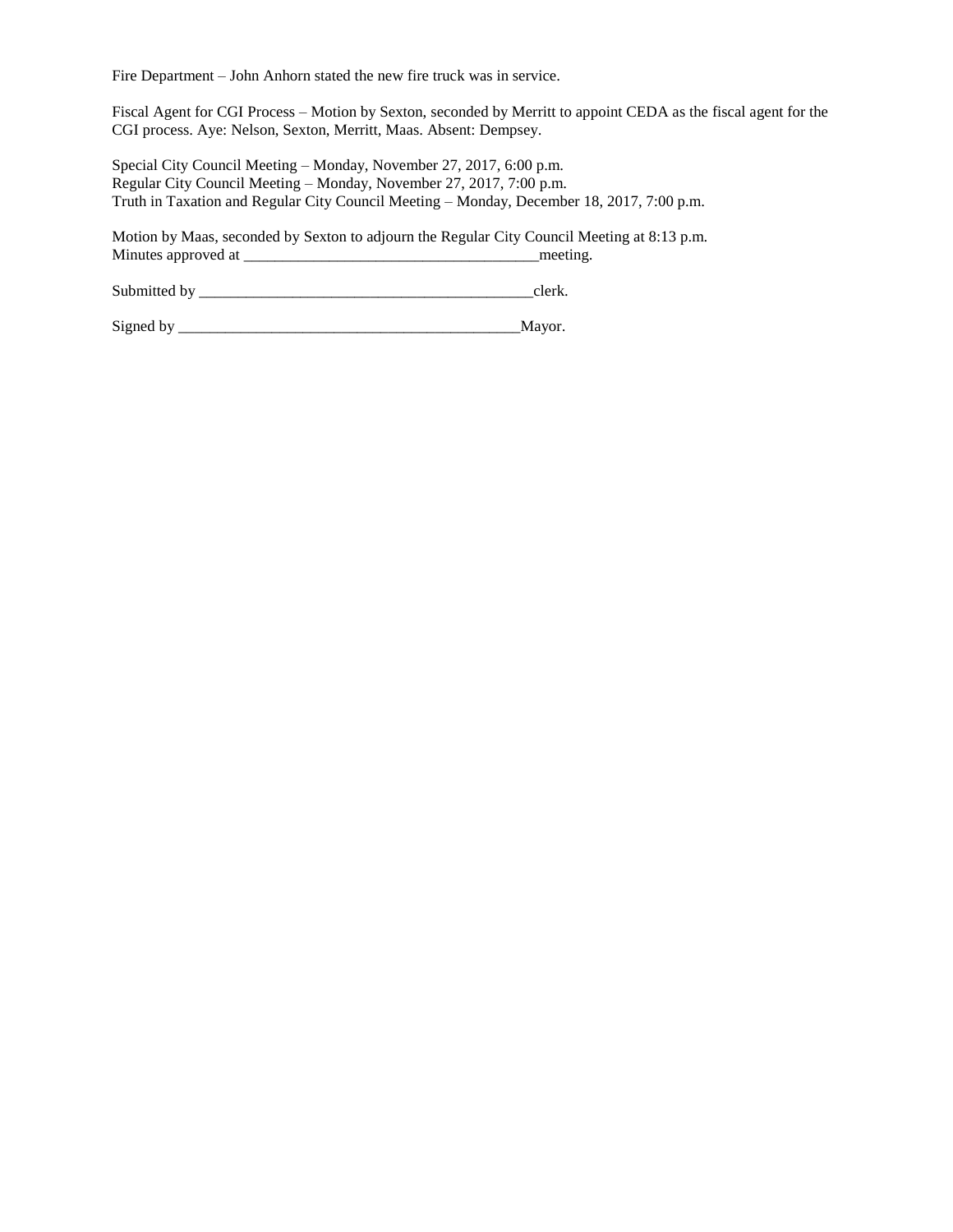Fire Department – John Anhorn stated the new fire truck was in service.

Fiscal Agent for CGI Process – Motion by Sexton, seconded by Merritt to appoint CEDA as the fiscal agent for the CGI process. Aye: Nelson, Sexton, Merritt, Maas. Absent: Dempsey.

Special City Council Meeting – Monday, November 27, 2017, 6:00 p.m.
Regular City Council Meeting – Monday, November 27, 2017, 7:00 p.m.
Truth in Taxation and Regular City Council Meeting – Monday, December 18, 2017, 7:00 p.m.

Motion by Maas, seconded by Sexton to adjourn the Regular City Council Meeting at 8:13 p.m.
Minutes approved at _____________________________________meeting.

Submitted by ____________________________________________clerk.

Signed by ______________________________________________Mayor.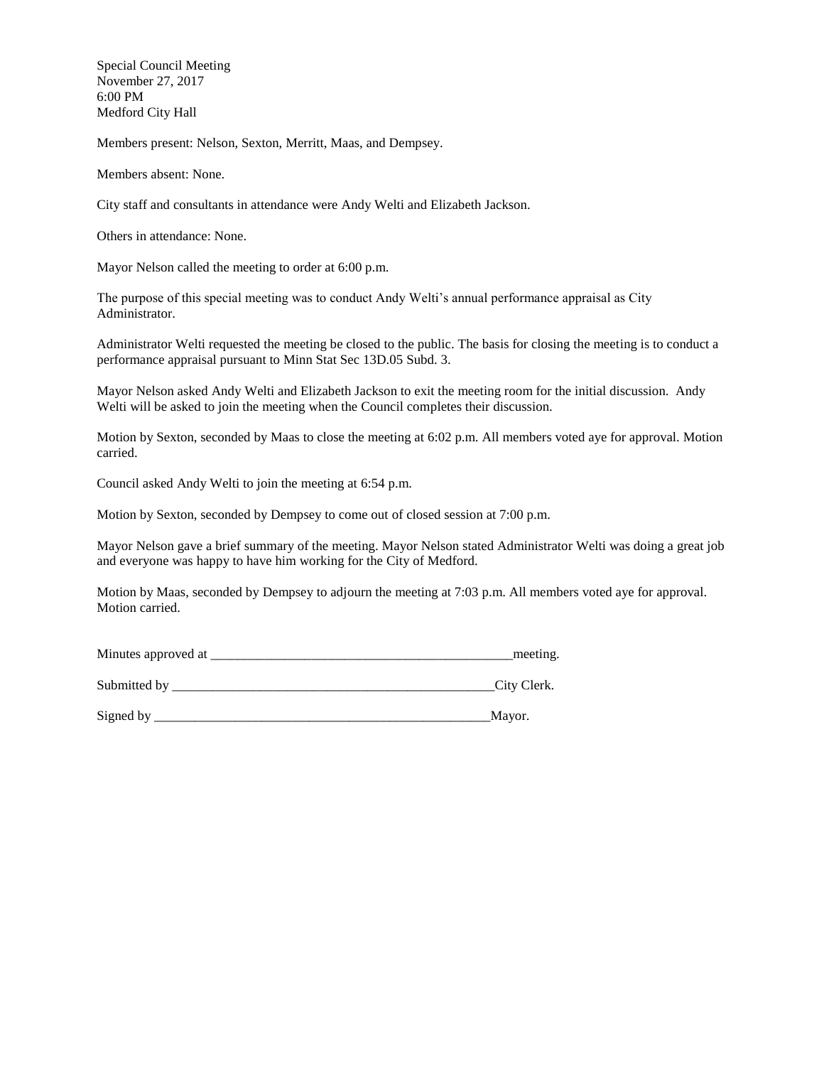Special Council Meeting
November 27, 2017
6:00 PM
Medford City Hall

Members present: Nelson, Sexton, Merritt, Maas, and Dempsey.

Members absent: None.

City staff and consultants in attendance were Andy Welti and Elizabeth Jackson.

Others in attendance: None.

Mayor Nelson called the meeting to order at 6:00 p.m.

The purpose of this special meeting was to conduct Andy Welti's annual performance appraisal as City Administrator.

Administrator Welti requested the meeting be closed to the public. The basis for closing the meeting is to conduct a performance appraisal pursuant to Minn Stat Sec 13D.05 Subd. 3.

Mayor Nelson asked Andy Welti and Elizabeth Jackson to exit the meeting room for the initial discussion. Andy Welti will be asked to join the meeting when the Council completes their discussion.

Motion by Sexton, seconded by Maas to close the meeting at 6:02 p.m. All members voted aye for approval. Motion carried.

Council asked Andy Welti to join the meeting at 6:54 p.m.

Motion by Sexton, seconded by Dempsey to come out of closed session at 7:00 p.m.

Mayor Nelson gave a brief summary of the meeting. Mayor Nelson stated Administrator Welti was doing a great job and everyone was happy to have him working for the City of Medford.

Motion by Maas, seconded by Dempsey to adjourn the meeting at 7:03 p.m. All members voted aye for approval. Motion carried.

Minutes approved at _______________________________________________meeting.

Submitted by __________________________________________________City Clerk.

Signed by ____________________________________________________Mayor.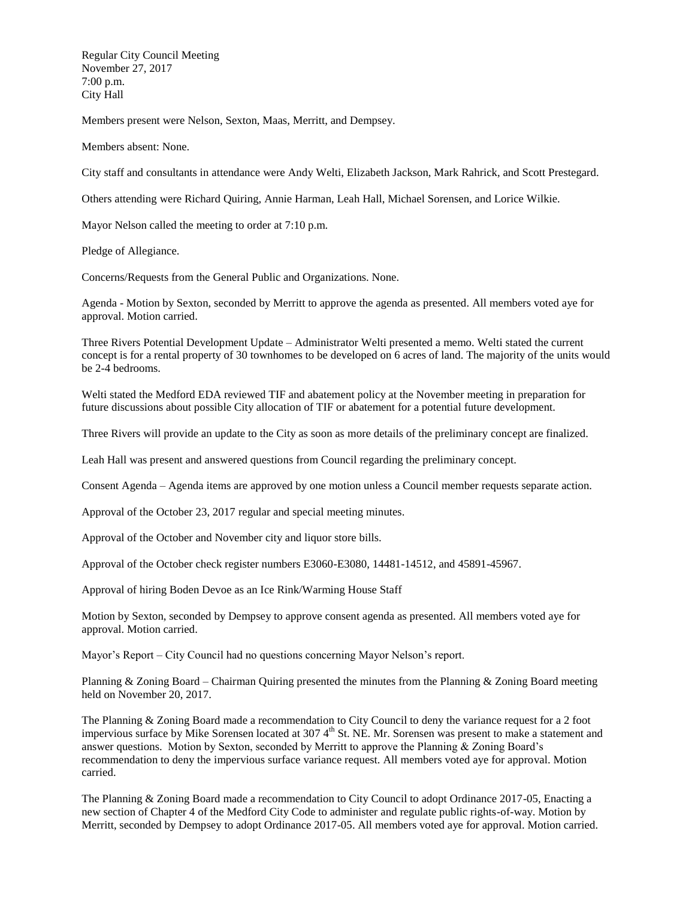Regular City Council Meeting
November 27, 2017
7:00 p.m.
City Hall

Members present were Nelson, Sexton, Maas, Merritt, and Dempsey.

Members absent: None.

City staff and consultants in attendance were Andy Welti, Elizabeth Jackson, Mark Rahrick, and Scott Prestegard.

Others attending were Richard Quiring, Annie Harman, Leah Hall, Michael Sorensen, and Lorice Wilkie.

Mayor Nelson called the meeting to order at 7:10 p.m.

Pledge of Allegiance.

Concerns/Requests from the General Public and Organizations. None.

Agenda - Motion by Sexton, seconded by Merritt to approve the agenda as presented. All members voted aye for approval. Motion carried.

Three Rivers Potential Development Update – Administrator Welti presented a memo. Welti stated the current concept is for a rental property of 30 townhomes to be developed on 6 acres of land. The majority of the units would be 2-4 bedrooms.

Welti stated the Medford EDA reviewed TIF and abatement policy at the November meeting in preparation for future discussions about possible City allocation of TIF or abatement for a potential future development.

Three Rivers will provide an update to the City as soon as more details of the preliminary concept are finalized.

Leah Hall was present and answered questions from Council regarding the preliminary concept.

Consent Agenda – Agenda items are approved by one motion unless a Council member requests separate action.

Approval of the October 23, 2017 regular and special meeting minutes.

Approval of the October and November city and liquor store bills.

Approval of the October check register numbers E3060-E3080, 14481-14512, and 45891-45967.

Approval of hiring Boden Devoe as an Ice Rink/Warming House Staff

Motion by Sexton, seconded by Dempsey to approve consent agenda as presented. All members voted aye for approval. Motion carried.

Mayor's Report – City Council had no questions concerning Mayor Nelson's report.

Planning & Zoning Board – Chairman Quiring presented the minutes from the Planning & Zoning Board meeting held on November 20, 2017.

The Planning & Zoning Board made a recommendation to City Council to deny the variance request for a 2 foot impervious surface by Mike Sorensen located at 307 4th St. NE. Mr. Sorensen was present to make a statement and answer questions. Motion by Sexton, seconded by Merritt to approve the Planning & Zoning Board's recommendation to deny the impervious surface variance request. All members voted aye for approval. Motion carried.

The Planning & Zoning Board made a recommendation to City Council to adopt Ordinance 2017-05, Enacting a new section of Chapter 4 of the Medford City Code to administer and regulate public rights-of-way. Motion by Merritt, seconded by Dempsey to adopt Ordinance 2017-05. All members voted aye for approval. Motion carried.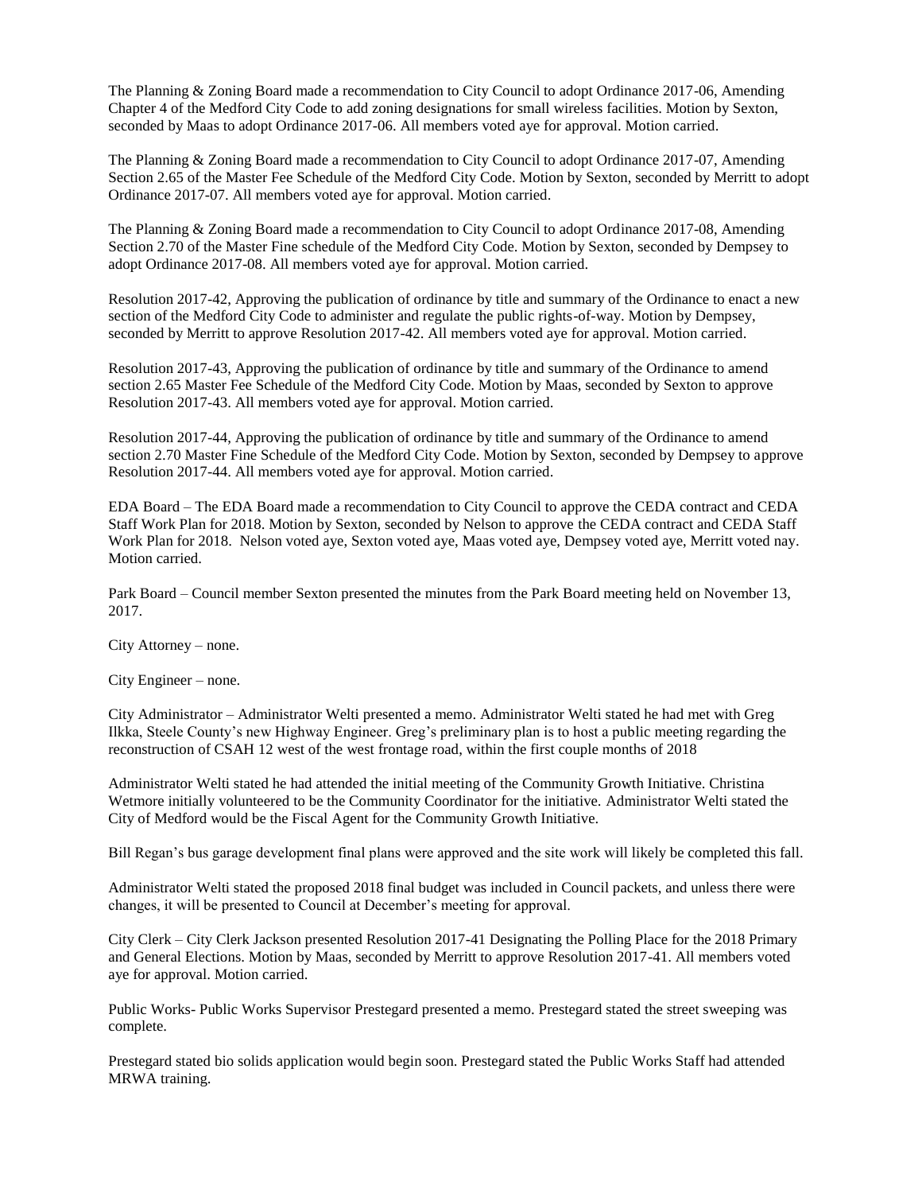The Planning & Zoning Board made a recommendation to City Council to adopt Ordinance 2017-06, Amending Chapter 4 of the Medford City Code to add zoning designations for small wireless facilities. Motion by Sexton, seconded by Maas to adopt Ordinance 2017-06. All members voted aye for approval. Motion carried.

The Planning & Zoning Board made a recommendation to City Council to adopt Ordinance 2017-07, Amending Section 2.65 of the Master Fee Schedule of the Medford City Code. Motion by Sexton, seconded by Merritt to adopt Ordinance 2017-07. All members voted aye for approval. Motion carried.

The Planning & Zoning Board made a recommendation to City Council to adopt Ordinance 2017-08, Amending Section 2.70 of the Master Fine schedule of the Medford City Code. Motion by Sexton, seconded by Dempsey to adopt Ordinance 2017-08. All members voted aye for approval. Motion carried.

Resolution 2017-42, Approving the publication of ordinance by title and summary of the Ordinance to enact a new section of the Medford City Code to administer and regulate the public rights-of-way. Motion by Dempsey, seconded by Merritt to approve Resolution 2017-42. All members voted aye for approval. Motion carried.

Resolution 2017-43, Approving the publication of ordinance by title and summary of the Ordinance to amend section 2.65 Master Fee Schedule of the Medford City Code. Motion by Maas, seconded by Sexton to approve Resolution 2017-43. All members voted aye for approval. Motion carried.

Resolution 2017-44, Approving the publication of ordinance by title and summary of the Ordinance to amend section 2.70 Master Fine Schedule of the Medford City Code. Motion by Sexton, seconded by Dempsey to approve Resolution 2017-44. All members voted aye for approval. Motion carried.

EDA Board – The EDA Board made a recommendation to City Council to approve the CEDA contract and CEDA Staff Work Plan for 2018. Motion by Sexton, seconded by Nelson to approve the CEDA contract and CEDA Staff Work Plan for 2018. Nelson voted aye, Sexton voted aye, Maas voted aye, Dempsey voted aye, Merritt voted nay. Motion carried.

Park Board – Council member Sexton presented the minutes from the Park Board meeting held on November 13, 2017.

City Attorney – none.

City Engineer – none.

City Administrator – Administrator Welti presented a memo. Administrator Welti stated he had met with Greg Ilkka, Steele County's new Highway Engineer. Greg's preliminary plan is to host a public meeting regarding the reconstruction of CSAH 12 west of the west frontage road, within the first couple months of 2018

Administrator Welti stated he had attended the initial meeting of the Community Growth Initiative. Christina Wetmore initially volunteered to be the Community Coordinator for the initiative. Administrator Welti stated the City of Medford would be the Fiscal Agent for the Community Growth Initiative.

Bill Regan's bus garage development final plans were approved and the site work will likely be completed this fall.

Administrator Welti stated the proposed 2018 final budget was included in Council packets, and unless there were changes, it will be presented to Council at December's meeting for approval.

City Clerk – City Clerk Jackson presented Resolution 2017-41 Designating the Polling Place for the 2018 Primary and General Elections. Motion by Maas, seconded by Merritt to approve Resolution 2017-41. All members voted aye for approval. Motion carried.

Public Works- Public Works Supervisor Prestegard presented a memo. Prestegard stated the street sweeping was complete.

Prestegard stated bio solids application would begin soon. Prestegard stated the Public Works Staff had attended MRWA training.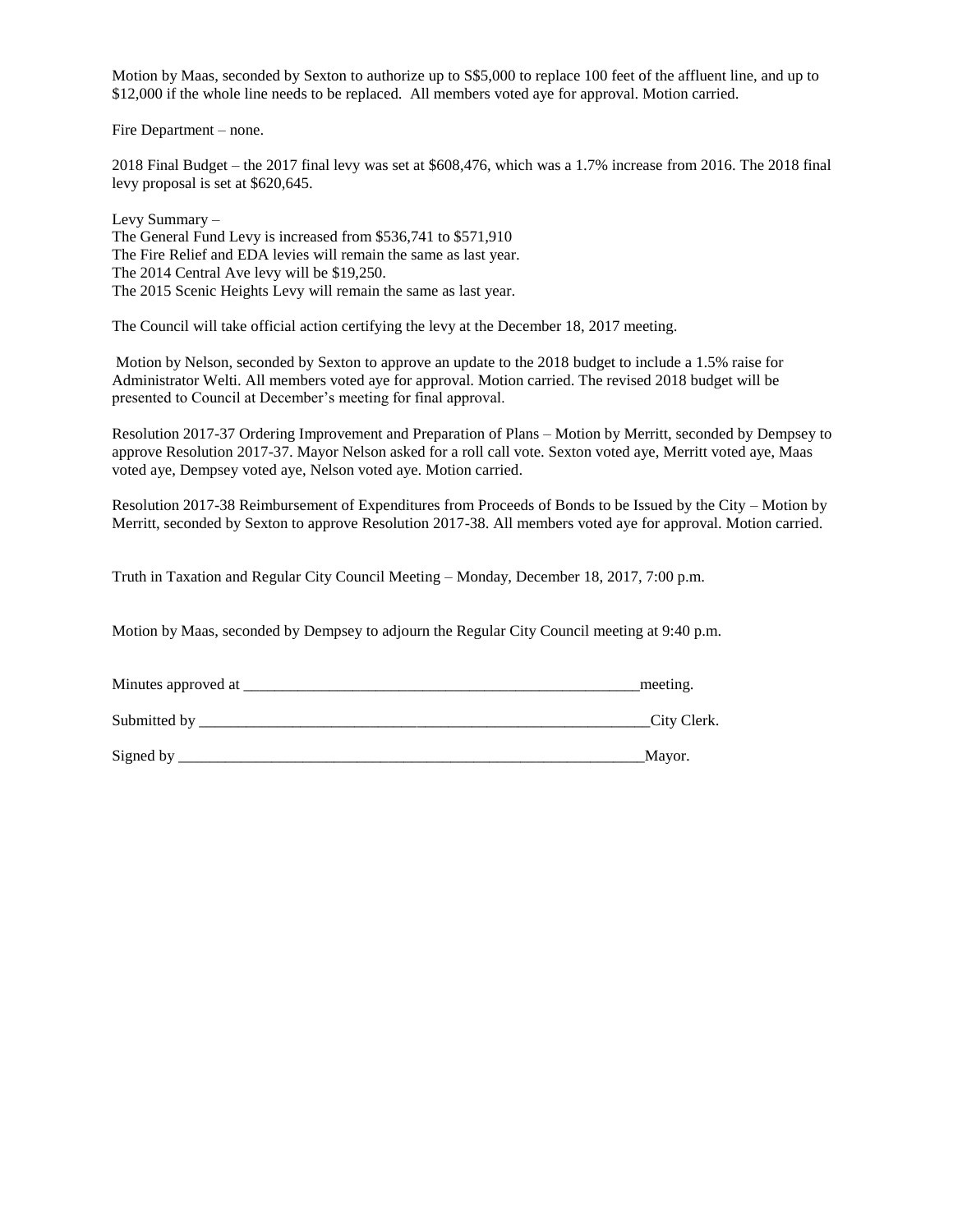Motion by Maas, seconded by Sexton to authorize up to S$5,000 to replace 100 feet of the affluent line, and up to $12,000 if the whole line needs to be replaced. All members voted aye for approval. Motion carried.

Fire Department – none.

2018 Final Budget – the 2017 final levy was set at $608,476, which was a 1.7% increase from 2016. The 2018 final levy proposal is set at $620,645.

Levy Summary –
The General Fund Levy is increased from $536,741 to $571,910
The Fire Relief and EDA levies will remain the same as last year.
The 2014 Central Ave levy will be $19,250.
The 2015 Scenic Heights Levy will remain the same as last year.

The Council will take official action certifying the levy at the December 18, 2017 meeting.

Motion by Nelson, seconded by Sexton to approve an update to the 2018 budget to include a 1.5% raise for Administrator Welti. All members voted aye for approval. Motion carried. The revised 2018 budget will be presented to Council at December's meeting for final approval.

Resolution 2017-37 Ordering Improvement and Preparation of Plans – Motion by Merritt, seconded by Dempsey to approve Resolution 2017-37. Mayor Nelson asked for a roll call vote. Sexton voted aye, Merritt voted aye, Maas voted aye, Dempsey voted aye, Nelson voted aye. Motion carried.

Resolution 2017-38 Reimbursement of Expenditures from Proceeds of Bonds to be Issued by the City – Motion by Merritt, seconded by Sexton to approve Resolution 2017-38. All members voted aye for approval. Motion carried.

Truth in Taxation and Regular City Council Meeting – Monday, December 18, 2017, 7:00 p.m.

Motion by Maas, seconded by Dempsey to adjourn the Regular City Council meeting at 9:40 p.m.

Minutes approved at _____________________________________________________meeting.

Submitted by ___________________________________________________________City Clerk.

Signed by ______________________________________________________________Mayor.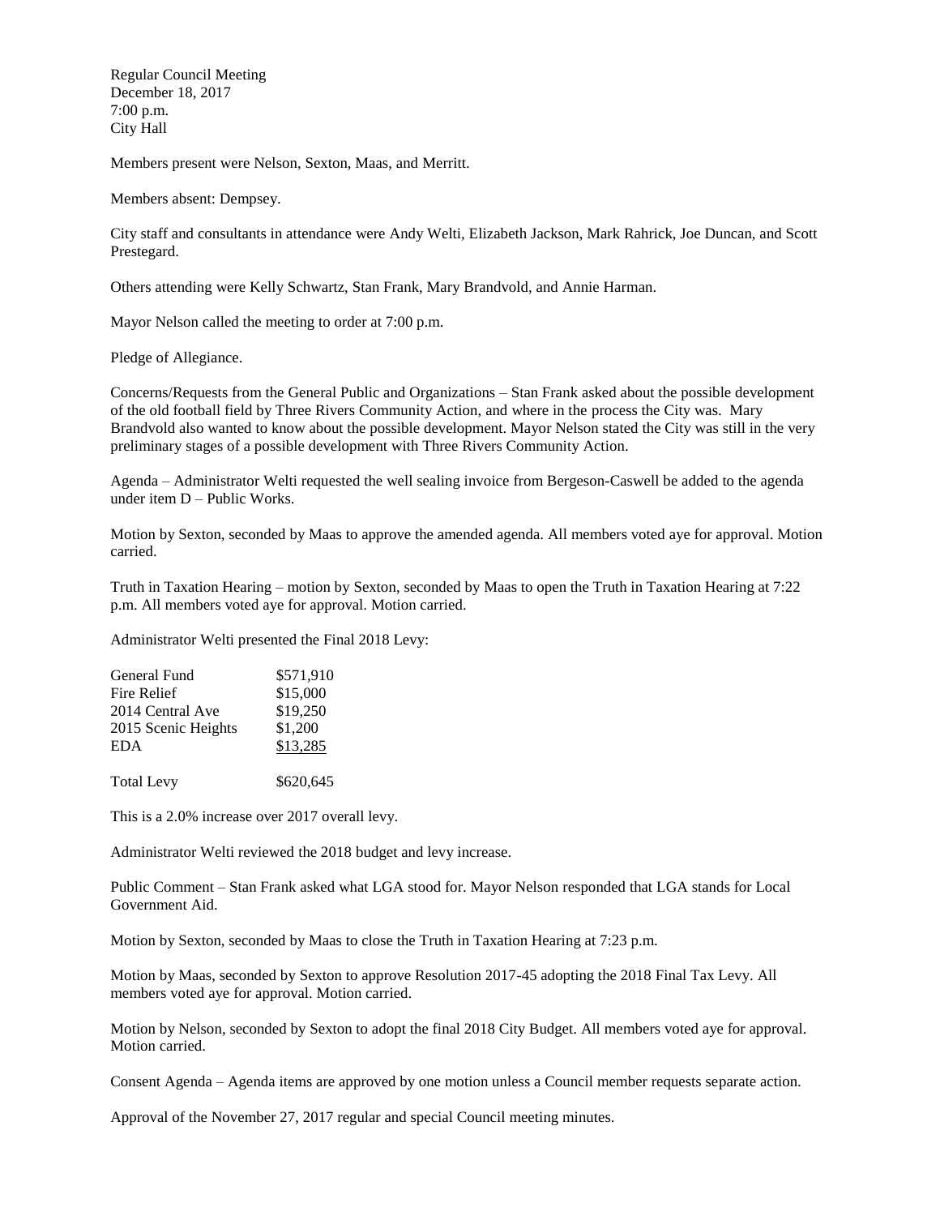Regular Council Meeting
December 18, 2017
7:00 p.m.
City Hall

Members present were Nelson, Sexton, Maas, and Merritt.

Members absent: Dempsey.

City staff and consultants in attendance were Andy Welti, Elizabeth Jackson, Mark Rahrick, Joe Duncan, and Scott Prestegard.

Others attending were Kelly Schwartz, Stan Frank, Mary Brandvold, and Annie Harman.

Mayor Nelson called the meeting to order at 7:00 p.m.

Pledge of Allegiance.

Concerns/Requests from the General Public and Organizations – Stan Frank asked about the possible development of the old football field by Three Rivers Community Action, and where in the process the City was. Mary Brandvold also wanted to know about the possible development. Mayor Nelson stated the City was still in the very preliminary stages of a possible development with Three Rivers Community Action.

Agenda – Administrator Welti requested the well sealing invoice from Bergeson-Caswell be added to the agenda under item D – Public Works.

Motion by Sexton, seconded by Maas to approve the amended agenda. All members voted aye for approval. Motion carried.

Truth in Taxation Hearing – motion by Sexton, seconded by Maas to open the Truth in Taxation Hearing at 7:22 p.m. All members voted aye for approval. Motion carried.

Administrator Welti presented the Final 2018 Levy:

| | |
|---|---|
| General Fund | $571,910 |
| Fire Relief | $15,000 |
| 2014 Central Ave | $19,250 |
| 2015 Scenic Heights | $1,200 |
| EDA | $13,285 |
| Total Levy | $620,645 |

This is a 2.0% increase over 2017 overall levy.

Administrator Welti reviewed the 2018 budget and levy increase.

Public Comment – Stan Frank asked what LGA stood for. Mayor Nelson responded that LGA stands for Local Government Aid.

Motion by Sexton, seconded by Maas to close the Truth in Taxation Hearing at 7:23 p.m.

Motion by Maas, seconded by Sexton to approve Resolution 2017-45 adopting the 2018 Final Tax Levy. All members voted aye for approval. Motion carried.

Motion by Nelson, seconded by Sexton to adopt the final 2018 City Budget. All members voted aye for approval. Motion carried.

Consent Agenda – Agenda items are approved by one motion unless a Council member requests separate action.

Approval of the November 27, 2017 regular and special Council meeting minutes.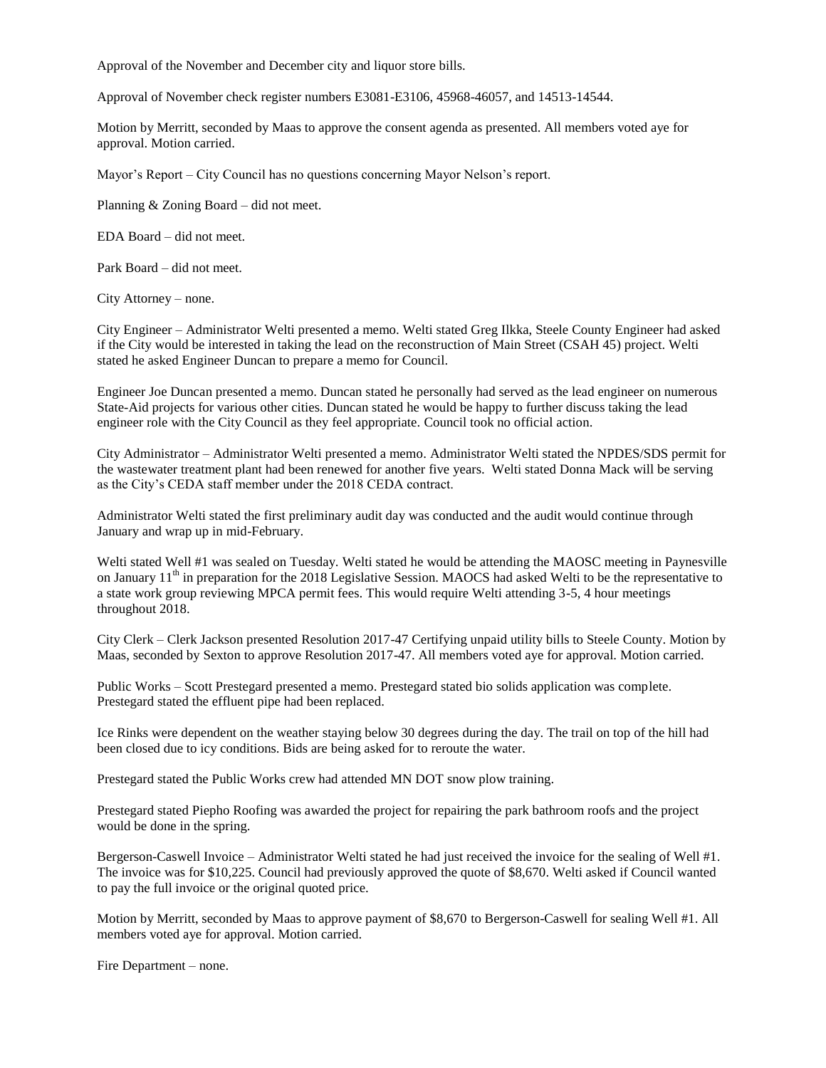Approval of the November and December city and liquor store bills.

Approval of November check register numbers E3081-E3106, 45968-46057, and 14513-14544.

Motion by Merritt, seconded by Maas to approve the consent agenda as presented. All members voted aye for approval. Motion carried.

Mayor's Report – City Council has no questions concerning Mayor Nelson's report.

Planning & Zoning Board – did not meet.

EDA Board – did not meet.

Park Board – did not meet.

City Attorney – none.

City Engineer – Administrator Welti presented a memo. Welti stated Greg Ilkka, Steele County Engineer had asked if the City would be interested in taking the lead on the reconstruction of Main Street (CSAH 45) project. Welti stated he asked Engineer Duncan to prepare a memo for Council.

Engineer Joe Duncan presented a memo. Duncan stated he personally had served as the lead engineer on numerous State-Aid projects for various other cities. Duncan stated he would be happy to further discuss taking the lead engineer role with the City Council as they feel appropriate. Council took no official action.

City Administrator – Administrator Welti presented a memo. Administrator Welti stated the NPDES/SDS permit for the wastewater treatment plant had been renewed for another five years. Welti stated Donna Mack will be serving as the City's CEDA staff member under the 2018 CEDA contract.

Administrator Welti stated the first preliminary audit day was conducted and the audit would continue through January and wrap up in mid-February.

Welti stated Well #1 was sealed on Tuesday. Welti stated he would be attending the MAOSC meeting in Paynesville on January 11th in preparation for the 2018 Legislative Session. MAOCS had asked Welti to be the representative to a state work group reviewing MPCA permit fees. This would require Welti attending 3-5, 4 hour meetings throughout 2018.

City Clerk – Clerk Jackson presented Resolution 2017-47 Certifying unpaid utility bills to Steele County. Motion by Maas, seconded by Sexton to approve Resolution 2017-47. All members voted aye for approval. Motion carried.

Public Works – Scott Prestegard presented a memo. Prestegard stated bio solids application was complete. Prestegard stated the effluent pipe had been replaced.

Ice Rinks were dependent on the weather staying below 30 degrees during the day. The trail on top of the hill had been closed due to icy conditions. Bids are being asked for to reroute the water.

Prestegard stated the Public Works crew had attended MN DOT snow plow training.

Prestegard stated Piepho Roofing was awarded the project for repairing the park bathroom roofs and the project would be done in the spring.

Bergerson-Caswell Invoice – Administrator Welti stated he had just received the invoice for the sealing of Well #1. The invoice was for $10,225. Council had previously approved the quote of $8,670. Welti asked if Council wanted to pay the full invoice or the original quoted price.

Motion by Merritt, seconded by Maas to approve payment of $8,670 to Bergerson-Caswell for sealing Well #1. All members voted aye for approval. Motion carried.

Fire Department – none.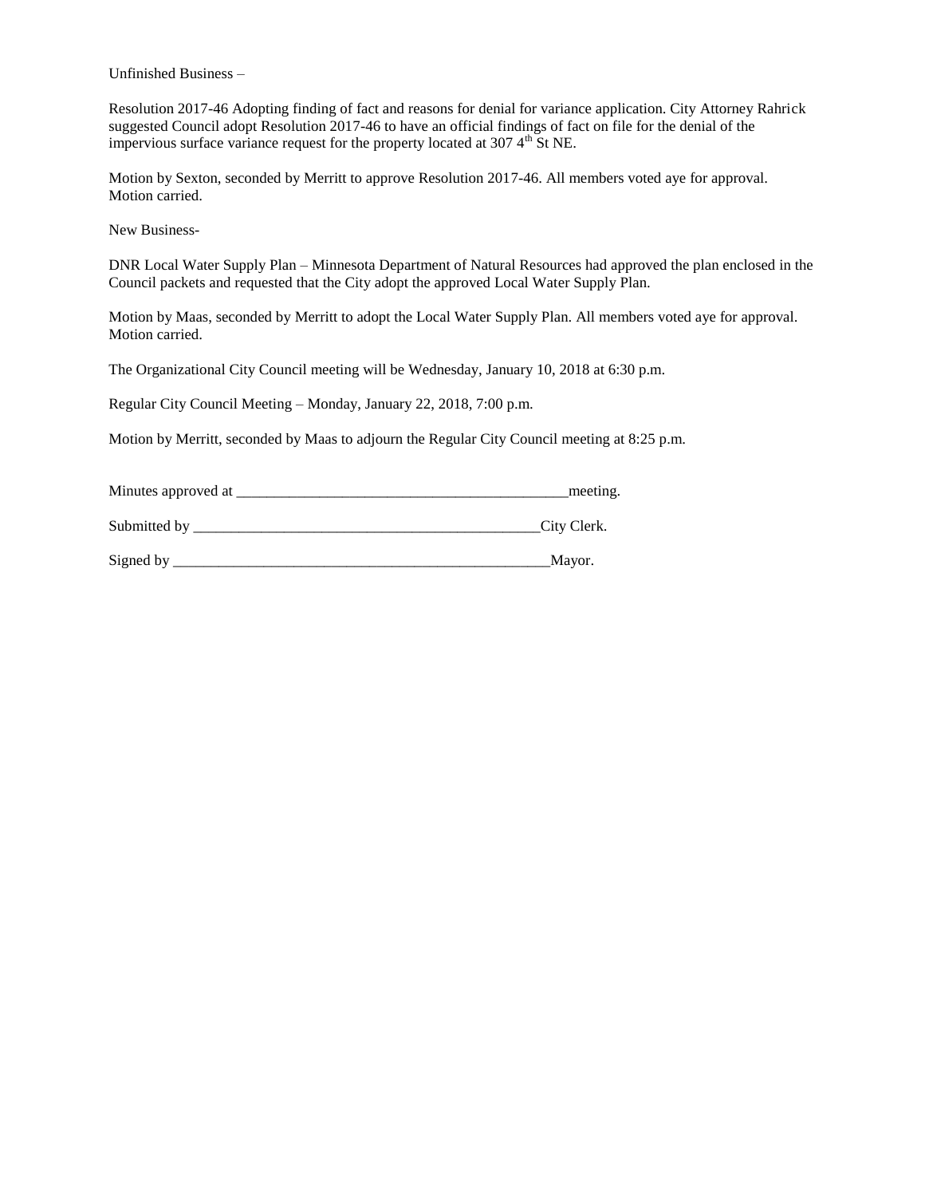Unfinished Business –

Resolution 2017-46 Adopting finding of fact and reasons for denial for variance application. City Attorney Rahrick suggested Council adopt Resolution 2017-46 to have an official findings of fact on file for the denial of the impervious surface variance request for the property located at 307 4th St NE.

Motion by Sexton, seconded by Merritt to approve Resolution 2017-46. All members voted aye for approval. Motion carried.

New Business-

DNR Local Water Supply Plan – Minnesota Department of Natural Resources had approved the plan enclosed in the Council packets and requested that the City adopt the approved Local Water Supply Plan.

Motion by Maas, seconded by Merritt to adopt the Local Water Supply Plan. All members voted aye for approval. Motion carried.

The Organizational City Council meeting will be Wednesday, January 10, 2018 at 6:30 p.m.

Regular City Council Meeting – Monday, January 22, 2018, 7:00 p.m.

Motion by Merritt, seconded by Maas to adjourn the Regular City Council meeting at 8:25 p.m.

Minutes approved at _____________________________________________meeting.

Submitted by _______________________________________________City Clerk.

Signed by ___________________________________________________Mayor.